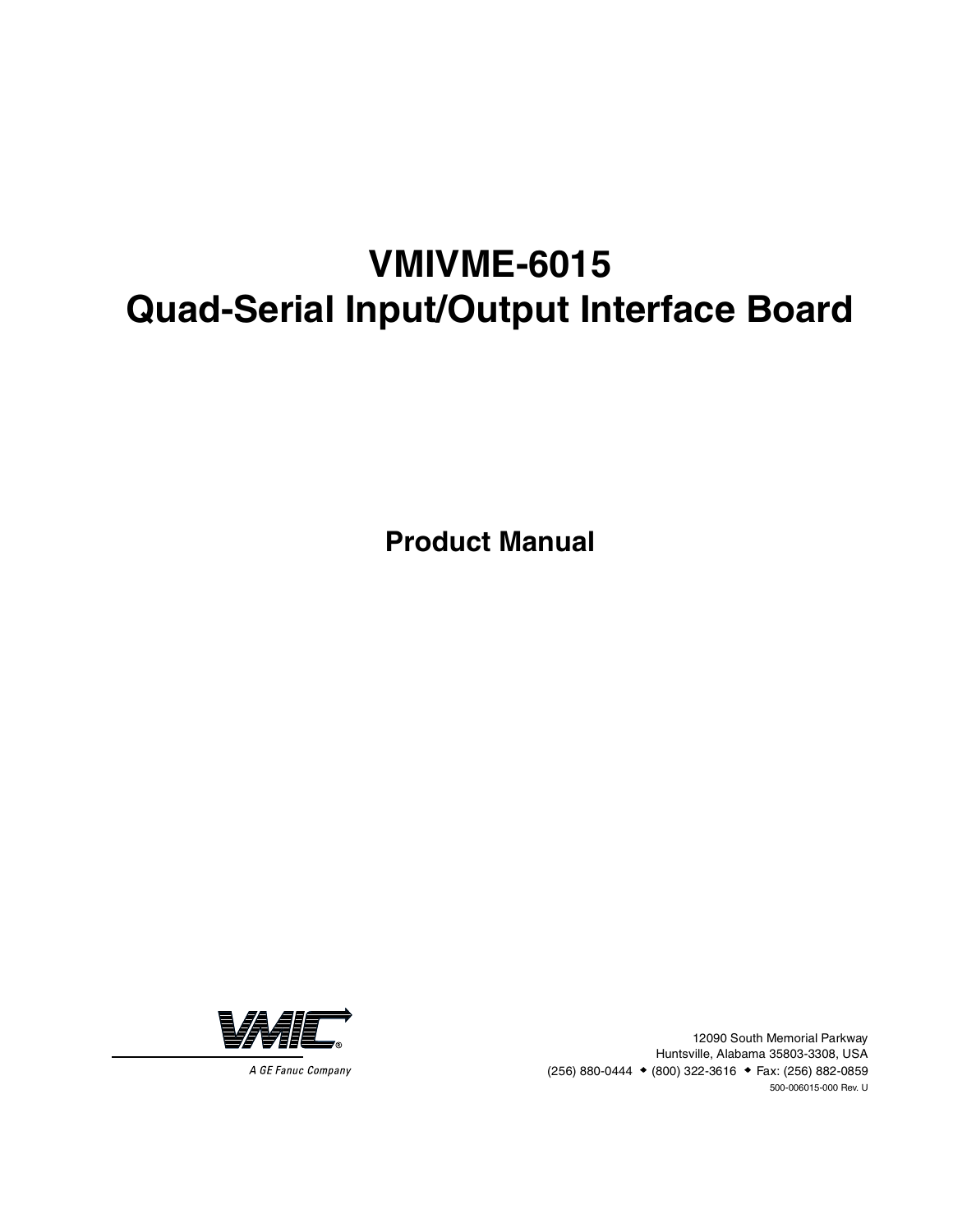# VMIVME-6015
# Quad-Serial Input/Output Interface Board

## Product Manual

A GE Fanuc Company

12090 South Memorial Parkway
Huntsville, Alabama 35803-3308, USA
(256) 880-0444 ◆ (800) 322-3616 ◆ Fax: (256) 882-0859
500-006015-000 Rev. U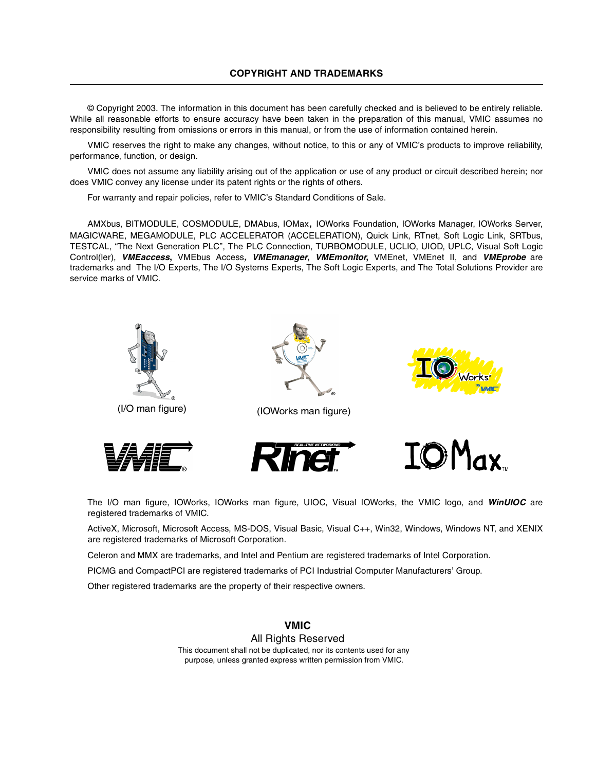## COPYRIGHT AND TRADEMARKS

© Copyright 2003. The information in this document has been carefully checked and is believed to be entirely reliable. While all reasonable efforts to ensure accuracy have been taken in the preparation of this manual, VMIC assumes no responsibility resulting from omissions or errors in this manual, or from the use of information contained herein.

VMIC reserves the right to make any changes, without notice, to this or any of VMIC's products to improve reliability, performance, function, or design.

VMIC does not assume any liability arising out of the application or use of any product or circuit described herein; nor does VMIC convey any license under its patent rights or the rights of others.

For warranty and repair policies, refer to VMIC's Standard Conditions of Sale.

AMXbus, BITMODULE, COSMODULE, DMAbus, IOMax, IOWorks Foundation, IOWorks Manager, IOWorks Server, MAGICWARE, MEGAMODULE, PLC ACCELERATOR (ACCELERATION), Quick Link, RTnet, Soft Logic Link, SRTbus, TESTCAL, "The Next Generation PLC", The PLC Connection, TURBOMODULE, UCLIO, UIOD, UPLC, Visual Soft Logic Control(ler), ***VMEaccess***, VMEbus Access, ***VMEmanager***, ***VMEmonitor***, VMEnet, VMEnet II, and ***VMEprobe*** are trademarks and The I/O Experts, The I/O Systems Experts, The Soft Logic Experts, and The Total Solutions Provider are service marks of VMIC.

(I/O man figure)

(IOWorks man figure)

The I/O man figure, IOWorks, IOWorks man figure, UIOC, Visual IOWorks, the VMIC logo, and ***WinUIOC*** are registered trademarks of VMIC.

ActiveX, Microsoft, Microsoft Access, MS-DOS, Visual Basic, Visual C++, Win32, Windows, Windows NT, and XENIX are registered trademarks of Microsoft Corporation.

Celeron and MMX are trademarks, and Intel and Pentium are registered trademarks of Intel Corporation.

PICMG and CompactPCI are registered trademarks of PCI Industrial Computer Manufacturers' Group.

Other registered trademarks are the property of their respective owners.

**VMIC**

All Rights Reserved

This document shall not be duplicated, nor its contents used for any purpose, unless granted express written permission from VMIC.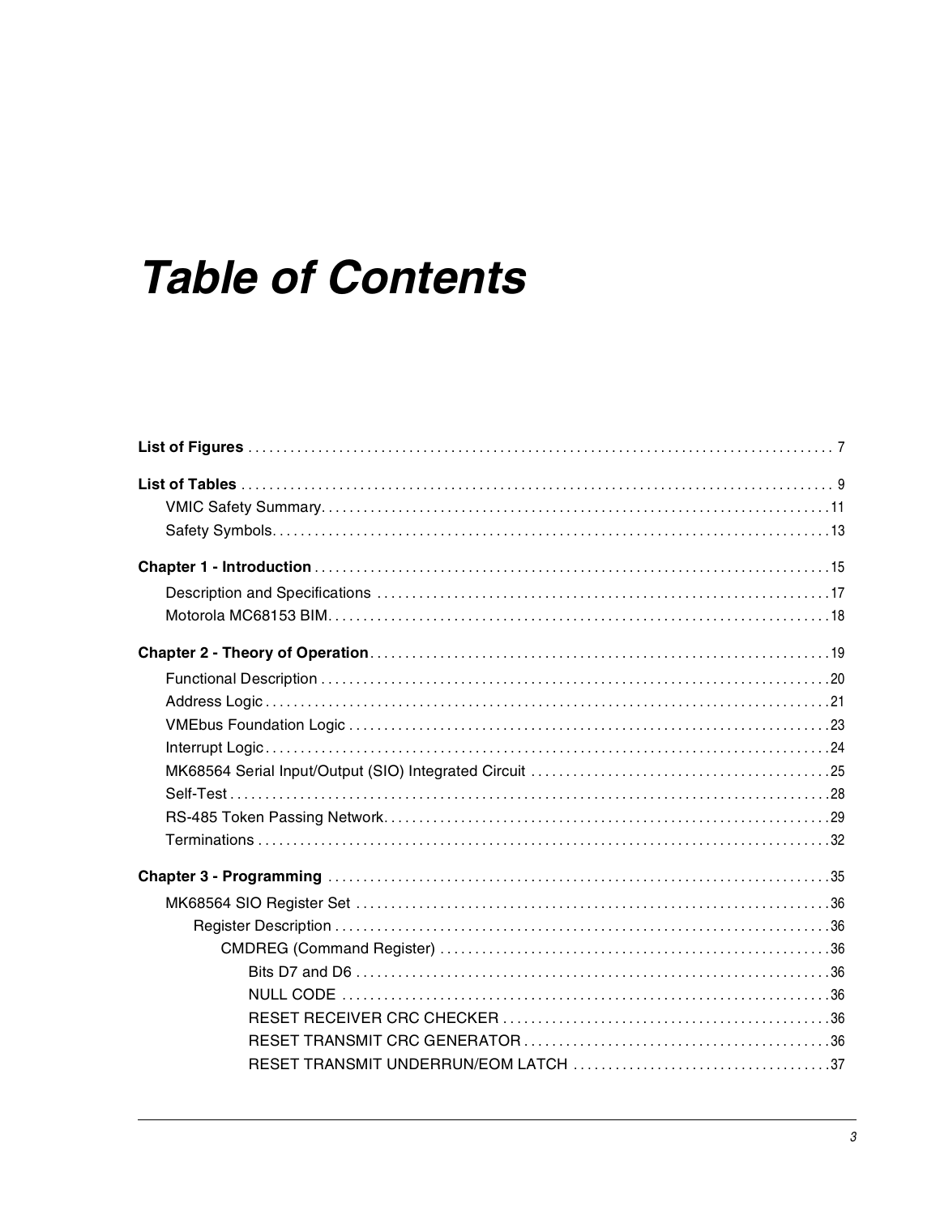# Table of Contents

**List of Figures** . . . . . . . . . . . . . . . . . . . . . . . . . . . . . . . . . . . . . . . . . . . . . . . . . . . . . . . . . . . . . . . . . . . . . . . . . . . . . . . 7

**List of Tables** . . . . . . . . . . . . . . . . . . . . . . . . . . . . . . . . . . . . . . . . . . . . . . . . . . . . . . . . . . . . . . . . . . . . . . . . . . . . . . . . 9

- VMIC Safety Summary. . . . . . . . . . . . . . . . . . . . . . . . . . . . . . . . . . . . . . . . . . . . . . . . . . . . . . . . . . . . . . . . . . . . 11
- Safety Symbols. . . . . . . . . . . . . . . . . . . . . . . . . . . . . . . . . . . . . . . . . . . . . . . . . . . . . . . . . . . . . . . . . . . . . . . . . 13

**Chapter 1 - Introduction** . . . . . . . . . . . . . . . . . . . . . . . . . . . . . . . . . . . . . . . . . . . . . . . . . . . . . . . . . . . . . . . . . . 15

- Description and Specifications . . . . . . . . . . . . . . . . . . . . . . . . . . . . . . . . . . . . . . . . . . . . . . . . . . . . . . . . . . . . 17
- Motorola MC68153 BIM. . . . . . . . . . . . . . . . . . . . . . . . . . . . . . . . . . . . . . . . . . . . . . . . . . . . . . . . . . . . . . . . . . . 18

**Chapter 2 - Theory of Operation**. . . . . . . . . . . . . . . . . . . . . . . . . . . . . . . . . . . . . . . . . . . . . . . . . . . . . . . . . . . . 19

- Functional Description . . . . . . . . . . . . . . . . . . . . . . . . . . . . . . . . . . . . . . . . . . . . . . . . . . . . . . . . . . . . . . . . . . . 20
- Address Logic . . . . . . . . . . . . . . . . . . . . . . . . . . . . . . . . . . . . . . . . . . . . . . . . . . . . . . . . . . . . . . . . . . . . . . . . . . 21
- VMEbus Foundation Logic . . . . . . . . . . . . . . . . . . . . . . . . . . . . . . . . . . . . . . . . . . . . . . . . . . . . . . . . . . . . . . . . 23
- Interrupt Logic. . . . . . . . . . . . . . . . . . . . . . . . . . . . . . . . . . . . . . . . . . . . . . . . . . . . . . . . . . . . . . . . . . . . . . . . . . 24
- MK68564 Serial Input/Output (SIO) Integrated Circuit . . . . . . . . . . . . . . . . . . . . . . . . . . . . . . . . . . . . . . . . . . 25
- Self-Test . . . . . . . . . . . . . . . . . . . . . . . . . . . . . . . . . . . . . . . . . . . . . . . . . . . . . . . . . . . . . . . . . . . . . . . . . . . . . . 28
- RS-485 Token Passing Network. . . . . . . . . . . . . . . . . . . . . . . . . . . . . . . . . . . . . . . . . . . . . . . . . . . . . . . . . . . . 29
- Terminations . . . . . . . . . . . . . . . . . . . . . . . . . . . . . . . . . . . . . . . . . . . . . . . . . . . . . . . . . . . . . . . . . . . . . . . . . . 32

**Chapter 3 - Programming** . . . . . . . . . . . . . . . . . . . . . . . . . . . . . . . . . . . . . . . . . . . . . . . . . . . . . . . . . . . . . . . . . . 35

- MK68564 SIO Register Set . . . . . . . . . . . . . . . . . . . . . . . . . . . . . . . . . . . . . . . . . . . . . . . . . . . . . . . . . . . . . . . . 36
  - Register Description . . . . . . . . . . . . . . . . . . . . . . . . . . . . . . . . . . . . . . . . . . . . . . . . . . . . . . . . . . . . . . . . . 36
    - CMDREG (Command Register) . . . . . . . . . . . . . . . . . . . . . . . . . . . . . . . . . . . . . . . . . . . . . . . . . . . . . 36
      - Bits D7 and D6 . . . . . . . . . . . . . . . . . . . . . . . . . . . . . . . . . . . . . . . . . . . . . . . . . . . . . . . . . . . . . . . 36
      - NULL CODE . . . . . . . . . . . . . . . . . . . . . . . . . . . . . . . . . . . . . . . . . . . . . . . . . . . . . . . . . . . . . . . . . 36
      - RESET RECEIVER CRC CHECKER . . . . . . . . . . . . . . . . . . . . . . . . . . . . . . . . . . . . . . . . . . . . . . . 36
      - RESET TRANSMIT CRC GENERATOR . . . . . . . . . . . . . . . . . . . . . . . . . . . . . . . . . . . . . . . . . . . . . 36
      - RESET TRANSMIT UNDERRUN/EOM LATCH . . . . . . . . . . . . . . . . . . . . . . . . . . . . . . . . . . . . . . 37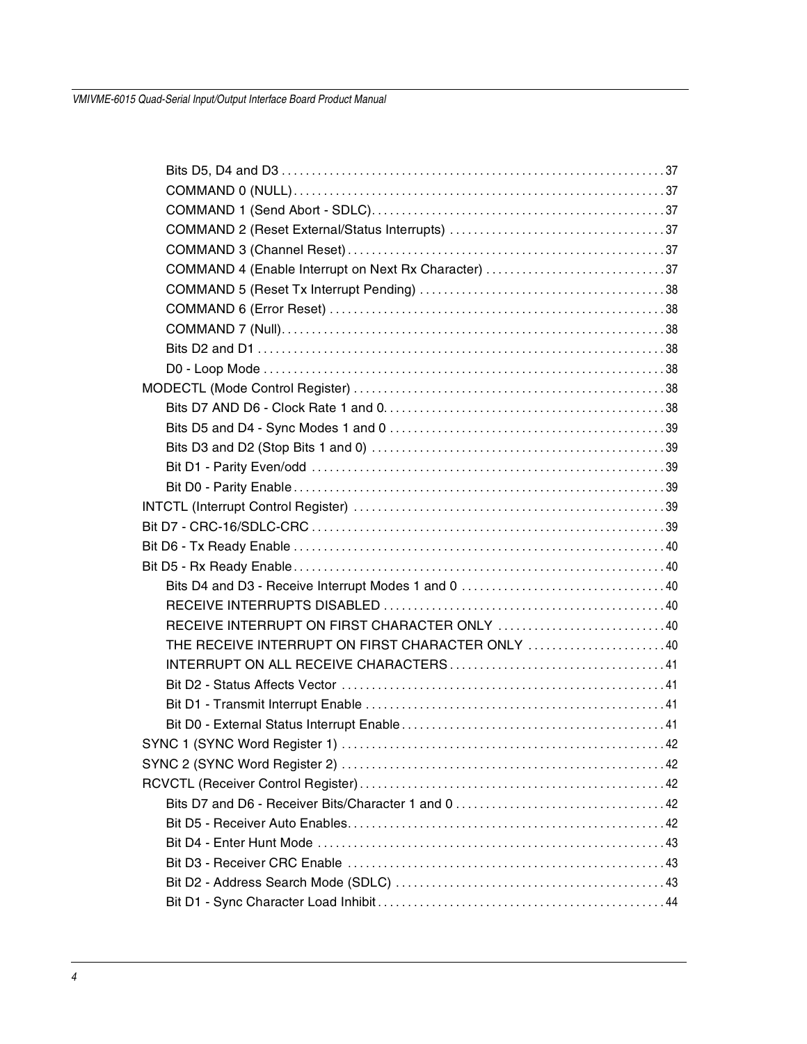- Bits D5, D4 and D3 . . . . . . . . . . . . . . . . . . . . . . . . . . . . . . . . . . . . . . . . . . . . . . . . . . . . . . . . . . . . . . . 37
- COMMAND 0 (NULL). . . . . . . . . . . . . . . . . . . . . . . . . . . . . . . . . . . . . . . . . . . . . . . . . . . . . . . . . . . . . 37
- COMMAND 1 (Send Abort - SDLC). . . . . . . . . . . . . . . . . . . . . . . . . . . . . . . . . . . . . . . . . . . . . . . . 37
- COMMAND 2 (Reset External/Status Interrupts) . . . . . . . . . . . . . . . . . . . . . . . . . . . . . . . . . . . 37
- COMMAND 3 (Channel Reset) . . . . . . . . . . . . . . . . . . . . . . . . . . . . . . . . . . . . . . . . . . . . . . . . . . . . 37
- COMMAND 4 (Enable Interrupt on Next Rx Character) . . . . . . . . . . . . . . . . . . . . . . . . . . . . . 37
- COMMAND 5 (Reset Tx Interrupt Pending) . . . . . . . . . . . . . . . . . . . . . . . . . . . . . . . . . . . . . . . . 38
- COMMAND 6 (Error Reset) . . . . . . . . . . . . . . . . . . . . . . . . . . . . . . . . . . . . . . . . . . . . . . . . . . . . . . . 38
- COMMAND 7 (Null). . . . . . . . . . . . . . . . . . . . . . . . . . . . . . . . . . . . . . . . . . . . . . . . . . . . . . . . . . . . . . . 38
- Bits D2 and D1 . . . . . . . . . . . . . . . . . . . . . . . . . . . . . . . . . . . . . . . . . . . . . . . . . . . . . . . . . . . . . . . . . . 38
- D0 - Loop Mode . . . . . . . . . . . . . . . . . . . . . . . . . . . . . . . . . . . . . . . . . . . . . . . . . . . . . . . . . . . . . . . . . . 38

MODECTL (Mode Control Register) . . . . . . . . . . . . . . . . . . . . . . . . . . . . . . . . . . . . . . . . . . . . . . . . . . . . 38

- Bits D7 AND D6 - Clock Rate 1 and 0. . . . . . . . . . . . . . . . . . . . . . . . . . . . . . . . . . . . . . . . . . . . . . . 38
- Bits D5 and D4 - Sync Modes 1 and 0 . . . . . . . . . . . . . . . . . . . . . . . . . . . . . . . . . . . . . . . . . . . . . . 39
- Bits D3 and D2 (Stop Bits 1 and 0) . . . . . . . . . . . . . . . . . . . . . . . . . . . . . . . . . . . . . . . . . . . . . . . . 39
- Bit D1 - Parity Even/odd . . . . . . . . . . . . . . . . . . . . . . . . . . . . . . . . . . . . . . . . . . . . . . . . . . . . . . . . . . 39
- Bit D0 - Parity Enable . . . . . . . . . . . . . . . . . . . . . . . . . . . . . . . . . . . . . . . . . . . . . . . . . . . . . . . . . . . . . 39

INTCTL (Interrupt Control Register) . . . . . . . . . . . . . . . . . . . . . . . . . . . . . . . . . . . . . . . . . . . . . . . . . . . 39

Bit D7 - CRC-16/SDLC-CRC . . . . . . . . . . . . . . . . . . . . . . . . . . . . . . . . . . . . . . . . . . . . . . . . . . . . . . . . . . 39

Bit D6 - Tx Ready Enable . . . . . . . . . . . . . . . . . . . . . . . . . . . . . . . . . . . . . . . . . . . . . . . . . . . . . . . . . . . . . 40

Bit D5 - Rx Ready Enable . . . . . . . . . . . . . . . . . . . . . . . . . . . . . . . . . . . . . . . . . . . . . . . . . . . . . . . . . . . . . 40

- Bits D4 and D3 - Receive Interrupt Modes 1 and 0 . . . . . . . . . . . . . . . . . . . . . . . . . . . . . . . . . 40
- RECEIVE INTERRUPTS DISABLED . . . . . . . . . . . . . . . . . . . . . . . . . . . . . . . . . . . . . . . . . . . . . . 40
- RECEIVE INTERRUPT ON FIRST CHARACTER ONLY . . . . . . . . . . . . . . . . . . . . . . . . . . . 40
- THE RECEIVE INTERRUPT ON FIRST CHARACTER ONLY . . . . . . . . . . . . . . . . . . . . . . 40
- INTERRUPT ON ALL RECEIVE CHARACTERS . . . . . . . . . . . . . . . . . . . . . . . . . . . . . . . . . . . 41
- Bit D2 - Status Affects Vector . . . . . . . . . . . . . . . . . . . . . . . . . . . . . . . . . . . . . . . . . . . . . . . . . . . . . 41
- Bit D1 - Transmit Interrupt Enable . . . . . . . . . . . . . . . . . . . . . . . . . . . . . . . . . . . . . . . . . . . . . . . . . 41
- Bit D0 - External Status Interrupt Enable . . . . . . . . . . . . . . . . . . . . . . . . . . . . . . . . . . . . . . . . . . . 41

SYNC 1 (SYNC Word Register 1) . . . . . . . . . . . . . . . . . . . . . . . . . . . . . . . . . . . . . . . . . . . . . . . . . . . . . 42

SYNC 2 (SYNC Word Register 2) . . . . . . . . . . . . . . . . . . . . . . . . . . . . . . . . . . . . . . . . . . . . . . . . . . . . . 42

RCVCTL (Receiver Control Register) . . . . . . . . . . . . . . . . . . . . . . . . . . . . . . . . . . . . . . . . . . . . . . . . . . 42

- Bits D7 and D6 - Receiver Bits/Character 1 and 0 . . . . . . . . . . . . . . . . . . . . . . . . . . . . . . . . . . 42
- Bit D5 - Receiver Auto Enables. . . . . . . . . . . . . . . . . . . . . . . . . . . . . . . . . . . . . . . . . . . . . . . . . . . . . 42
- Bit D4 - Enter Hunt Mode . . . . . . . . . . . . . . . . . . . . . . . . . . . . . . . . . . . . . . . . . . . . . . . . . . . . . . . . . 43
- Bit D3 - Receiver CRC Enable . . . . . . . . . . . . . . . . . . . . . . . . . . . . . . . . . . . . . . . . . . . . . . . . . . . . . 43
- Bit D2 - Address Search Mode (SDLC) . . . . . . . . . . . . . . . . . . . . . . . . . . . . . . . . . . . . . . . . . . . . 43
- Bit D1 - Sync Character Load Inhibit . . . . . . . . . . . . . . . . . . . . . . . . . . . . . . . . . . . . . . . . . . . . . . . 44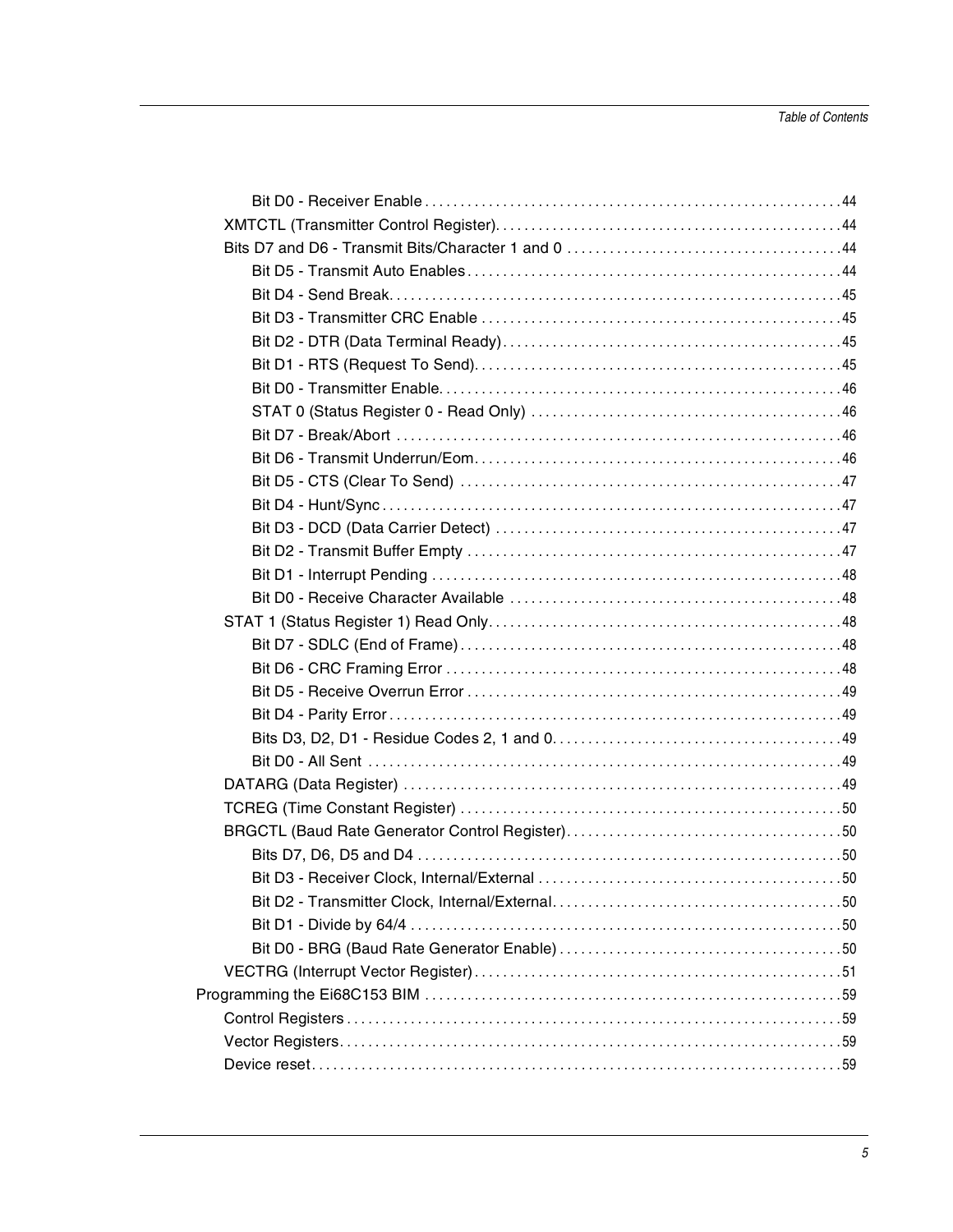- Bit D0 - Receiver Enable . . . 44
- XMTCTL (Transmitter Control Register) . . . 44
- Bits D7 and D6 - Transmit Bits/Character 1 and 0 . . . 44
  - Bit D5 - Transmit Auto Enables . . . 44
  - Bit D4 - Send Break . . . 45
  - Bit D3 - Transmitter CRC Enable . . . 45
  - Bit D2 - DTR (Data Terminal Ready) . . . 45
  - Bit D1 - RTS (Request To Send) . . . 45
  - Bit D0 - Transmitter Enable . . . 46
  - STAT 0 (Status Register 0 - Read Only) . . . 46
  - Bit D7 - Break/Abort . . . 46
  - Bit D6 - Transmit Underrun/Eom . . . 46
  - Bit D5 - CTS (Clear To Send) . . . 47
  - Bit D4 - Hunt/Sync . . . 47
  - Bit D3 - DCD (Data Carrier Detect) . . . 47
  - Bit D2 - Transmit Buffer Empty . . . 47
  - Bit D1 - Interrupt Pending . . . 48
  - Bit D0 - Receive Character Available . . . 48
- STAT 1 (Status Register 1) Read Only . . . 48
  - Bit D7 - SDLC (End of Frame) . . . 48
  - Bit D6 - CRC Framing Error . . . 48
  - Bit D5 - Receive Overrun Error . . . 49
  - Bit D4 - Parity Error . . . 49
  - Bits D3, D2, D1 - Residue Codes 2, 1 and 0 . . . 49
  - Bit D0 - All Sent . . . 49
- DATARG (Data Register) . . . 49
- TCREG (Time Constant Register) . . . 50
- BRGCTL (Baud Rate Generator Control Register) . . . 50
  - Bits D7, D6, D5 and D4 . . . 50
  - Bit D3 - Receiver Clock, Internal/External . . . 50
  - Bit D2 - Transmitter Clock, Internal/External . . . 50
  - Bit D1 - Divide by 64/4 . . . 50
  - Bit D0 - BRG (Baud Rate Generator Enable) . . . 50
- VECTRG (Interrupt Vector Register) . . . 51

Programming the Ei68C153 BIM . . . 59

- Control Registers . . . 59
- Vector Registers . . . 59
- Device reset . . . 59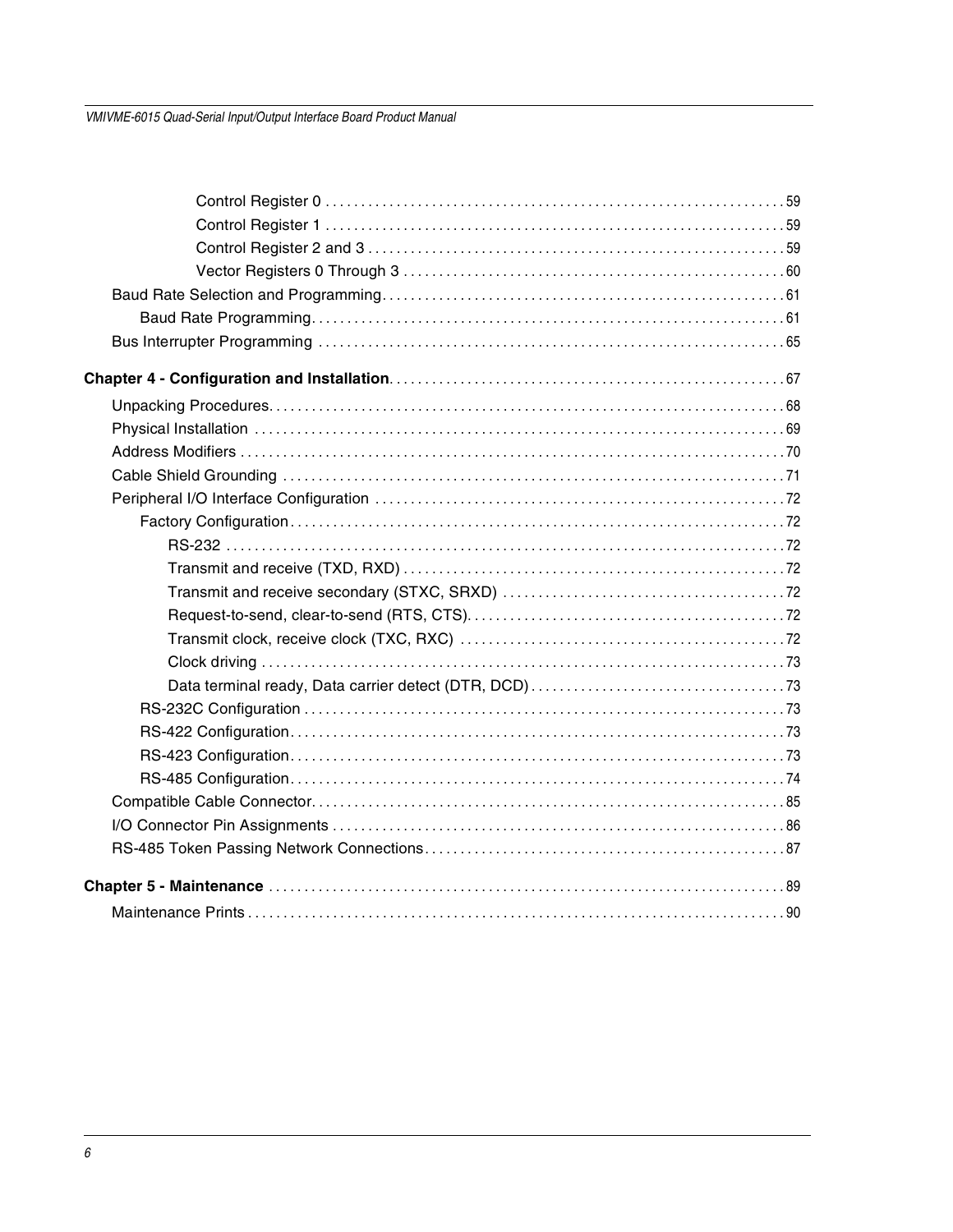Control Register 0 . . . . . . . . . . . . . . . . . . . . . . . . . . . . . . . . . . . . . . . . . . . . . . . . . . . . . . . . . . . . . . . 59

Control Register 1 . . . . . . . . . . . . . . . . . . . . . . . . . . . . . . . . . . . . . . . . . . . . . . . . . . . . . . . . . . . . . . . 59

Control Register 2 and 3 . . . . . . . . . . . . . . . . . . . . . . . . . . . . . . . . . . . . . . . . . . . . . . . . . . . . . . . . . 59

Vector Registers 0 Through 3 . . . . . . . . . . . . . . . . . . . . . . . . . . . . . . . . . . . . . . . . . . . . . . . . . . . . 60

Baud Rate Selection and Programming. . . . . . . . . . . . . . . . . . . . . . . . . . . . . . . . . . . . . . . . . . . . . . . . . . . . . . . 61

Baud Rate Programming. . . . . . . . . . . . . . . . . . . . . . . . . . . . . . . . . . . . . . . . . . . . . . . . . . . . . . . . . . . . . . . . . 61

Bus Interrupter Programming . . . . . . . . . . . . . . . . . . . . . . . . . . . . . . . . . . . . . . . . . . . . . . . . . . . . . . . . . . . . . . . . . 65

**Chapter 4 - Configuration and Installation**. . . . . . . . . . . . . . . . . . . . . . . . . . . . . . . . . . . . . . . . . . . . . . . . . . . . . . 67

Unpacking Procedures. . . . . . . . . . . . . . . . . . . . . . . . . . . . . . . . . . . . . . . . . . . . . . . . . . . . . . . . . . . . . . . . . . . . . . . . 68

Physical Installation . . . . . . . . . . . . . . . . . . . . . . . . . . . . . . . . . . . . . . . . . . . . . . . . . . . . . . . . . . . . . . . . . . . . . . . . . 69

Address Modifiers . . . . . . . . . . . . . . . . . . . . . . . . . . . . . . . . . . . . . . . . . . . . . . . . . . . . . . . . . . . . . . . . . . . . . . . . . . . 70

Cable Shield Grounding . . . . . . . . . . . . . . . . . . . . . . . . . . . . . . . . . . . . . . . . . . . . . . . . . . . . . . . . . . . . . . . . . . . . . . 71

Peripheral I/O Interface Configuration . . . . . . . . . . . . . . . . . . . . . . . . . . . . . . . . . . . . . . . . . . . . . . . . . . . . . . . . . 72

Factory Configuration. . . . . . . . . . . . . . . . . . . . . . . . . . . . . . . . . . . . . . . . . . . . . . . . . . . . . . . . . . . . . . . . . . . . . 72

RS-232 . . . . . . . . . . . . . . . . . . . . . . . . . . . . . . . . . . . . . . . . . . . . . . . . . . . . . . . . . . . . . . . . . . . . . . . . . . . . 72

Transmit and receive (TXD, RXD) . . . . . . . . . . . . . . . . . . . . . . . . . . . . . . . . . . . . . . . . . . . . . . . . . . . . . 72

Transmit and receive secondary (STXC, SRXD) . . . . . . . . . . . . . . . . . . . . . . . . . . . . . . . . . . . . . . . . 72

Request-to-send, clear-to-send (RTS, CTS). . . . . . . . . . . . . . . . . . . . . . . . . . . . . . . . . . . . . . . . . . . . . 72

Transmit clock, receive clock (TXC, RXC) . . . . . . . . . . . . . . . . . . . . . . . . . . . . . . . . . . . . . . . . . . . . . 72

Clock driving . . . . . . . . . . . . . . . . . . . . . . . . . . . . . . . . . . . . . . . . . . . . . . . . . . . . . . . . . . . . . . . . . . . . . . . 73

Data terminal ready, Data carrier detect (DTR, DCD) . . . . . . . . . . . . . . . . . . . . . . . . . . . . . . . . . . . 73

RS-232C Configuration . . . . . . . . . . . . . . . . . . . . . . . . . . . . . . . . . . . . . . . . . . . . . . . . . . . . . . . . . . . . . . . . . . . 73

RS-422 Configuration. . . . . . . . . . . . . . . . . . . . . . . . . . . . . . . . . . . . . . . . . . . . . . . . . . . . . . . . . . . . . . . . . . . . . 73

RS-423 Configuration. . . . . . . . . . . . . . . . . . . . . . . . . . . . . . . . . . . . . . . . . . . . . . . . . . . . . . . . . . . . . . . . . . . . . 73

RS-485 Configuration. . . . . . . . . . . . . . . . . . . . . . . . . . . . . . . . . . . . . . . . . . . . . . . . . . . . . . . . . . . . . . . . . . . . . 74

Compatible Cable Connector. . . . . . . . . . . . . . . . . . . . . . . . . . . . . . . . . . . . . . . . . . . . . . . . . . . . . . . . . . . . . . . . . . 85

I/O Connector Pin Assignments . . . . . . . . . . . . . . . . . . . . . . . . . . . . . . . . . . . . . . . . . . . . . . . . . . . . . . . . . . . . . . . 86

RS-485 Token Passing Network Connections. . . . . . . . . . . . . . . . . . . . . . . . . . . . . . . . . . . . . . . . . . . . . . . . . . . 87

**Chapter 5 - Maintenance** . . . . . . . . . . . . . . . . . . . . . . . . . . . . . . . . . . . . . . . . . . . . . . . . . . . . . . . . . . . . . . . . . . . . . 89

Maintenance Prints . . . . . . . . . . . . . . . . . . . . . . . . . . . . . . . . . . . . . . . . . . . . . . . . . . . . . . . . . . . . . . . . . . . . . . . . . . . 90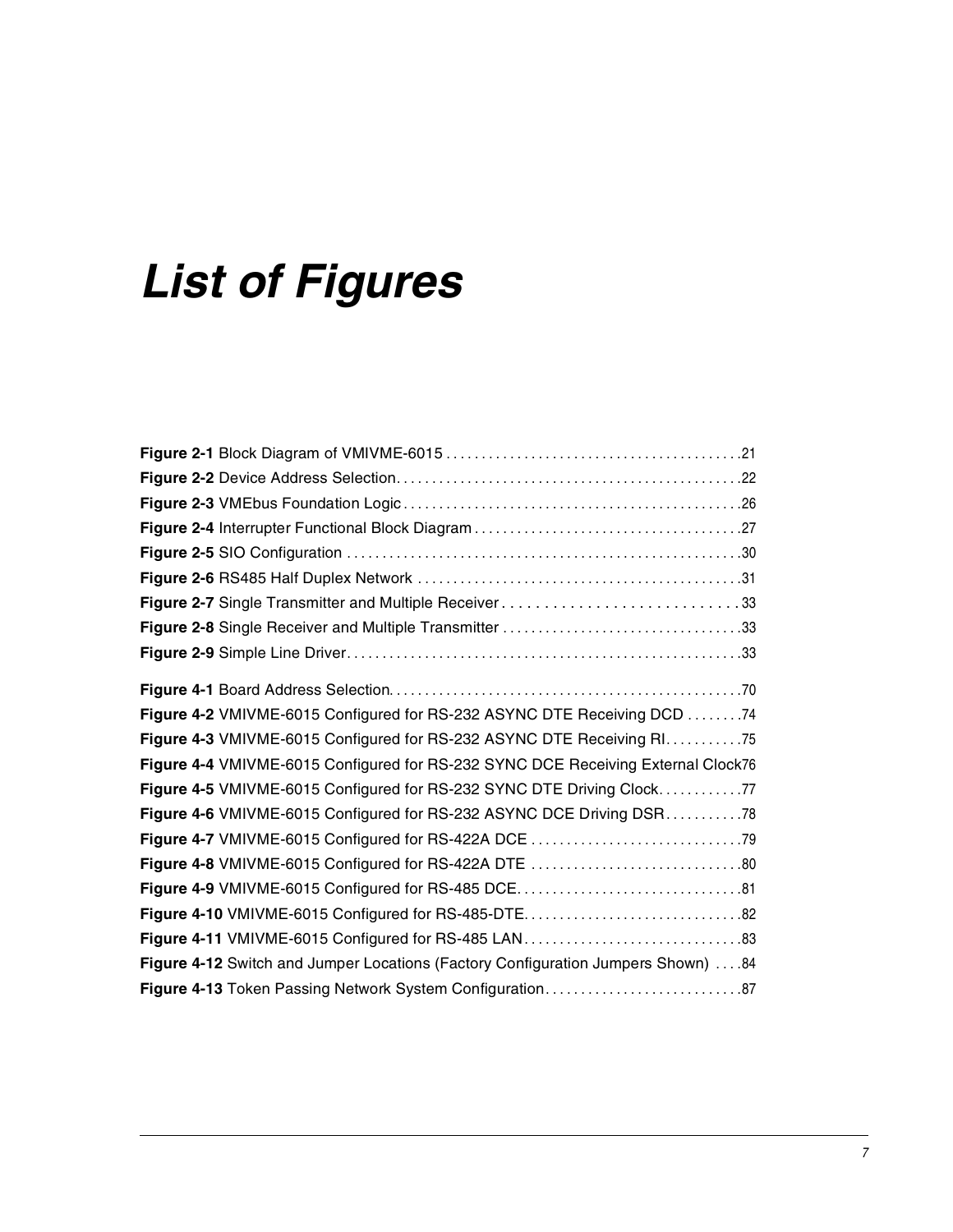# *List of Figures*

**Figure 2-1** Block Diagram of VMIVME-6015 . . . . . . . . . . . . . . . . . . . . . . . . . . . . . . . . . . . . . . . . . .21
**Figure 2-2** Device Address Selection. . . . . . . . . . . . . . . . . . . . . . . . . . . . . . . . . . . . . . . . . . . . . . . .22
**Figure 2-3** VMEbus Foundation Logic . . . . . . . . . . . . . . . . . . . . . . . . . . . . . . . . . . . . . . . . . . . . . . .26
**Figure 2-4** Interrupter Functional Block Diagram . . . . . . . . . . . . . . . . . . . . . . . . . . . . . . . . . . . . . .27
**Figure 2-5** SIO Configuration . . . . . . . . . . . . . . . . . . . . . . . . . . . . . . . . . . . . . . . . . . . . . . . . . . . . . .30
**Figure 2-6** RS485 Half Duplex Network . . . . . . . . . . . . . . . . . . . . . . . . . . . . . . . . . . . . . . . . . . . . .31
**Figure 2-7** Single Transmitter and Multiple Receiver . . . . . . . . . . . . . . . . . . . . . . . . . . . . . 33
**Figure 2-8** Single Receiver and Multiple Transmitter . . . . . . . . . . . . . . . . . . . . . . . . . . . . . . . . .33
**Figure 2-9** Simple Line Driver. . . . . . . . . . . . . . . . . . . . . . . . . . . . . . . . . . . . . . . . . . . . . . . . . . . . . .33

**Figure 4-1** Board Address Selection. . . . . . . . . . . . . . . . . . . . . . . . . . . . . . . . . . . . . . . . . . . . . . . . .70
**Figure 4-2** VMIVME-6015 Configured for RS-232 ASYNC DTE Receiving DCD . . . . . . . .74
**Figure 4-3** VMIVME-6015 Configured for RS-232 ASYNC DTE Receiving RI. . . . . . . . . . .75
**Figure 4-4** VMIVME-6015 Configured for RS-232 SYNC DCE Receiving External Clock76
**Figure 4-5** VMIVME-6015 Configured for RS-232 SYNC DTE Driving Clock. . . . . . . . . . . .77
**Figure 4-6** VMIVME-6015 Configured for RS-232 ASYNC DCE Driving DSR . . . . . . . . . . .78
**Figure 4-7** VMIVME-6015 Configured for RS-422A DCE . . . . . . . . . . . . . . . . . . . . . . . . . . . . .79
**Figure 4-8** VMIVME-6015 Configured for RS-422A DTE . . . . . . . . . . . . . . . . . . . . . . . . . . . . .80
**Figure 4-9** VMIVME-6015 Configured for RS-485 DCE. . . . . . . . . . . . . . . . . . . . . . . . . . . . . . .81
**Figure 4-10** VMIVME-6015 Configured for RS-485-DTE. . . . . . . . . . . . . . . . . . . . . . . . . . . . . .82
**Figure 4-11** VMIVME-6015 Configured for RS-485 LAN . . . . . . . . . . . . . . . . . . . . . . . . . . . . . .83
**Figure 4-12** Switch and Jumper Locations (Factory Configuration Jumpers Shown) . . . .84
**Figure 4-13** Token Passing Network System Configuration. . . . . . . . . . . . . . . . . . . . . . . . . . .87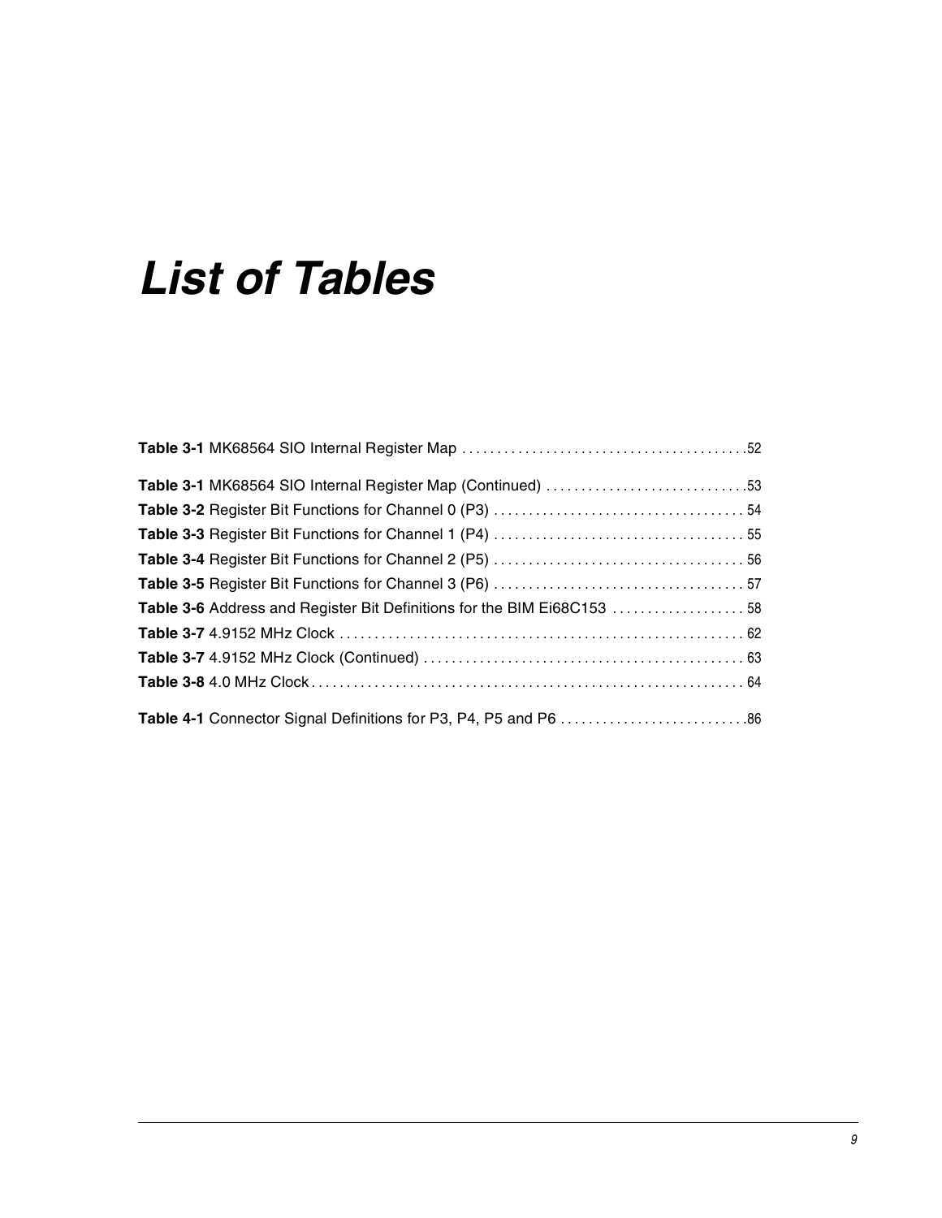# *List of Tables*

**Table 3-1** MK68564 SIO Internal Register Map . . . . . . . . . . . . . . . . . . . . . . . . . . . . . . . . . . . . . . . .52

**Table 3-1** MK68564 SIO Internal Register Map (Continued) . . . . . . . . . . . . . . . . . . . . . . . . . . . .53

**Table 3-2** Register Bit Functions for Channel 0 (P3) . . . . . . . . . . . . . . . . . . . . . . . . . . . . . . . . . . . 54

**Table 3-3** Register Bit Functions for Channel 1 (P4) . . . . . . . . . . . . . . . . . . . . . . . . . . . . . . . . . . . 55

**Table 3-4** Register Bit Functions for Channel 2 (P5) . . . . . . . . . . . . . . . . . . . . . . . . . . . . . . . . . . . 56

**Table 3-5** Register Bit Functions for Channel 3 (P6) . . . . . . . . . . . . . . . . . . . . . . . . . . . . . . . . . . . 57

**Table 3-6** Address and Register Bit Definitions for the BIM Ei68C153 . . . . . . . . . . . . . . . . . . 58

**Table 3-7** 4.9152 MHz Clock . . . . . . . . . . . . . . . . . . . . . . . . . . . . . . . . . . . . . . . . . . . . . . . . . . . . . . . . . 62

**Table 3-7** 4.9152 MHz Clock (Continued) . . . . . . . . . . . . . . . . . . . . . . . . . . . . . . . . . . . . . . . . . . . . . 63

**Table 3-8** 4.0 MHz Clock. . . . . . . . . . . . . . . . . . . . . . . . . . . . . . . . . . . . . . . . . . . . . . . . . . . . . . . . . . . . . 64

**Table 4-1** Connector Signal Definitions for P3, P4, P5 and P6 . . . . . . . . . . . . . . . . . . . . . . . . . .86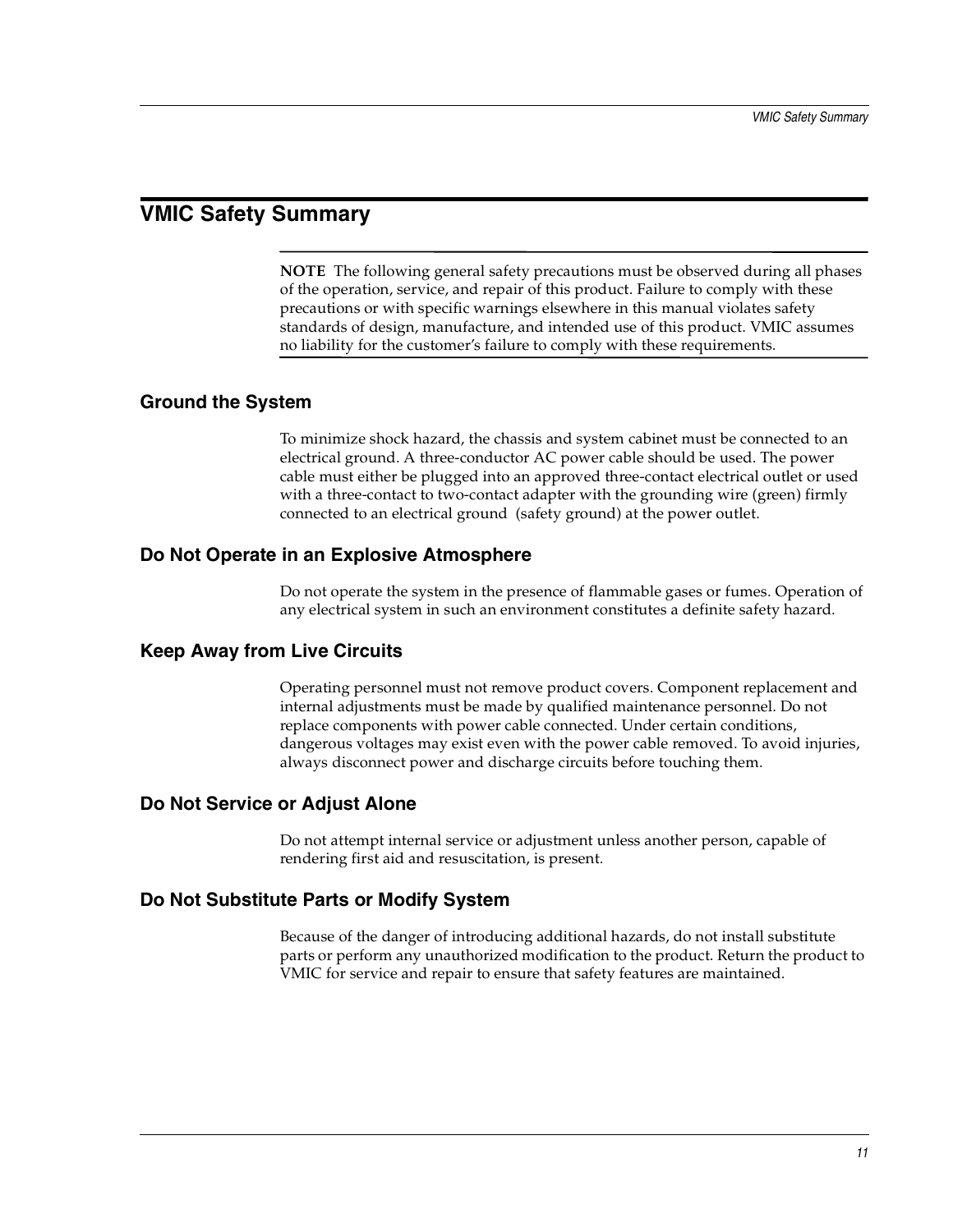# VMIC Safety Summary

**NOTE** The following general safety precautions must be observed during all phases of the operation, service, and repair of this product. Failure to comply with these precautions or with specific warnings elsewhere in this manual violates safety standards of design, manufacture, and intended use of this product. VMIC assumes no liability for the customer's failure to comply with these requirements.

## Ground the System

To minimize shock hazard, the chassis and system cabinet must be connected to an electrical ground. A three-conductor AC power cable should be used. The power cable must either be plugged into an approved three-contact electrical outlet or used with a three-contact to two-contact adapter with the grounding wire (green) firmly connected to an electrical ground (safety ground) at the power outlet.

## Do Not Operate in an Explosive Atmosphere

Do not operate the system in the presence of flammable gases or fumes. Operation of any electrical system in such an environment constitutes a definite safety hazard.

## Keep Away from Live Circuits

Operating personnel must not remove product covers. Component replacement and internal adjustments must be made by qualified maintenance personnel. Do not replace components with power cable connected. Under certain conditions, dangerous voltages may exist even with the power cable removed. To avoid injuries, always disconnect power and discharge circuits before touching them.

## Do Not Service or Adjust Alone

Do not attempt internal service or adjustment unless another person, capable of rendering first aid and resuscitation, is present.

## Do Not Substitute Parts or Modify System

Because of the danger of introducing additional hazards, do not install substitute parts or perform any unauthorized modification to the product. Return the product to VMIC for service and repair to ensure that safety features are maintained.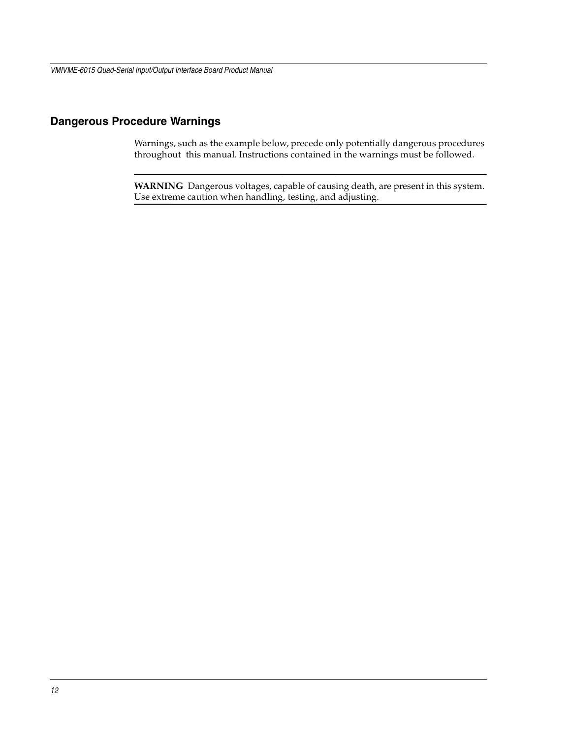## Dangerous Procedure Warnings

Warnings, such as the example below, precede only potentially dangerous procedures throughout this manual. Instructions contained in the warnings must be followed.

---

**WARNING** Dangerous voltages, capable of causing death, are present in this system. Use extreme caution when handling, testing, and adjusting.

---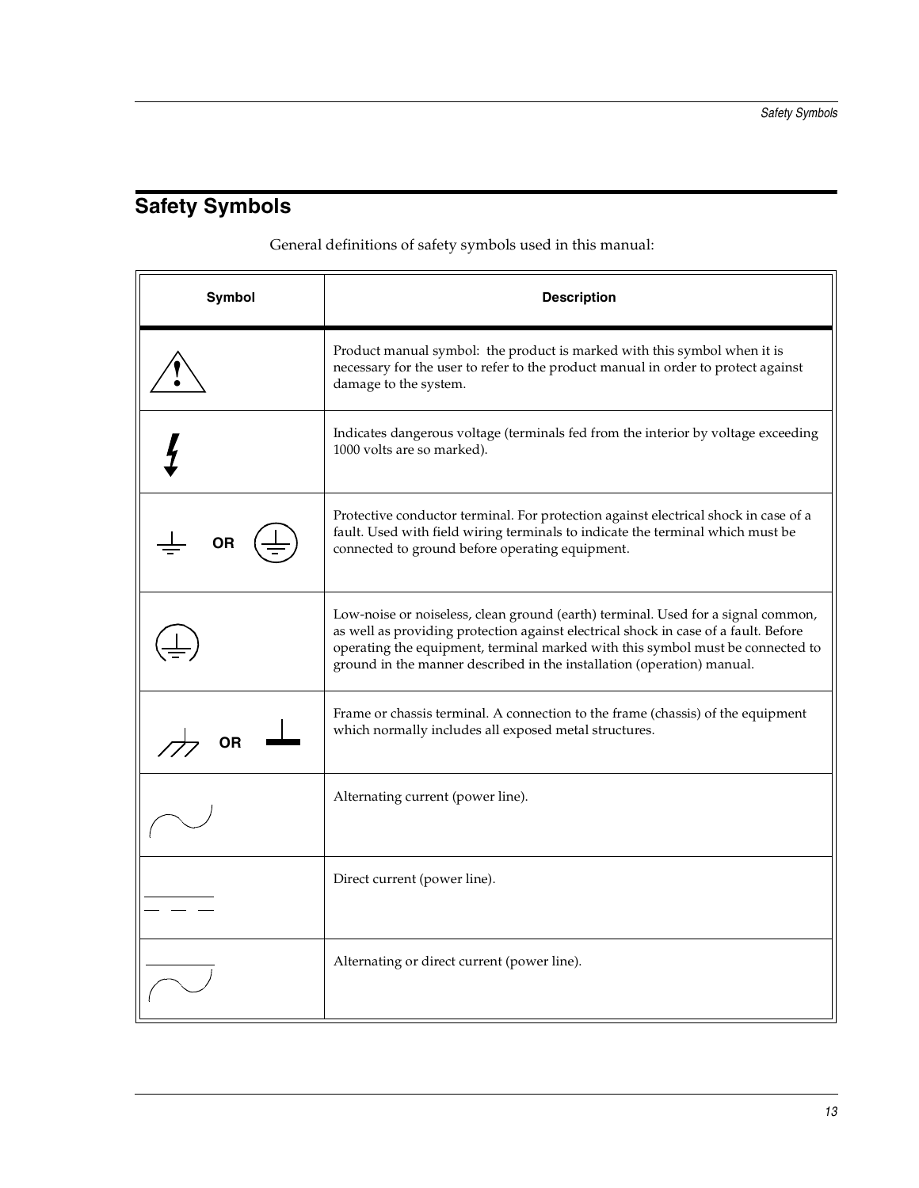# Safety Symbols

General definitions of safety symbols used in this manual:

| Symbol | Description |
|---|---|
| ⚠ | Product manual symbol: the product is marked with this symbol when it is necessary for the user to refer to the product manual in order to protect against damage to the system. |
| ϟ | Indicates dangerous voltage (terminals fed from the interior by voltage exceeding 1000 volts are so marked). |
| ⏚ OR ⏚ | Protective conductor terminal. For protection against electrical shock in case of a fault. Used with field wiring terminals to indicate the terminal which must be connected to ground before operating equipment. |
| ⏚ | Low-noise or noiseless, clean ground (earth) terminal. Used for a signal common, as well as providing protection against electrical shock in case of a fault. Before operating the equipment, terminal marked with this symbol must be connected to ground in the manner described in the installation (operation) manual. |
| ⏛ OR ⊥ | Frame or chassis terminal. A connection to the frame (chassis) of the equipment which normally includes all exposed metal structures. |
| ∼ | Alternating current (power line). |
| ⎓ | Direct current (power line). |
| ⏦ | Alternating or direct current (power line). |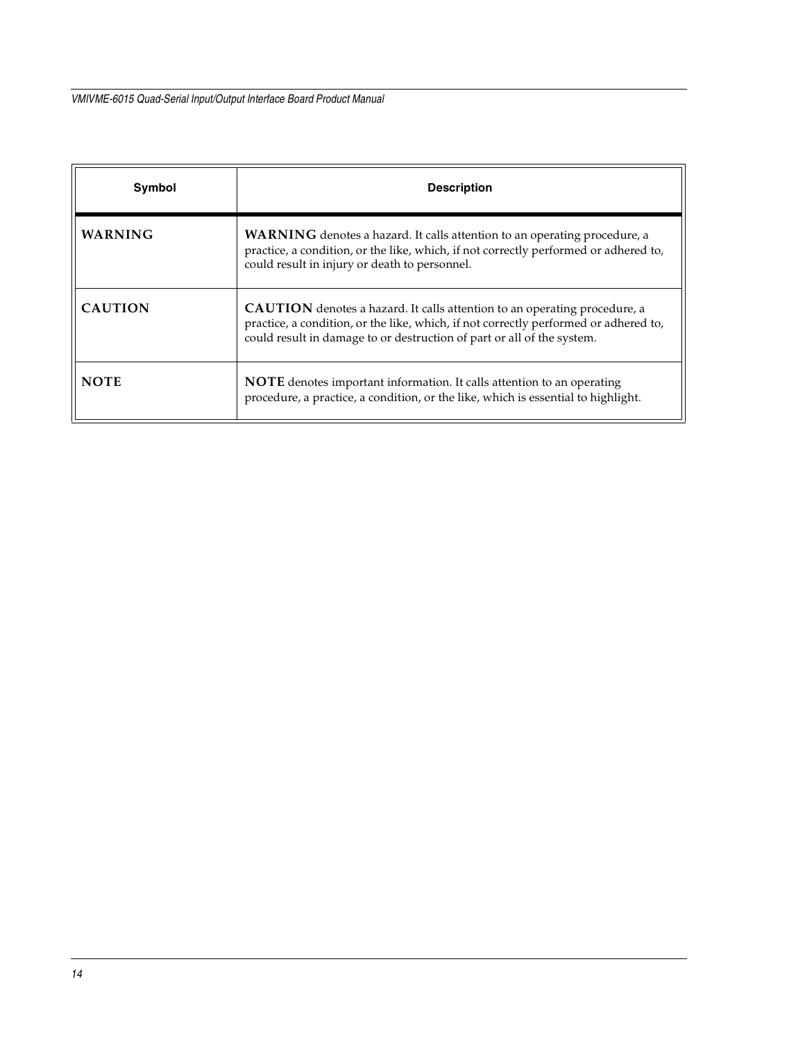| Symbol | Description |
|---|---|
| **WARNING** | **WARNING** denotes a hazard. It calls attention to an operating procedure, a practice, a condition, or the like, which, if not correctly performed or adhered to, could result in injury or death to personnel. |
| **CAUTION** | **CAUTION** denotes a hazard. It calls attention to an operating procedure, a practice, a condition, or the like, which, if not correctly performed or adhered to, could result in damage to or destruction of part or all of the system. |
| **NOTE** | **NOTE** denotes important information. It calls attention to an operating procedure, a practice, a condition, or the like, which is essential to highlight. |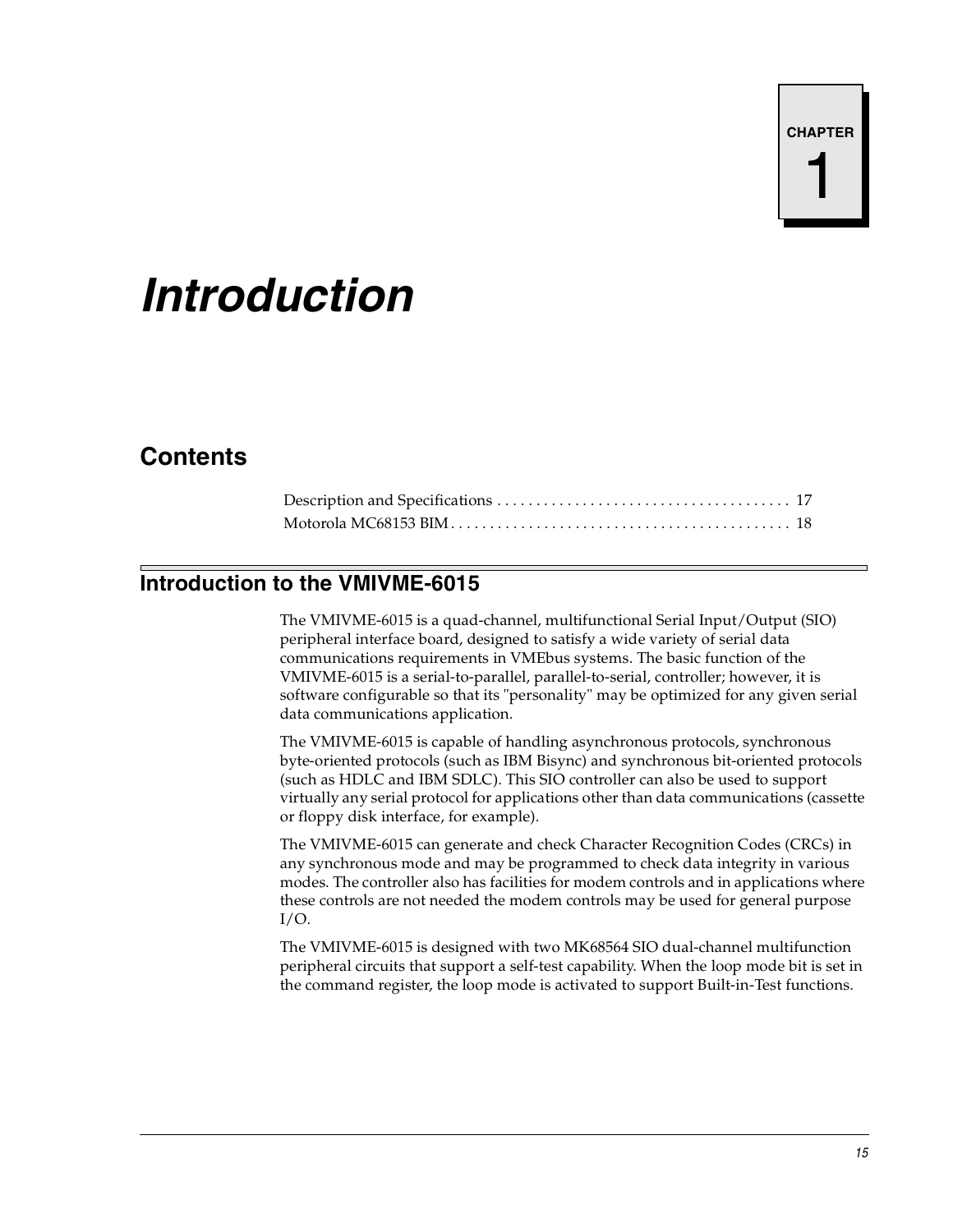CHAPTER 1

# Introduction

## Contents

Description and Specifications . . . . . . . . . . . . . . . . . . . . . . . . . . . . . . . . . . . . . . 17
Motorola MC68153 BIM . . . . . . . . . . . . . . . . . . . . . . . . . . . . . . . . . . . . . . . . . . . 18

## Introduction to the VMIVME-6015

The VMIVME-6015 is a quad-channel, multifunctional Serial Input/Output (SIO) peripheral interface board, designed to satisfy a wide variety of serial data communications requirements in VMEbus systems. The basic function of the VMIVME-6015 is a serial-to-parallel, parallel-to-serial, controller; however, it is software configurable so that its "personality" may be optimized for any given serial data communications application.

The VMIVME-6015 is capable of handling asynchronous protocols, synchronous byte-oriented protocols (such as IBM Bisync) and synchronous bit-oriented protocols (such as HDLC and IBM SDLC). This SIO controller can also be used to support virtually any serial protocol for applications other than data communications (cassette or floppy disk interface, for example).

The VMIVME-6015 can generate and check Character Recognition Codes (CRCs) in any synchronous mode and may be programmed to check data integrity in various modes. The controller also has facilities for modem controls and in applications where these controls are not needed the modem controls may be used for general purpose I/O.

The VMIVME-6015 is designed with two MK68564 SIO dual-channel multifunction peripheral circuits that support a self-test capability. When the loop mode bit is set in the command register, the loop mode is activated to support Built-in-Test functions.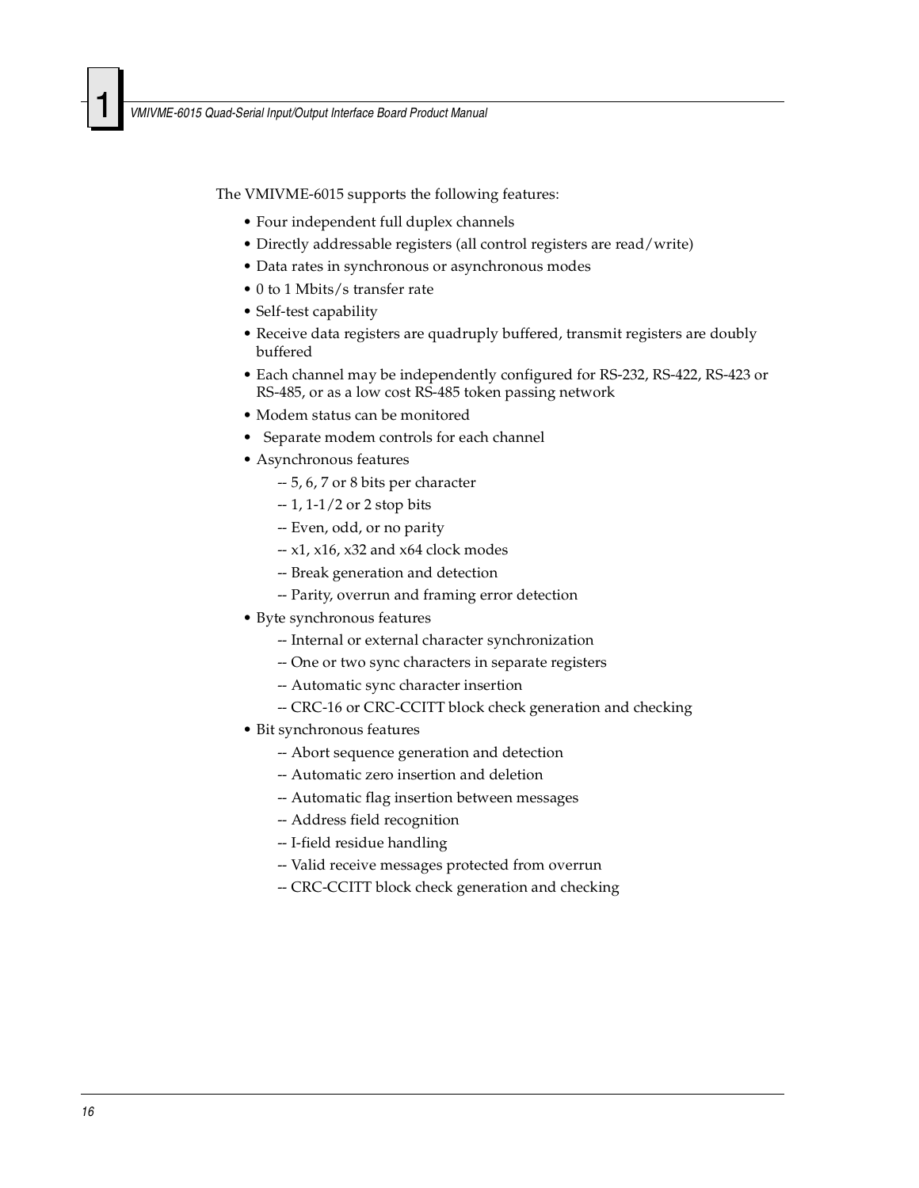The VMIVME-6015 supports the following features:

- Four independent full duplex channels
- Directly addressable registers (all control registers are read/write)
- Data rates in synchronous or asynchronous modes
- 0 to 1 Mbits/s transfer rate
- Self-test capability
- Receive data registers are quadruply buffered, transmit registers are doubly buffered
- Each channel may be independently configured for RS-232, RS-422, RS-423 or RS-485, or as a low cost RS-485 token passing network
- Modem status can be monitored
- Separate modem controls for each channel
- Asynchronous features
  - 5, 6, 7 or 8 bits per character
  - 1, 1-1/2 or 2 stop bits
  - Even, odd, or no parity
  - x1, x16, x32 and x64 clock modes
  - Break generation and detection
  - Parity, overrun and framing error detection
- Byte synchronous features
  - Internal or external character synchronization
  - One or two sync characters in separate registers
  - Automatic sync character insertion
  - CRC-16 or CRC-CCITT block check generation and checking
- Bit synchronous features
  - Abort sequence generation and detection
  - Automatic zero insertion and deletion
  - Automatic flag insertion between messages
  - Address field recognition
  - I-field residue handling
  - Valid receive messages protected from overrun
  - CRC-CCITT block check generation and checking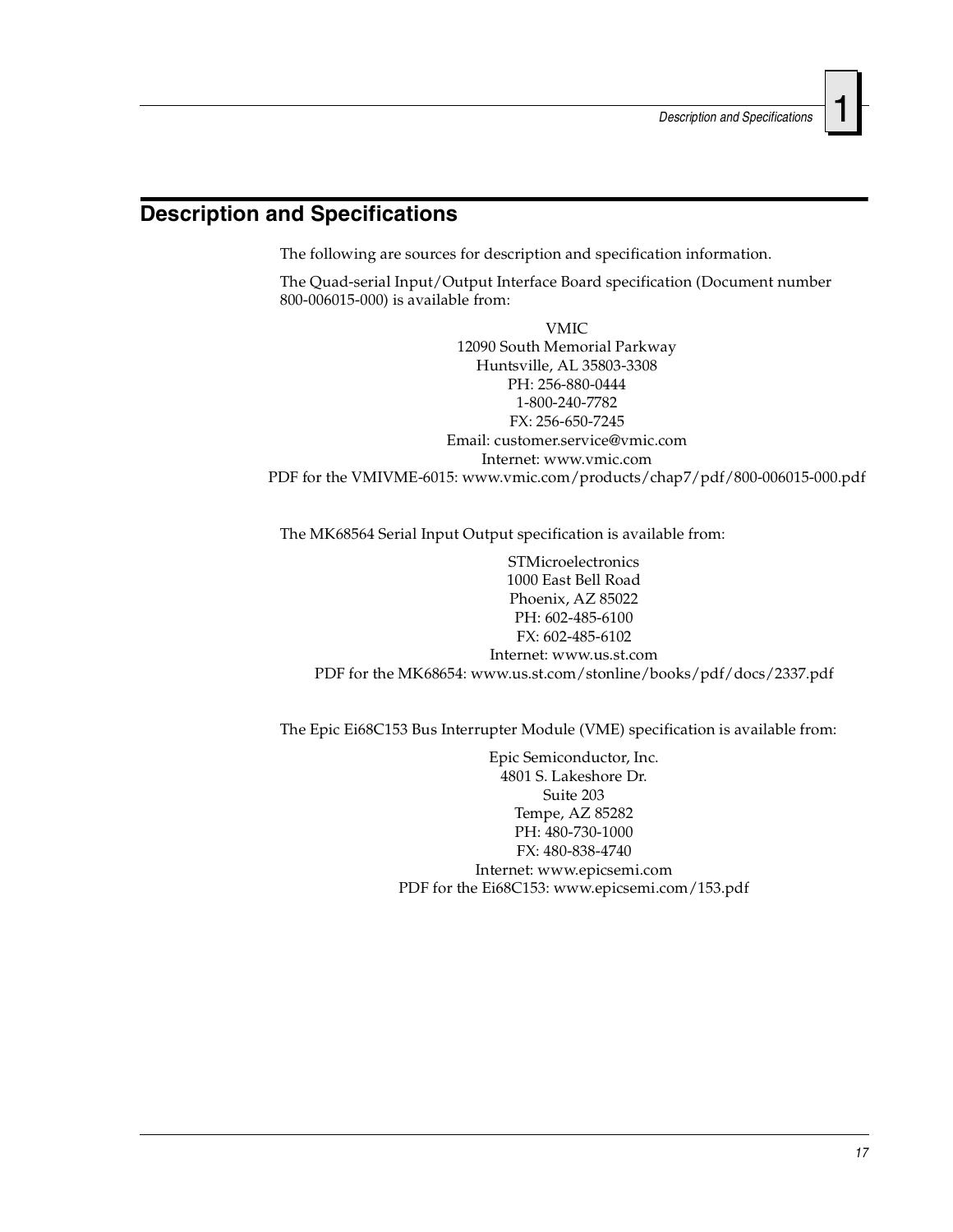## Description and Specifications

The following are sources for description and specification information.

The Quad-serial Input/Output Interface Board specification (Document number 800-006015-000) is available from:

VMIC
12090 South Memorial Parkway
Huntsville, AL 35803-3308
PH: 256-880-0444
1-800-240-7782
FX: 256-650-7245
Email: customer.service@vmic.com
Internet: www.vmic.com
PDF for the VMIVME-6015: www.vmic.com/products/chap7/pdf/800-006015-000.pdf

The MK68564 Serial Input Output specification is available from:

STMicroelectronics
1000 East Bell Road
Phoenix, AZ 85022
PH: 602-485-6100
FX: 602-485-6102
Internet: www.us.st.com
PDF for the MK68654: www.us.st.com/stonline/books/pdf/docs/2337.pdf

The Epic Ei68C153 Bus Interrupter Module (VME) specification is available from:

Epic Semiconductor, Inc.
4801 S. Lakeshore Dr.
Suite 203
Tempe, AZ 85282
PH: 480-730-1000
FX: 480-838-4740
Internet: www.epicsemi.com
PDF for the Ei68C153: www.epicsemi.com/153.pdf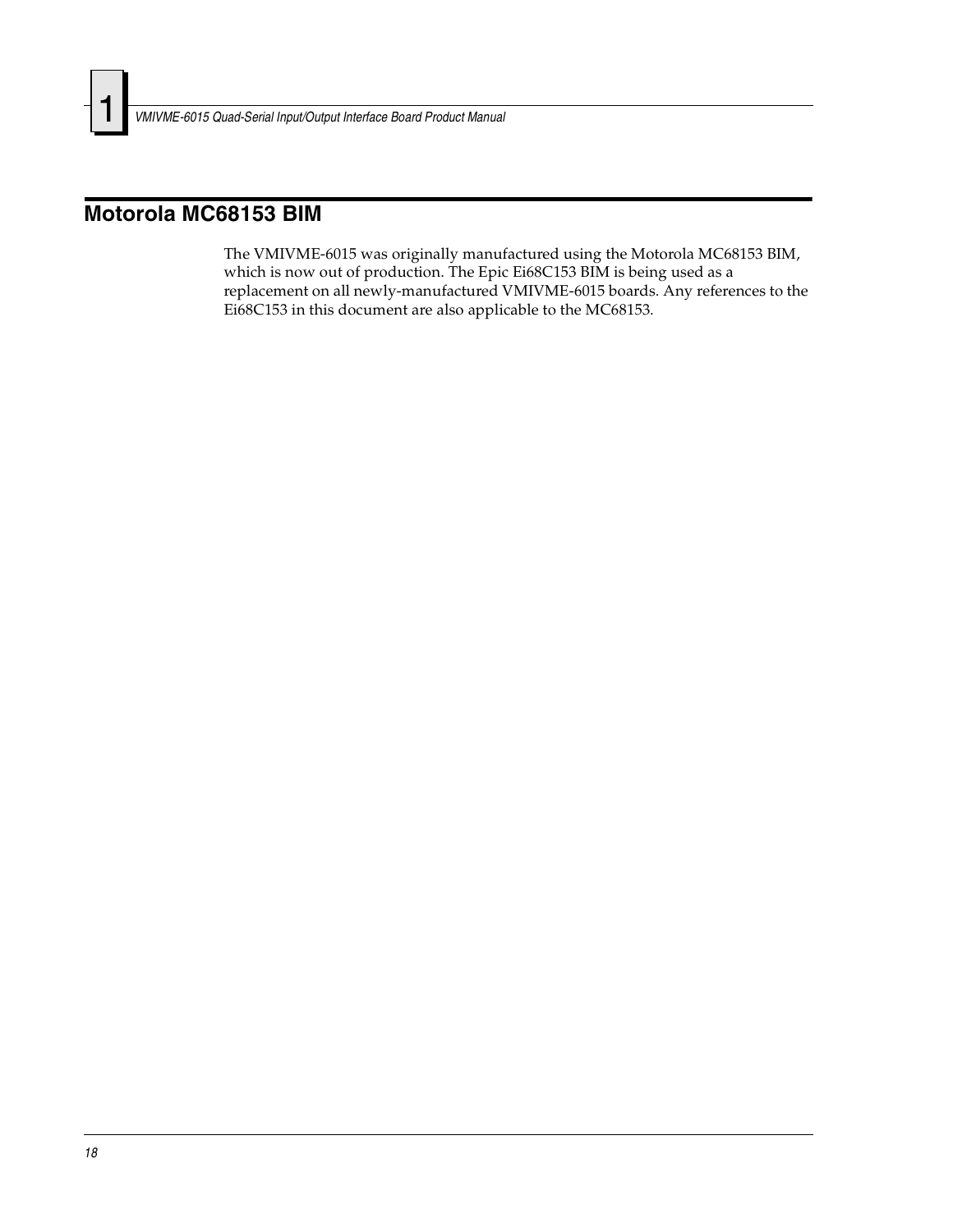## Motorola MC68153 BIM

The VMIVME-6015 was originally manufactured using the Motorola MC68153 BIM, which is now out of production. The Epic Ei68C153 BIM is being used as a replacement on all newly-manufactured VMIVME-6015 boards. Any references to the Ei68C153 in this document are also applicable to the MC68153.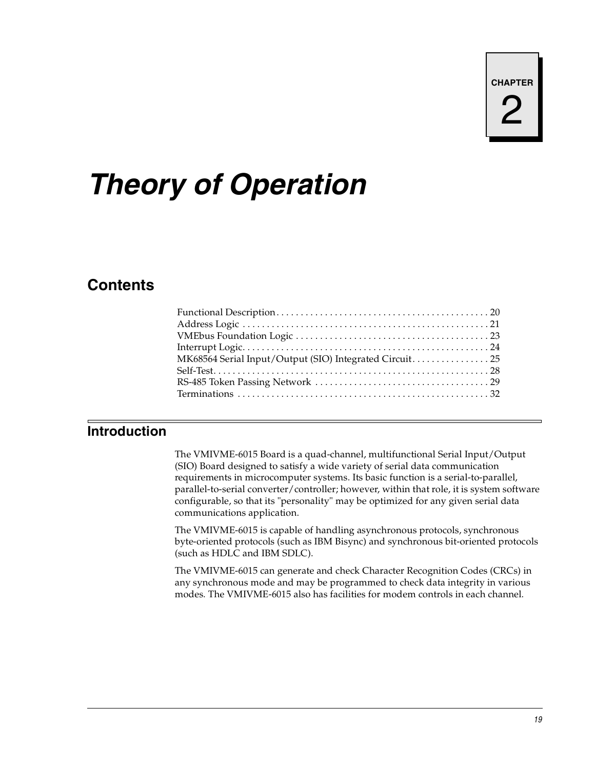CHAPTER 2

# Theory of Operation

## Contents

Functional Description . . . . . . . . . . . . . . . . . . . . . . . . . . . . . . . . . . . . . . . . . . . 20
Address Logic . . . . . . . . . . . . . . . . . . . . . . . . . . . . . . . . . . . . . . . . . . . . . . . . . . 21
VMEbus Foundation Logic . . . . . . . . . . . . . . . . . . . . . . . . . . . . . . . . . . . . . . . 23
Interrupt Logic. . . . . . . . . . . . . . . . . . . . . . . . . . . . . . . . . . . . . . . . . . . . . . . . . . 24
MK68564 Serial Input/Output (SIO) Integrated Circuit . . . . . . . . . . . . . . . . 25
Self-Test. . . . . . . . . . . . . . . . . . . . . . . . . . . . . . . . . . . . . . . . . . . . . . . . . . . . . . . 28
RS-485 Token Passing Network . . . . . . . . . . . . . . . . . . . . . . . . . . . . . . . . . . . 29
Terminations . . . . . . . . . . . . . . . . . . . . . . . . . . . . . . . . . . . . . . . . . . . . . . . . . . . 32

## Introduction

The VMIVME-6015 Board is a quad-channel, multifunctional Serial Input/Output (SIO) Board designed to satisfy a wide variety of serial data communication requirements in microcomputer systems. Its basic function is a serial-to-parallel, parallel-to-serial converter/controller; however, within that role, it is system software configurable, so that its "personality" may be optimized for any given serial data communications application.

The VMIVME-6015 is capable of handling asynchronous protocols, synchronous byte-oriented protocols (such as IBM Bisync) and synchronous bit-oriented protocols (such as HDLC and IBM SDLC).

The VMIVME-6015 can generate and check Character Recognition Codes (CRCs) in any synchronous mode and may be programmed to check data integrity in various modes. The VMIVME-6015 also has facilities for modem controls in each channel.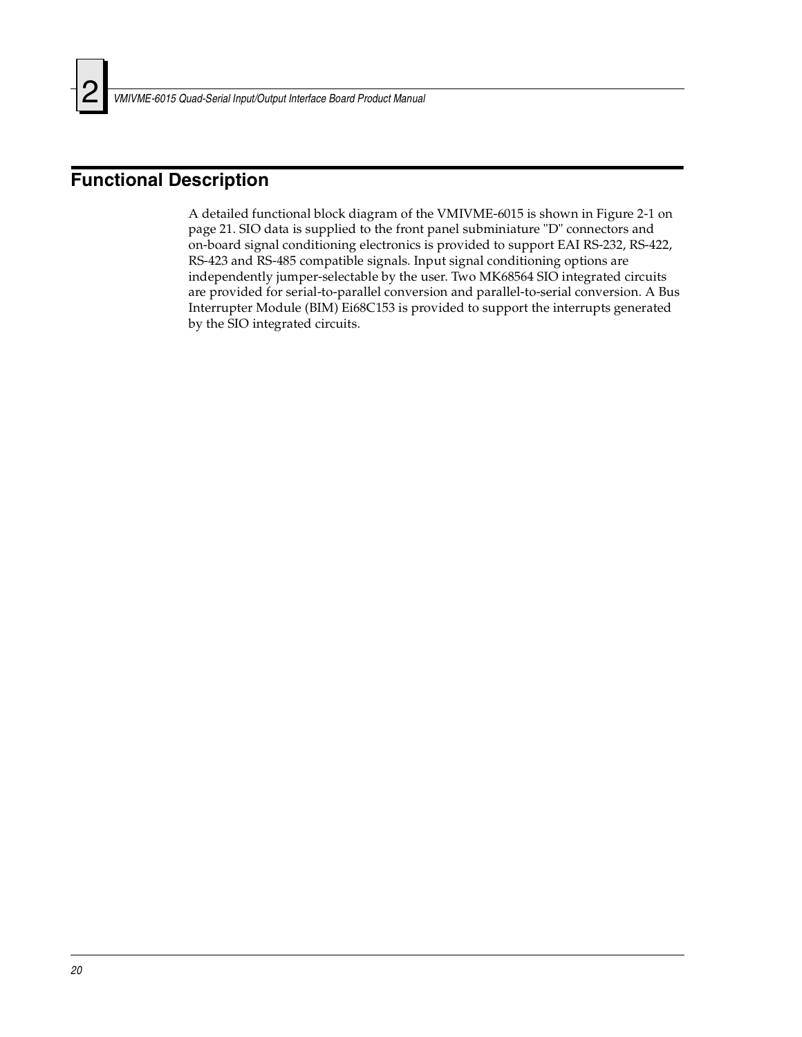## Functional Description

A detailed functional block diagram of the VMIVME-6015 is shown in Figure 2-1 on page 21. SIO data is supplied to the front panel subminiature "D" connectors and on-board signal conditioning electronics is provided to support EAI RS-232, RS-422, RS-423 and RS-485 compatible signals. Input signal conditioning options are independently jumper-selectable by the user. Two MK68564 SIO integrated circuits are provided for serial-to-parallel conversion and parallel-to-serial conversion. A Bus Interrupter Module (BIM) Ei68C153 is provided to support the interrupts generated by the SIO integrated circuits.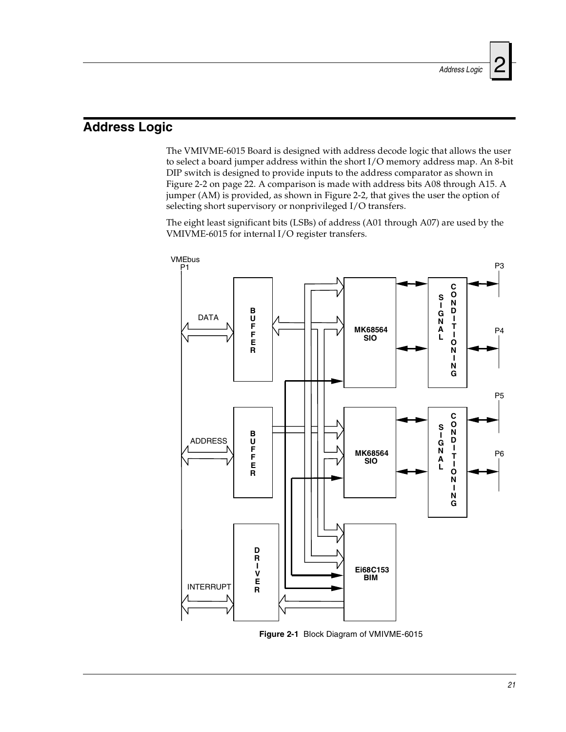## Address Logic

The VMIVME-6015 Board is designed with address decode logic that allows the user to select a board jumper address within the short I/O memory address map. An 8-bit DIP switch is designed to provide inputs to the address comparator as shown in Figure 2-2 on page 22. A comparison is made with address bits A08 through A15. A jumper (AM) is provided, as shown in Figure 2-2, that gives the user the option of selecting short supervisory or nonprivileged I/O transfers.

The eight least significant bits (LSBs) of address (A01 through A07) are used by the VMIVME-6015 for internal I/O register transfers.

VMEbus
P1
DATA
ADDRESS
INTERRUPT
BUFFER
BUFFER
DRIVER
MK68564
SIO
MK68564
SIO
Ei68C153
BIM
SIGNAL CONDITIONING
SIGNAL CONDITIONING
P3
P4
P5
P6

**Figure 2-1** Block Diagram of VMIVME-6015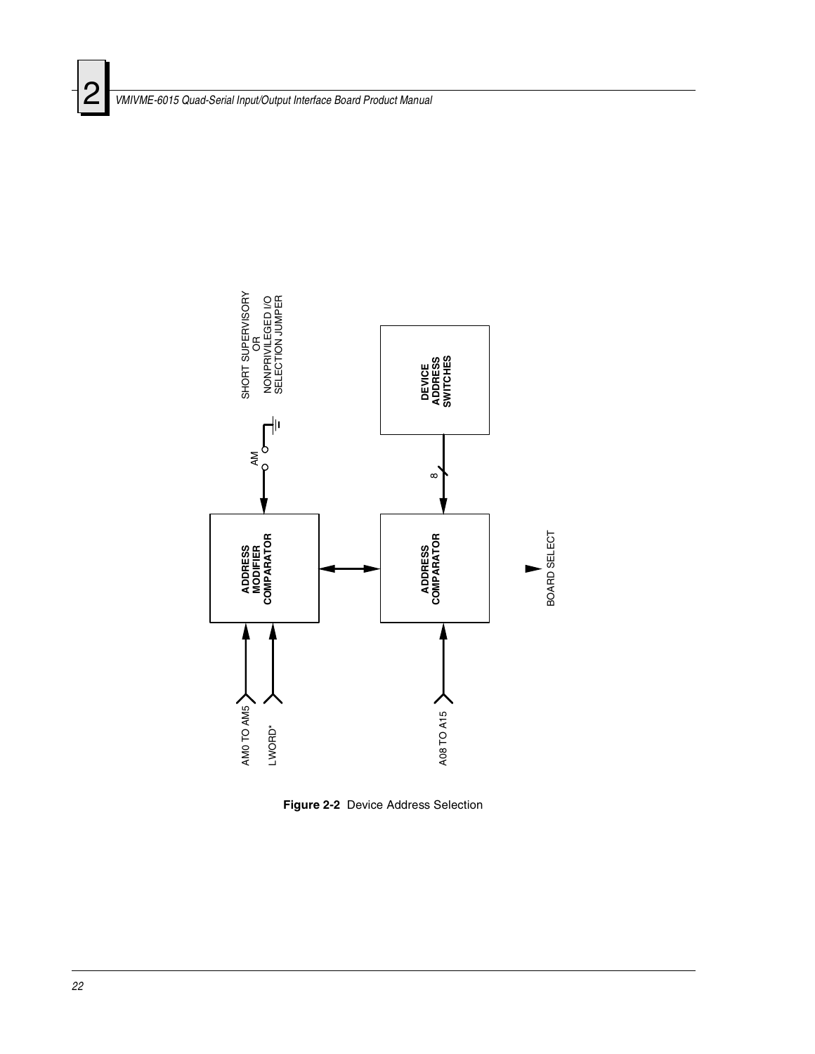SHORT SUPERVISORY
OR
NONPRIVILEGED I/O
SELECTION JUMPER

AM

DEVICE
ADDRESS
SWITCHES

8

ADDRESS
MODIFIER
COMPARATOR

ADDRESS
COMPARATOR

BOARD SELECT

AM0 TO AM5

LWORD*

A08 TO A15

**Figure 2-2** Device Address Selection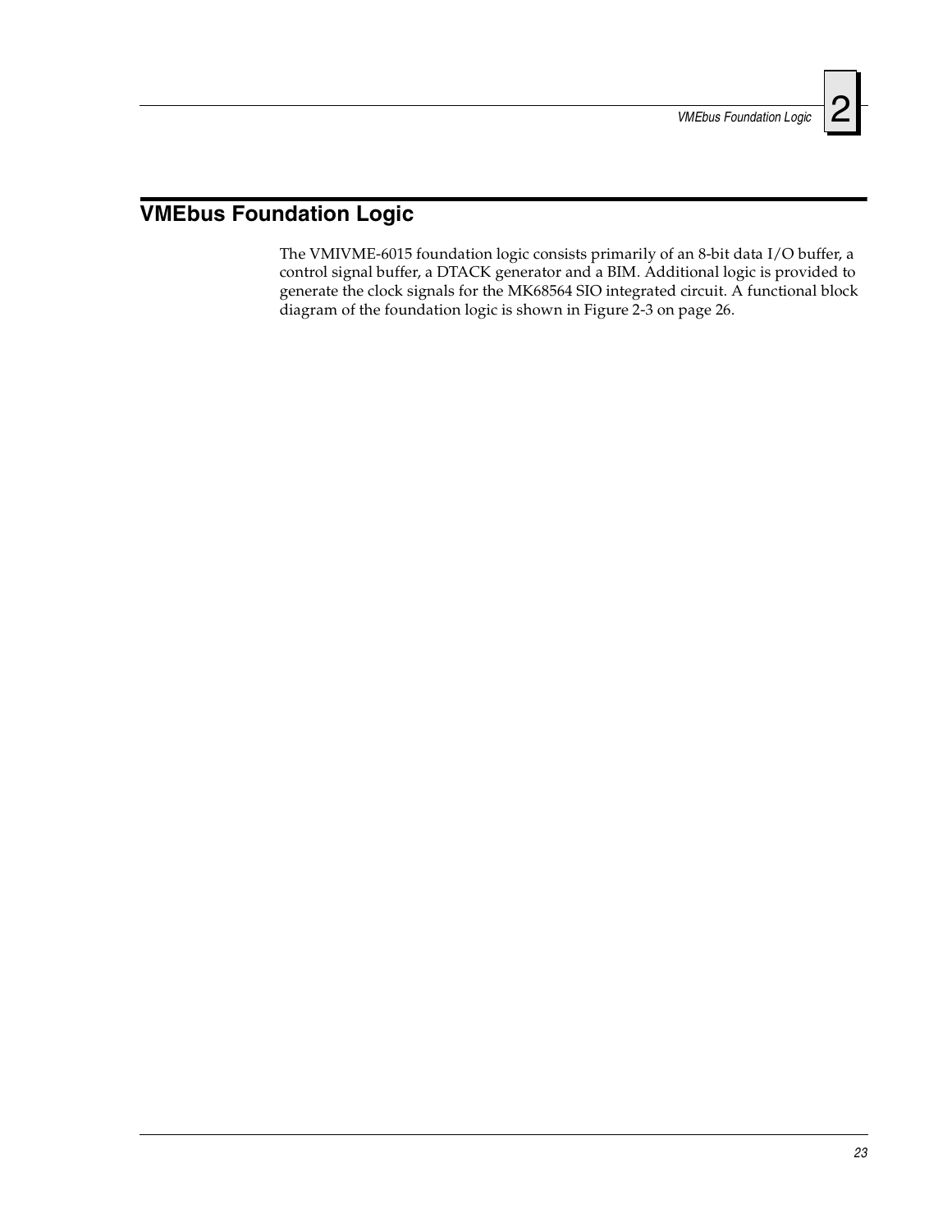## VMEbus Foundation Logic

The VMIVME-6015 foundation logic consists primarily of an 8-bit data I/O buffer, a control signal buffer, a DTACK generator and a BIM. Additional logic is provided to generate the clock signals for the MK68564 SIO integrated circuit. A functional block diagram of the foundation logic is shown in Figure 2-3 on page 26.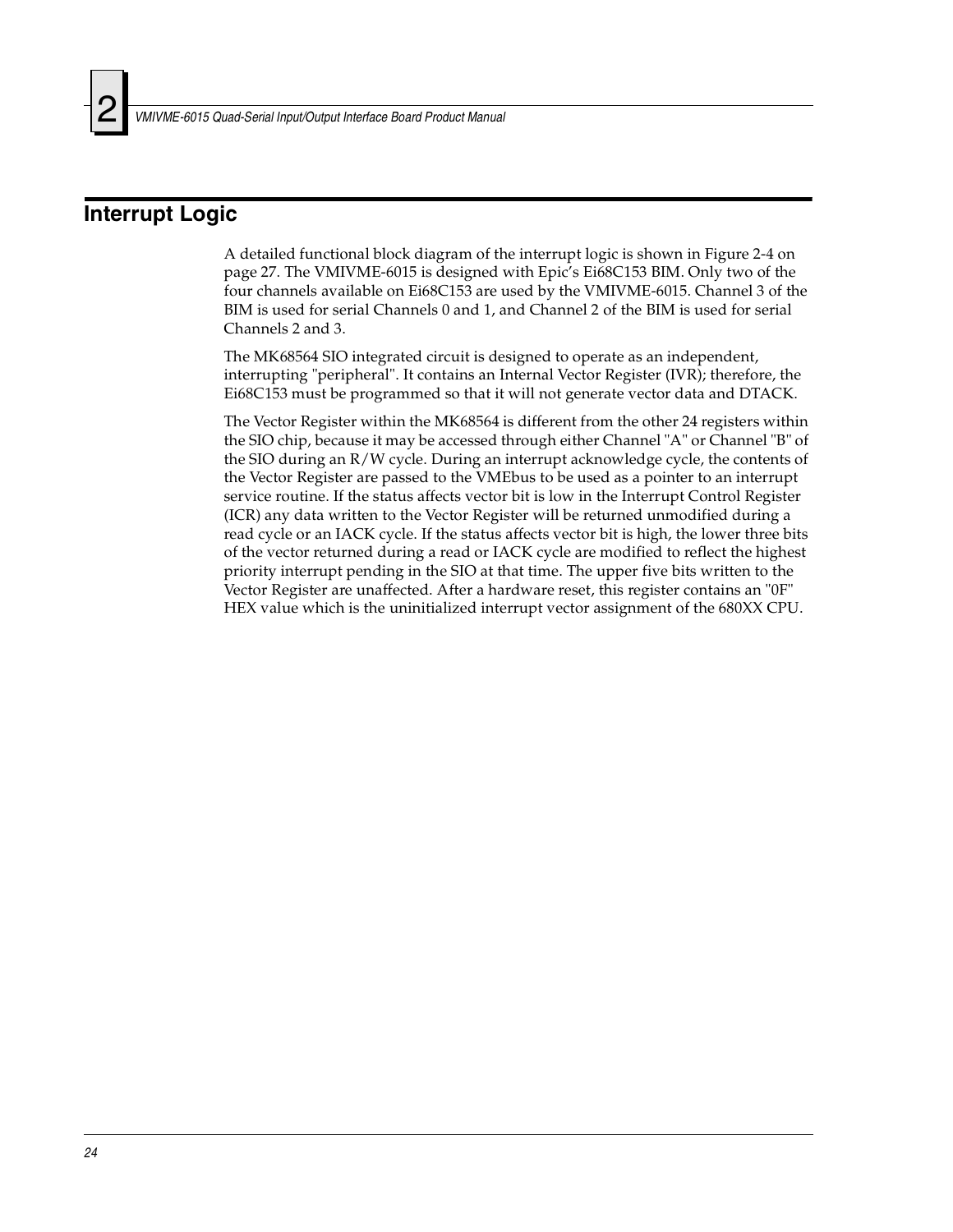## Interrupt Logic

A detailed functional block diagram of the interrupt logic is shown in Figure 2-4 on page 27. The VMIVME-6015 is designed with Epic's Ei68C153 BIM. Only two of the four channels available on Ei68C153 are used by the VMIVME-6015. Channel 3 of the BIM is used for serial Channels 0 and 1, and Channel 2 of the BIM is used for serial Channels 2 and 3.

The MK68564 SIO integrated circuit is designed to operate as an independent, interrupting "peripheral". It contains an Internal Vector Register (IVR); therefore, the Ei68C153 must be programmed so that it will not generate vector data and DTACK.

The Vector Register within the MK68564 is different from the other 24 registers within the SIO chip, because it may be accessed through either Channel "A" or Channel "B" of the SIO during an R/W cycle. During an interrupt acknowledge cycle, the contents of the Vector Register are passed to the VMEbus to be used as a pointer to an interrupt service routine. If the status affects vector bit is low in the Interrupt Control Register (ICR) any data written to the Vector Register will be returned unmodified during a read cycle or an IACK cycle. If the status affects vector bit is high, the lower three bits of the vector returned during a read or IACK cycle are modified to reflect the highest priority interrupt pending in the SIO at that time. The upper five bits written to the Vector Register are unaffected. After a hardware reset, this register contains an "0F" HEX value which is the uninitialized interrupt vector assignment of the 680XX CPU.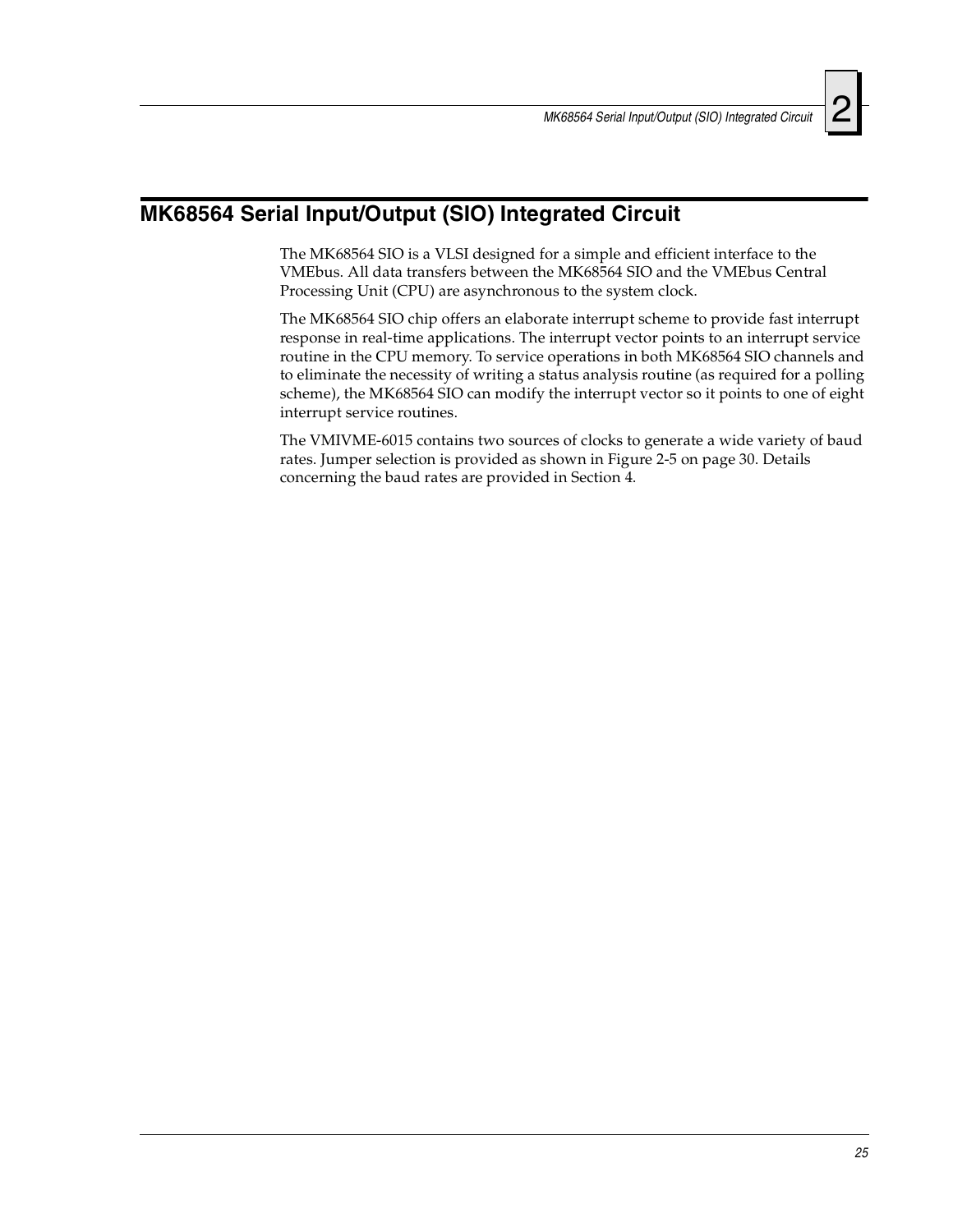## MK68564 Serial Input/Output (SIO) Integrated Circuit

The MK68564 SIO is a VLSI designed for a simple and efficient interface to the VMEbus. All data transfers between the MK68564 SIO and the VMEbus Central Processing Unit (CPU) are asynchronous to the system clock.

The MK68564 SIO chip offers an elaborate interrupt scheme to provide fast interrupt response in real-time applications. The interrupt vector points to an interrupt service routine in the CPU memory. To service operations in both MK68564 SIO channels and to eliminate the necessity of writing a status analysis routine (as required for a polling scheme), the MK68564 SIO can modify the interrupt vector so it points to one of eight interrupt service routines.

The VMIVME-6015 contains two sources of clocks to generate a wide variety of baud rates. Jumper selection is provided as shown in Figure 2-5 on page 30. Details concerning the baud rates are provided in Section 4.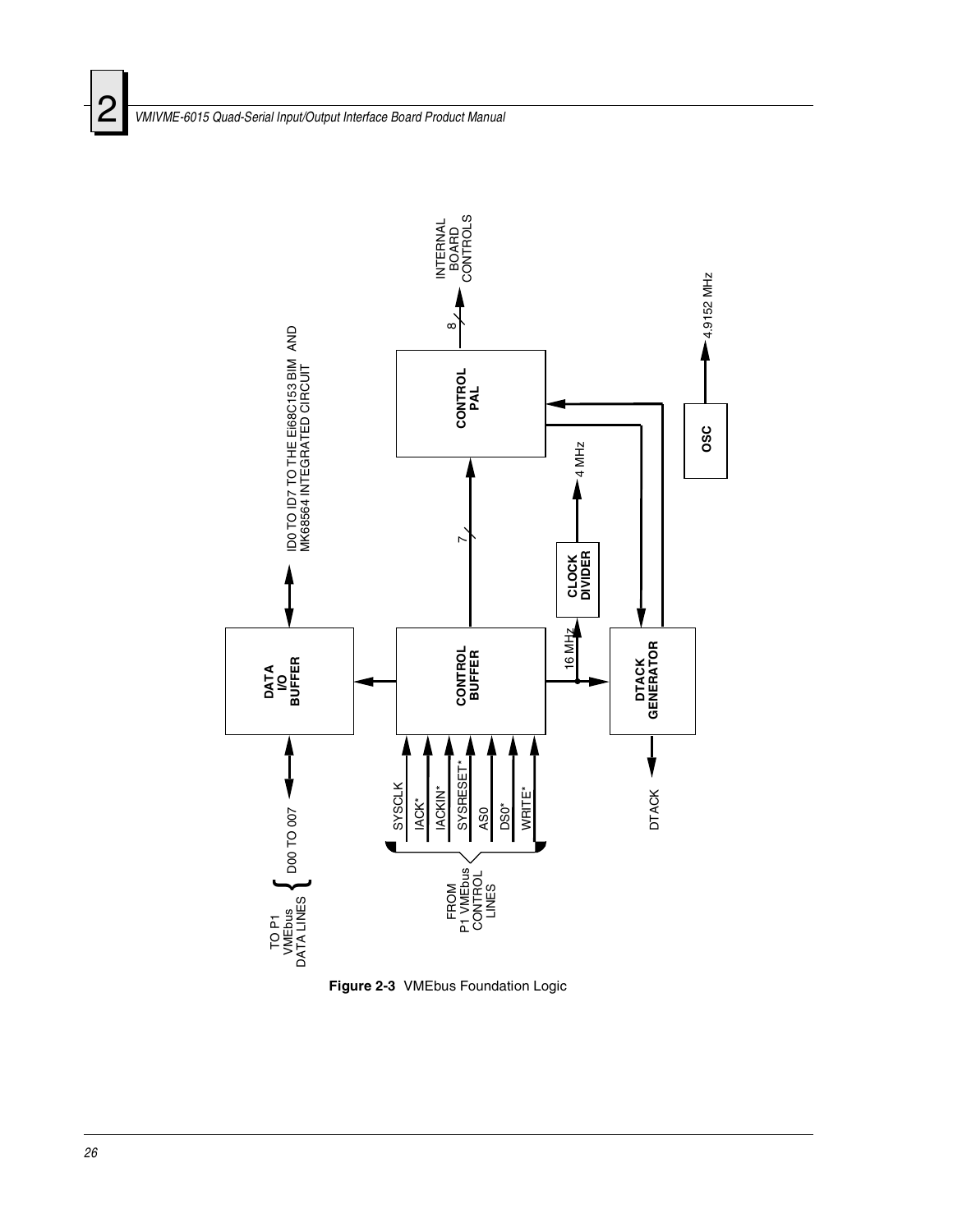INTERNAL BOARD CONTROLS

8

4.9152 MHz

ID0 TO ID7 TO THE Ei68C153 BIM AND MK68564 INTEGRATED CIRCUIT

CONTROL PAL

OSC

4 MHz

7

CLOCK DIVIDER

DATA I/O BUFFER

CONTROL BUFFER

16 MHz

DTACK GENERATOR

SYSCLK

IACK*

IACKIN*

SYSRESET*

AS0

DS0*

WRITE*

DTACK

D00 TO 007

TO P1 VMEbus DATA LINES

FROM P1 VMEbus CONTROL LINES

**Figure 2-3** VMEbus Foundation Logic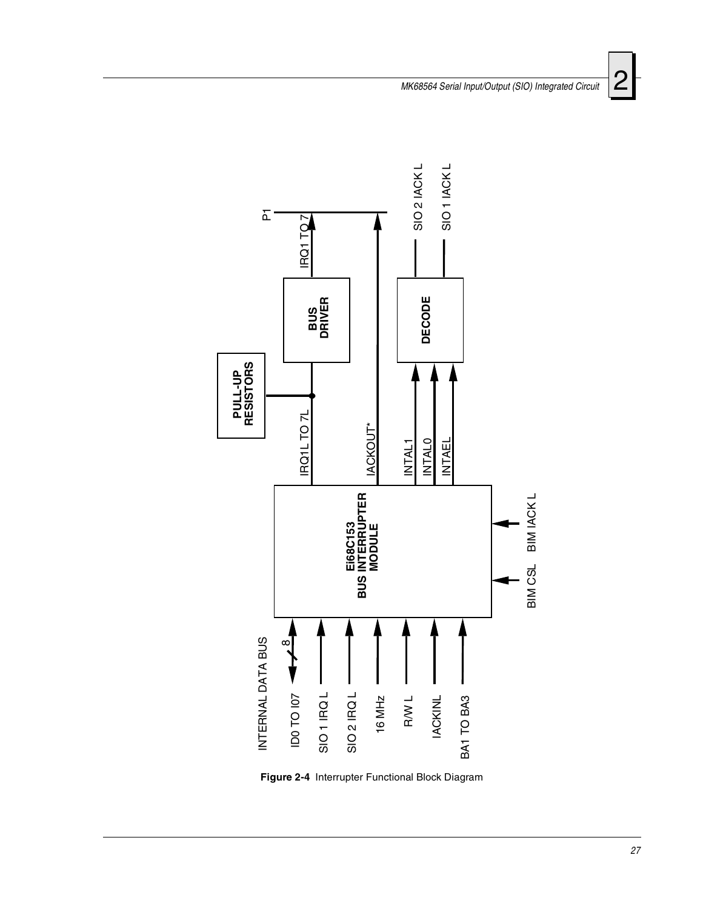**Figure 2-4** Interrupter Functional Block Diagram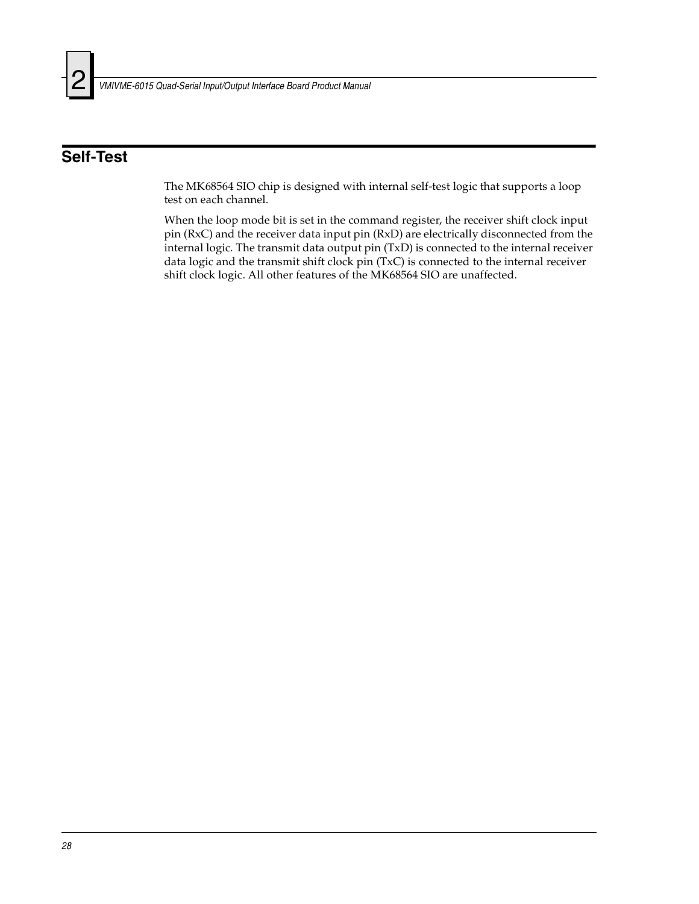## Self-Test

The MK68564 SIO chip is designed with internal self-test logic that supports a loop test on each channel.

When the loop mode bit is set in the command register, the receiver shift clock input pin (RxC) and the receiver data input pin (RxD) are electrically disconnected from the internal logic. The transmit data output pin (TxD) is connected to the internal receiver data logic and the transmit shift clock pin (TxC) is connected to the internal receiver shift clock logic. All other features of the MK68564 SIO are unaffected.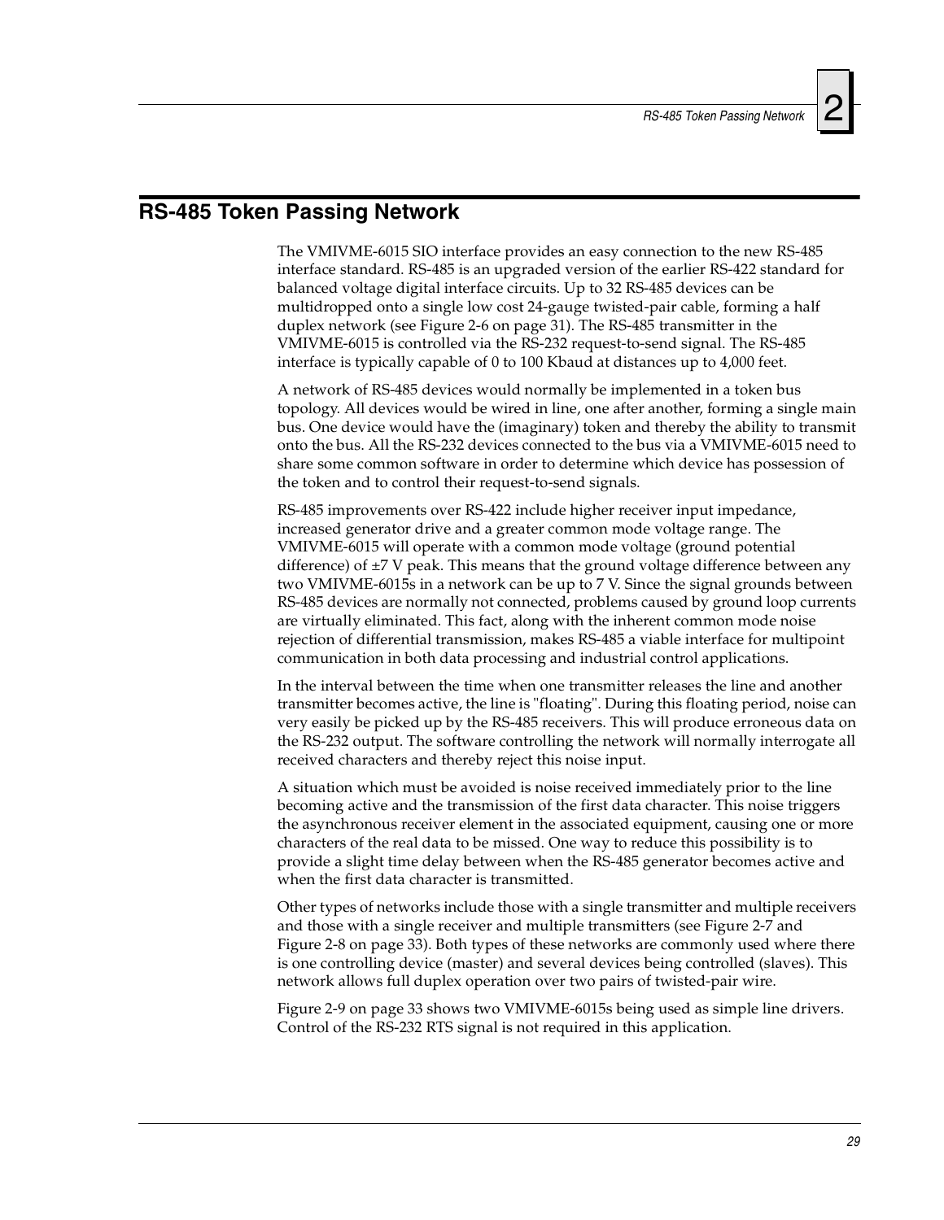## RS-485 Token Passing Network

The VMIVME-6015 SIO interface provides an easy connection to the new RS-485 interface standard. RS-485 is an upgraded version of the earlier RS-422 standard for balanced voltage digital interface circuits. Up to 32 RS-485 devices can be multidropped onto a single low cost 24-gauge twisted-pair cable, forming a half duplex network (see Figure 2-6 on page 31). The RS-485 transmitter in the VMIVME-6015 is controlled via the RS-232 request-to-send signal. The RS-485 interface is typically capable of 0 to 100 Kbaud at distances up to 4,000 feet.

A network of RS-485 devices would normally be implemented in a token bus topology. All devices would be wired in line, one after another, forming a single main bus. One device would have the (imaginary) token and thereby the ability to transmit onto the bus. All the RS-232 devices connected to the bus via a VMIVME-6015 need to share some common software in order to determine which device has possession of the token and to control their request-to-send signals.

RS-485 improvements over RS-422 include higher receiver input impedance, increased generator drive and a greater common mode voltage range. The VMIVME-6015 will operate with a common mode voltage (ground potential difference) of ±7 V peak. This means that the ground voltage difference between any two VMIVME-6015s in a network can be up to 7 V. Since the signal grounds between RS-485 devices are normally not connected, problems caused by ground loop currents are virtually eliminated. This fact, along with the inherent common mode noise rejection of differential transmission, makes RS-485 a viable interface for multipoint communication in both data processing and industrial control applications.

In the interval between the time when one transmitter releases the line and another transmitter becomes active, the line is "floating". During this floating period, noise can very easily be picked up by the RS-485 receivers. This will produce erroneous data on the RS-232 output. The software controlling the network will normally interrogate all received characters and thereby reject this noise input.

A situation which must be avoided is noise received immediately prior to the line becoming active and the transmission of the first data character. This noise triggers the asynchronous receiver element in the associated equipment, causing one or more characters of the real data to be missed. One way to reduce this possibility is to provide a slight time delay between when the RS-485 generator becomes active and when the first data character is transmitted.

Other types of networks include those with a single transmitter and multiple receivers and those with a single receiver and multiple transmitters (see Figure 2-7 and Figure 2-8 on page 33). Both types of these networks are commonly used where there is one controlling device (master) and several devices being controlled (slaves). This network allows full duplex operation over two pairs of twisted-pair wire.

Figure 2-9 on page 33 shows two VMIVME-6015s being used as simple line drivers. Control of the RS-232 RTS signal is not required in this application.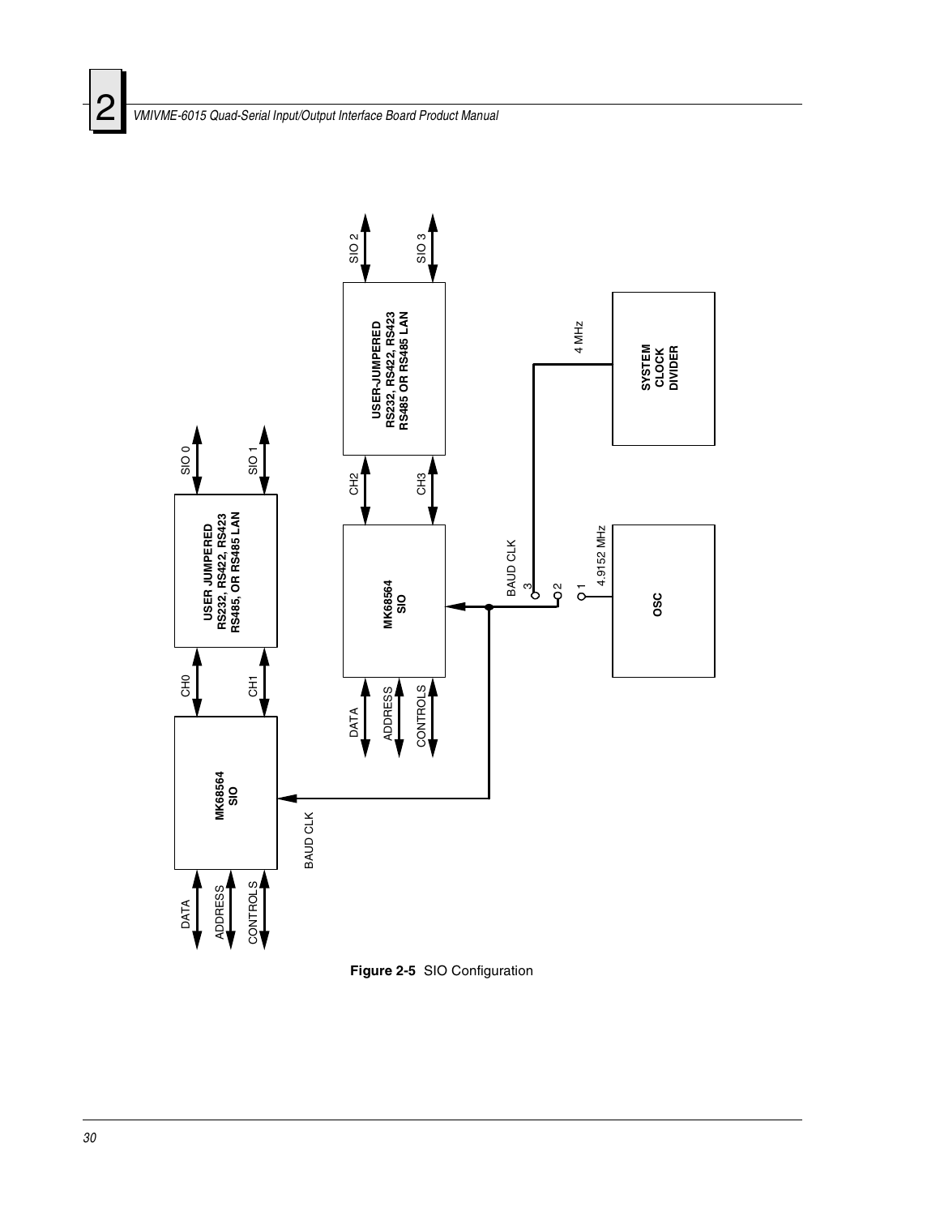SIO 2

SIO 3

USER-JUMPERED
RS232, RS422, RS423
RS485 OR RS485 LAN

SIO 0

SIO 1

USER JUMPERED
RS232, RS422, RS423
RS485, OR RS485 LAN

CH0

CH1

MK68564
SIO

BAUD CLK

DATA

ADDRESS

CONTROLS

CH2

CH3

MK68564
SIO

DATA

ADDRESS

CONTROLS

BAUD CLK

3

2

1

4 MHz

SYSTEM
CLOCK
DIVIDER

4.9152 MHz

OSC

**Figure 2-5** SIO Configuration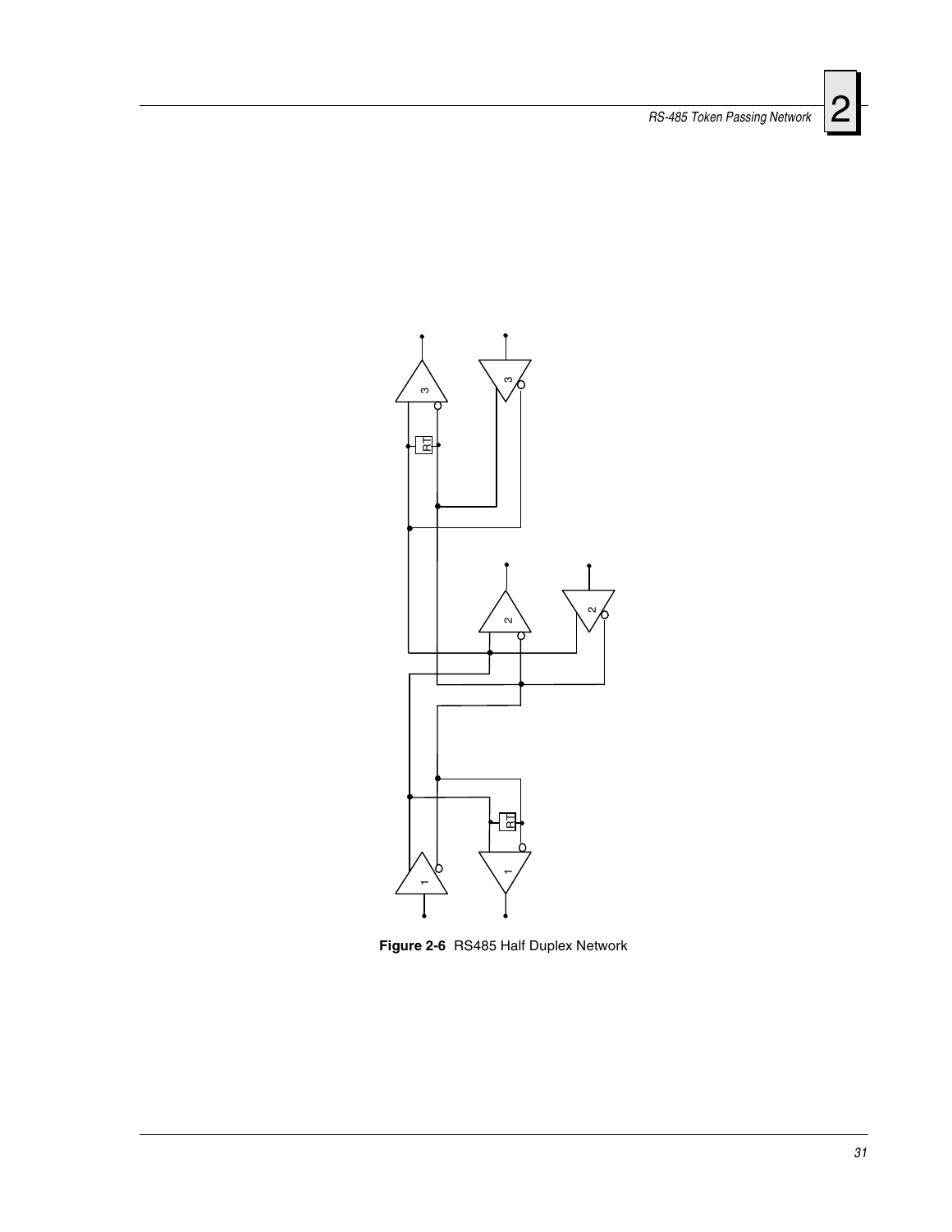3

3

RT

2

2

RT

1

1

**Figure 2-6** RS485 Half Duplex Network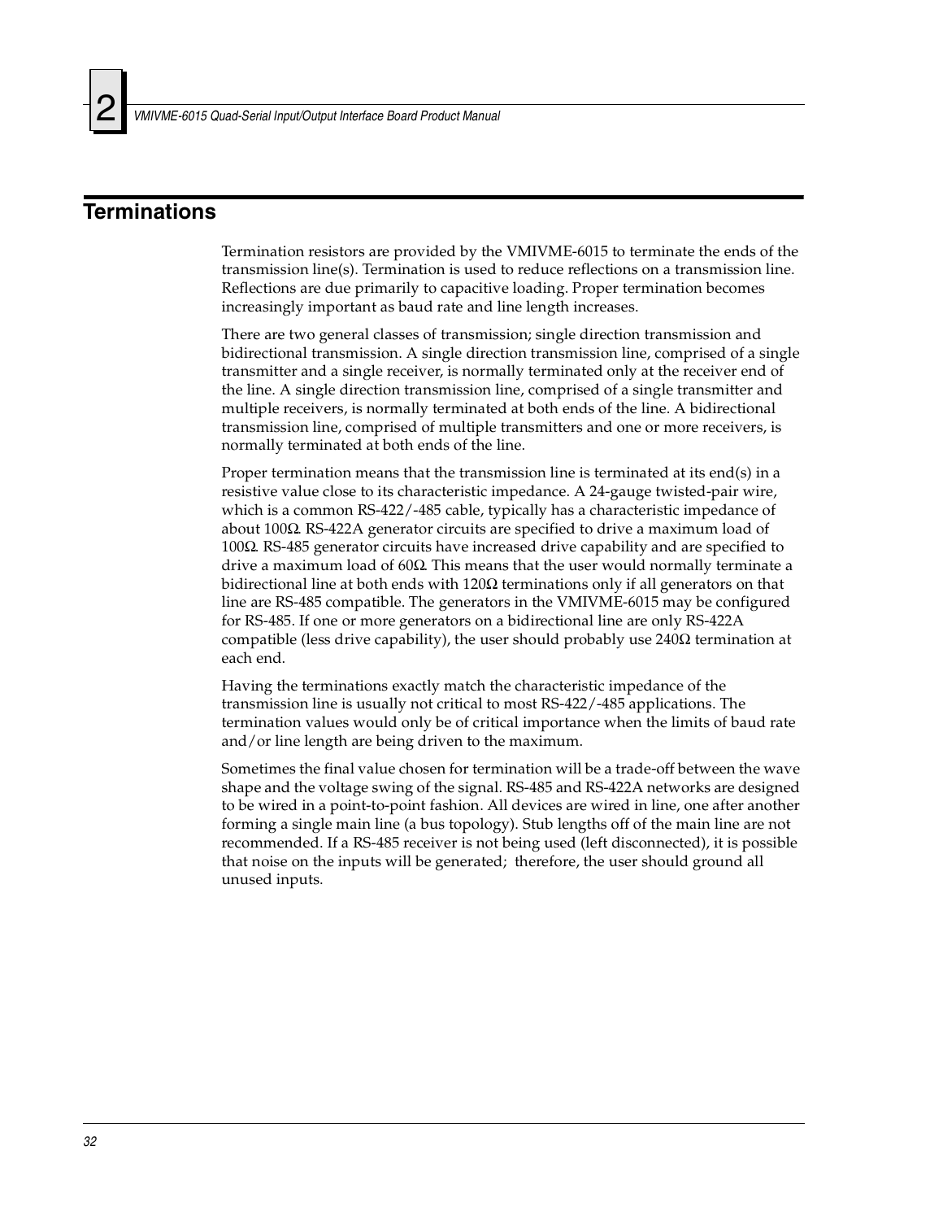## Terminations

Termination resistors are provided by the VMIVME-6015 to terminate the ends of the transmission line(s). Termination is used to reduce reflections on a transmission line. Reflections are due primarily to capacitive loading. Proper termination becomes increasingly important as baud rate and line length increases.

There are two general classes of transmission; single direction transmission and bidirectional transmission. A single direction transmission line, comprised of a single transmitter and a single receiver, is normally terminated only at the receiver end of the line. A single direction transmission line, comprised of a single transmitter and multiple receivers, is normally terminated at both ends of the line. A bidirectional transmission line, comprised of multiple transmitters and one or more receivers, is normally terminated at both ends of the line.

Proper termination means that the transmission line is terminated at its end(s) in a resistive value close to its characteristic impedance. A 24-gauge twisted-pair wire, which is a common RS-422/-485 cable, typically has a characteristic impedance of about 100Ω. RS-422A generator circuits are specified to drive a maximum load of 100Ω. RS-485 generator circuits have increased drive capability and are specified to drive a maximum load of 60Ω. This means that the user would normally terminate a bidirectional line at both ends with 120Ω terminations only if all generators on that line are RS-485 compatible. The generators in the VMIVME-6015 may be configured for RS-485. If one or more generators on a bidirectional line are only RS-422A compatible (less drive capability), the user should probably use 240Ω termination at each end.

Having the terminations exactly match the characteristic impedance of the transmission line is usually not critical to most RS-422/-485 applications. The termination values would only be of critical importance when the limits of baud rate and/or line length are being driven to the maximum.

Sometimes the final value chosen for termination will be a trade-off between the wave shape and the voltage swing of the signal. RS-485 and RS-422A networks are designed to be wired in a point-to-point fashion. All devices are wired in line, one after another forming a single main line (a bus topology). Stub lengths off of the main line are not recommended. If a RS-485 receiver is not being used (left disconnected), it is possible that noise on the inputs will be generated; therefore, the user should ground all unused inputs.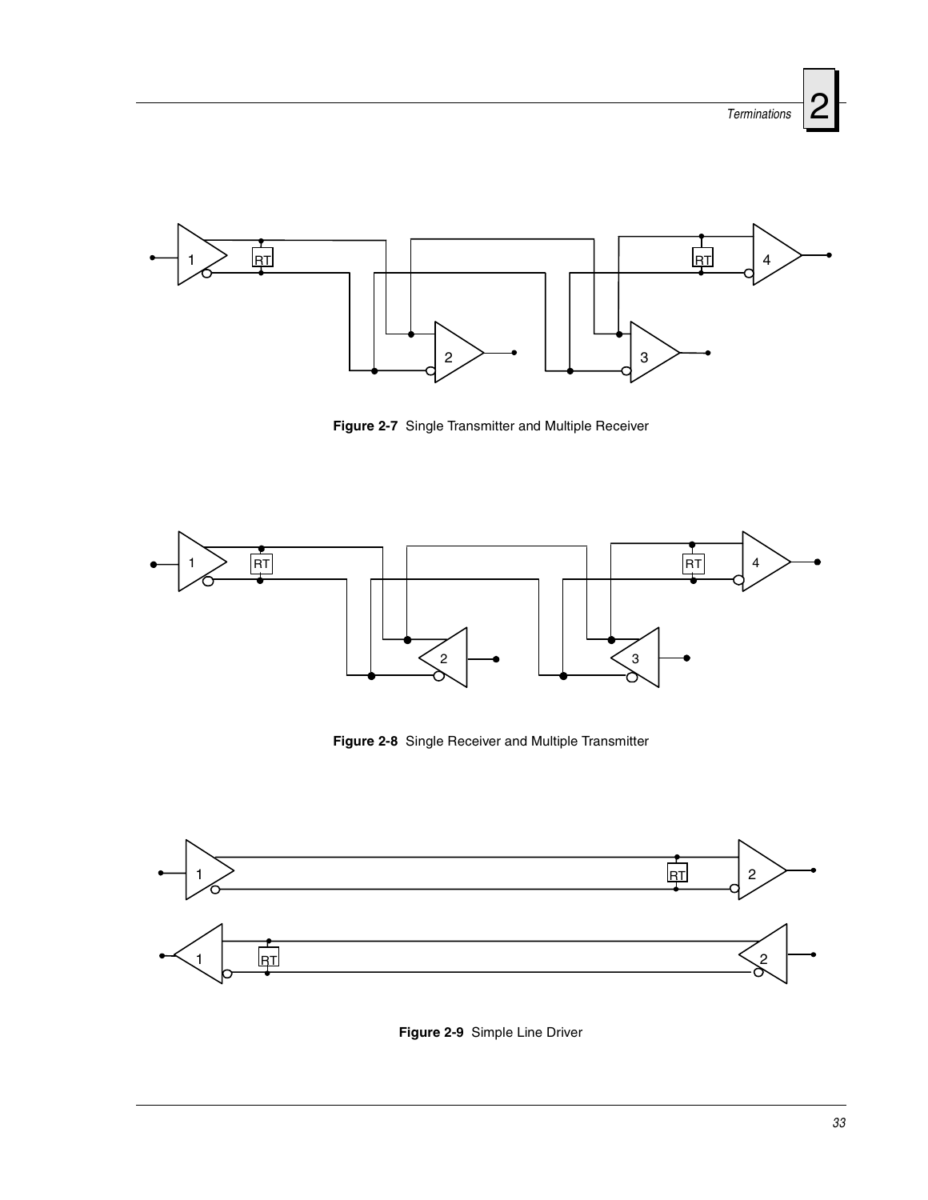1 RT RT 4

2

3

Figure 2-7 Single Transmitter and Multiple Receiver

1 RT RT 4

2

3

Figure 2-8 Single Receiver and Multiple Transmitter

1 RT 2

1 RT 2

Figure 2-9 Simple Line Driver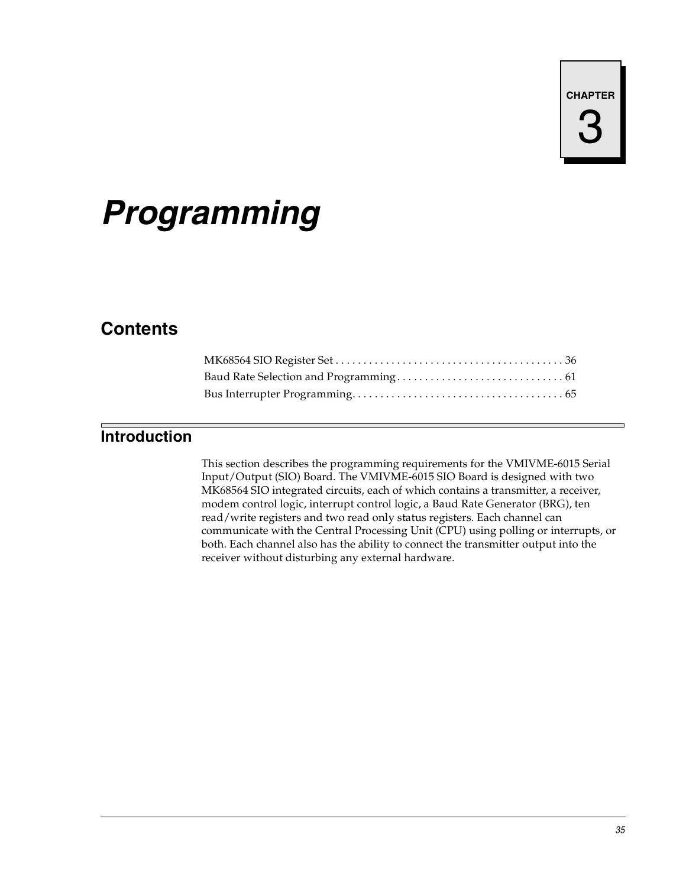CHAPTER 3

# Programming

## Contents

MK68564 SIO Register Set . . . . . . . . . . . . . . . . . . . . . . . . . . . . . . . . . . . . . . . . 36
Baud Rate Selection and Programming . . . . . . . . . . . . . . . . . . . . . . . . . . . . . 61
Bus Interrupter Programming. . . . . . . . . . . . . . . . . . . . . . . . . . . . . . . . . . . . . 65

## Introduction

This section describes the programming requirements for the VMIVME-6015 Serial Input/Output (SIO) Board. The VMIVME-6015 SIO Board is designed with two MK68564 SIO integrated circuits, each of which contains a transmitter, a receiver, modem control logic, interrupt control logic, a Baud Rate Generator (BRG), ten read/write registers and two read only status registers. Each channel can communicate with the Central Processing Unit (CPU) using polling or interrupts, or both. Each channel also has the ability to connect the transmitter output into the receiver without disturbing any external hardware.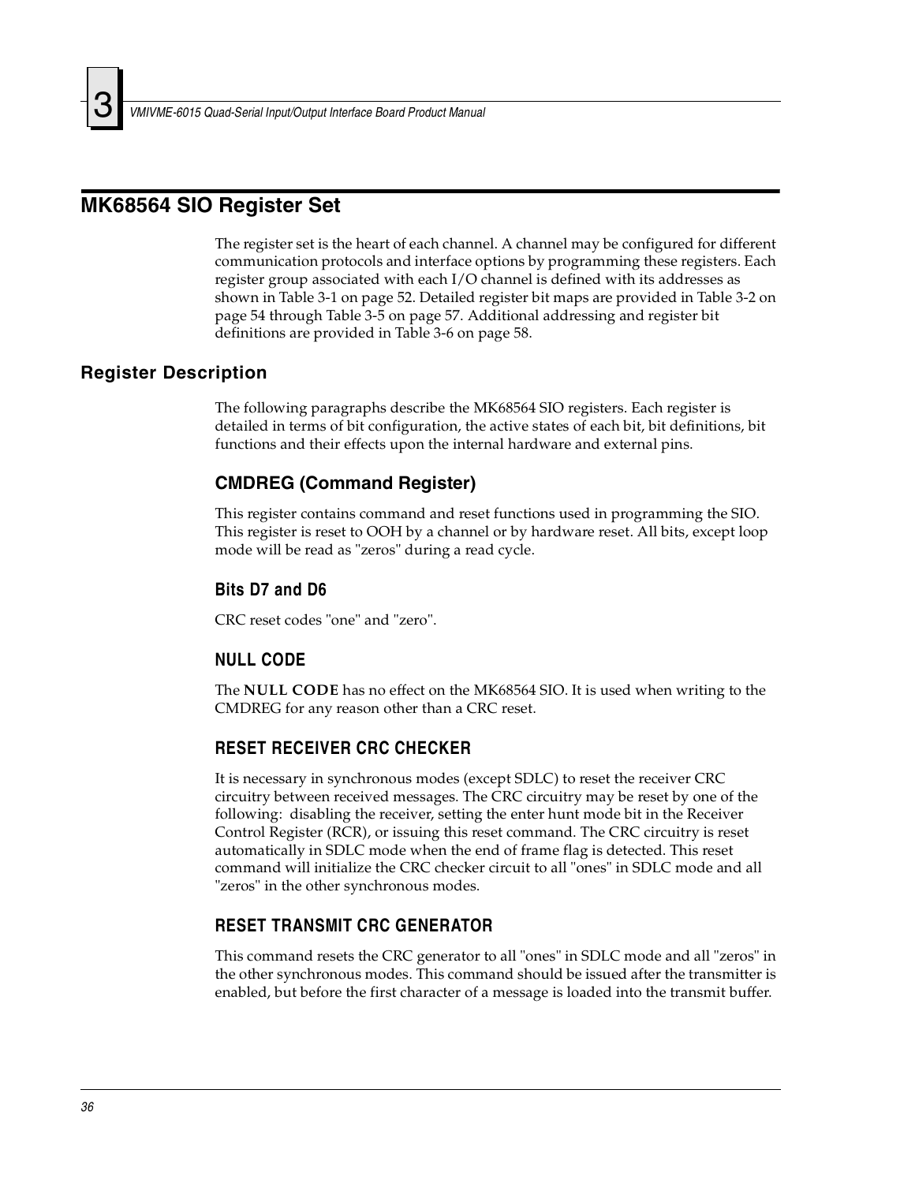# MK68564 SIO Register Set

The register set is the heart of each channel. A channel may be configured for different communication protocols and interface options by programming these registers. Each register group associated with each I/O channel is defined with its addresses as shown in Table 3-1 on page 52. Detailed register bit maps are provided in Table 3-2 on page 54 through Table 3-5 on page 57. Additional addressing and register bit definitions are provided in Table 3-6 on page 58.

## Register Description

The following paragraphs describe the MK68564 SIO registers. Each register is detailed in terms of bit configuration, the active states of each bit, bit definitions, bit functions and their effects upon the internal hardware and external pins.

### CMDREG (Command Register)

This register contains command and reset functions used in programming the SIO. This register is reset to OOH by a channel or by hardware reset. All bits, except loop mode will be read as "zeros" during a read cycle.

#### Bits D7 and D6

CRC reset codes "one" and "zero".

#### NULL CODE

The **NULL CODE** has no effect on the MK68564 SIO. It is used when writing to the CMDREG for any reason other than a CRC reset.

#### RESET RECEIVER CRC CHECKER

It is necessary in synchronous modes (except SDLC) to reset the receiver CRC circuitry between received messages. The CRC circuitry may be reset by one of the following: disabling the receiver, setting the enter hunt mode bit in the Receiver Control Register (RCR), or issuing this reset command. The CRC circuitry is reset automatically in SDLC mode when the end of frame flag is detected. This reset command will initialize the CRC checker circuit to all "ones" in SDLC mode and all "zeros" in the other synchronous modes.

#### RESET TRANSMIT CRC GENERATOR

This command resets the CRC generator to all "ones" in SDLC mode and all "zeros" in the other synchronous modes. This command should be issued after the transmitter is enabled, but before the first character of a message is loaded into the transmit buffer.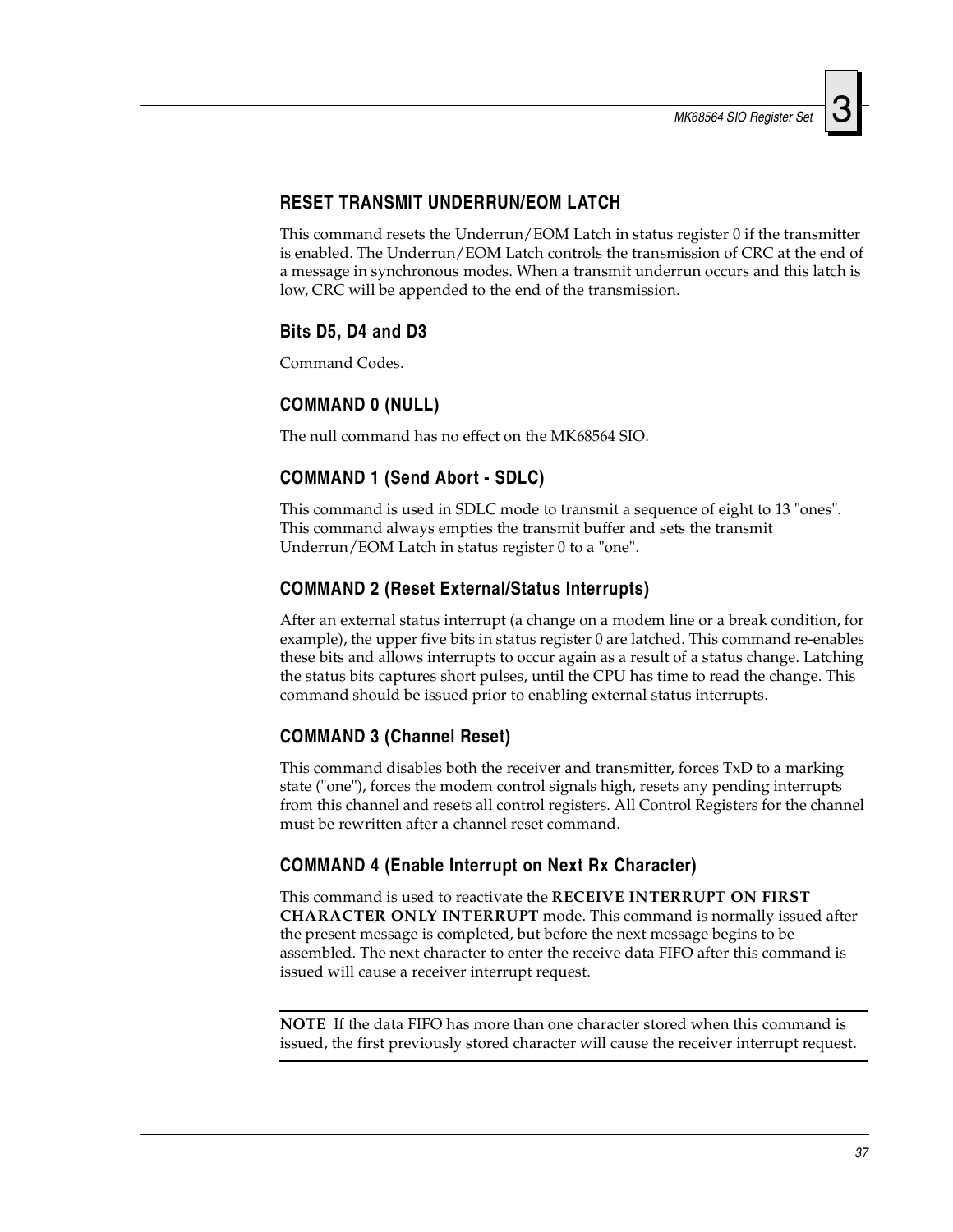### RESET TRANSMIT UNDERRUN/EOM LATCH

This command resets the Underrun/EOM Latch in status register 0 if the transmitter is enabled. The Underrun/EOM Latch controls the transmission of CRC at the end of a message in synchronous modes. When a transmit underrun occurs and this latch is low, CRC will be appended to the end of the transmission.

### Bits D5, D4 and D3

Command Codes.

### COMMAND 0 (NULL)

The null command has no effect on the MK68564 SIO.

### COMMAND 1 (Send Abort - SDLC)

This command is used in SDLC mode to transmit a sequence of eight to 13 "ones". This command always empties the transmit buffer and sets the transmit Underrun/EOM Latch in status register 0 to a "one".

### COMMAND 2 (Reset External/Status Interrupts)

After an external status interrupt (a change on a modem line or a break condition, for example), the upper five bits in status register 0 are latched. This command re-enables these bits and allows interrupts to occur again as a result of a status change. Latching the status bits captures short pulses, until the CPU has time to read the change. This command should be issued prior to enabling external status interrupts.

### COMMAND 3 (Channel Reset)

This command disables both the receiver and transmitter, forces TxD to a marking state ("one"), forces the modem control signals high, resets any pending interrupts from this channel and resets all control registers. All Control Registers for the channel must be rewritten after a channel reset command.

### COMMAND 4 (Enable Interrupt on Next Rx Character)

This command is used to reactivate the **RECEIVE INTERRUPT ON FIRST CHARACTER ONLY INTERRUPT** mode. This command is normally issued after the present message is completed, but before the next message begins to be assembled. The next character to enter the receive data FIFO after this command is issued will cause a receiver interrupt request.

---

**NOTE** If the data FIFO has more than one character stored when this command is issued, the first previously stored character will cause the receiver interrupt request.

---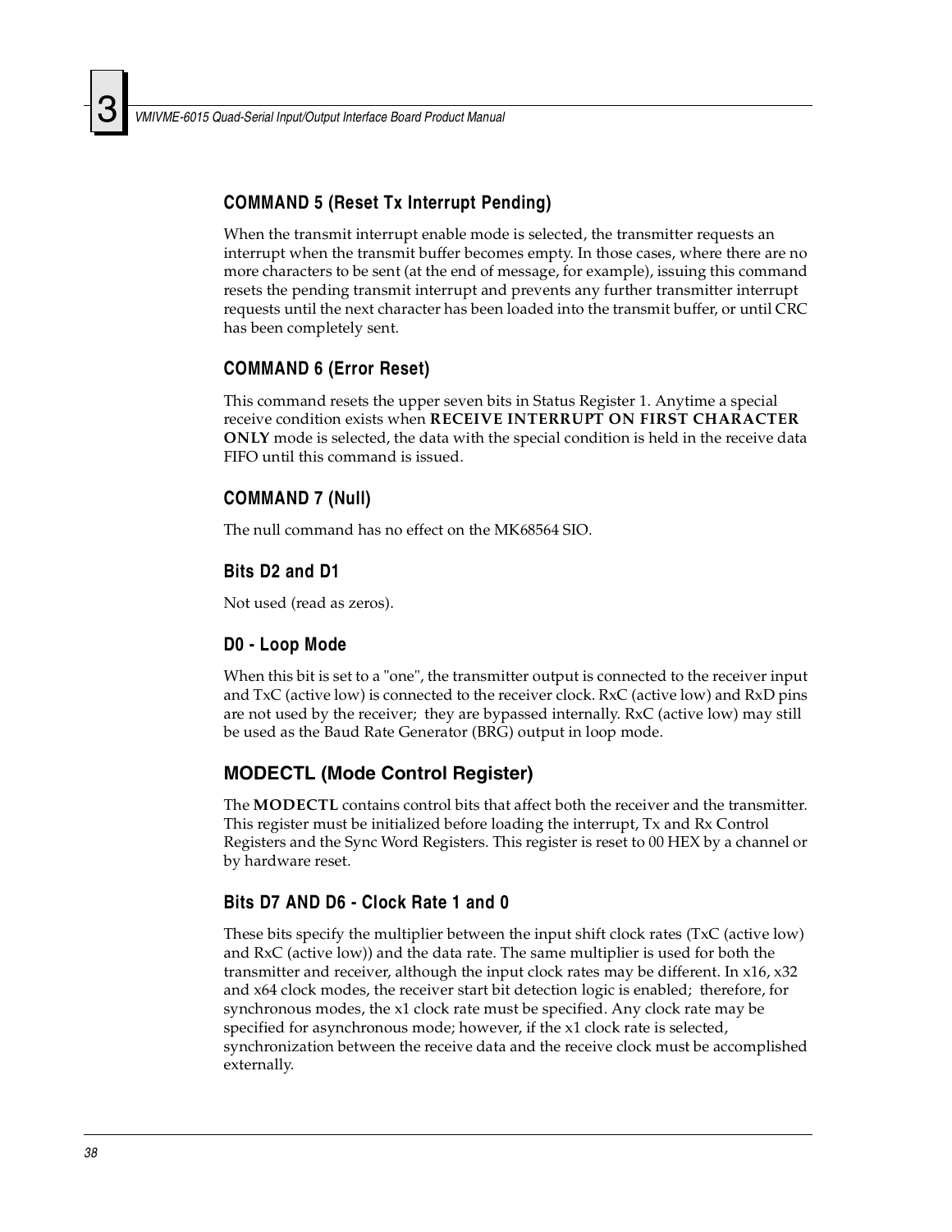### COMMAND 5 (Reset Tx Interrupt Pending)

When the transmit interrupt enable mode is selected, the transmitter requests an interrupt when the transmit buffer becomes empty. In those cases, where there are no more characters to be sent (at the end of message, for example), issuing this command resets the pending transmit interrupt and prevents any further transmitter interrupt requests until the next character has been loaded into the transmit buffer, or until CRC has been completely sent.

### COMMAND 6 (Error Reset)

This command resets the upper seven bits in Status Register 1. Anytime a special receive condition exists when **RECEIVE INTERRUPT ON FIRST CHARACTER ONLY** mode is selected, the data with the special condition is held in the receive data FIFO until this command is issued.

### COMMAND 7 (Null)

The null command has no effect on the MK68564 SIO.

### Bits D2 and D1

Not used (read as zeros).

### D0 - Loop Mode

When this bit is set to a "one", the transmitter output is connected to the receiver input and TxC (active low) is connected to the receiver clock. RxC (active low) and RxD pins are not used by the receiver; they are bypassed internally. RxC (active low) may still be used as the Baud Rate Generator (BRG) output in loop mode.

## MODECTL (Mode Control Register)

The **MODECTL** contains control bits that affect both the receiver and the transmitter. This register must be initialized before loading the interrupt, Tx and Rx Control Registers and the Sync Word Registers. This register is reset to 00 HEX by a channel or by hardware reset.

### Bits D7 AND D6 - Clock Rate 1 and 0

These bits specify the multiplier between the input shift clock rates (TxC (active low) and RxC (active low)) and the data rate. The same multiplier is used for both the transmitter and receiver, although the input clock rates may be different. In x16, x32 and x64 clock modes, the receiver start bit detection logic is enabled; therefore, for synchronous modes, the x1 clock rate must be specified. Any clock rate may be specified for asynchronous mode; however, if the x1 clock rate is selected, synchronization between the receive data and the receive clock must be accomplished externally.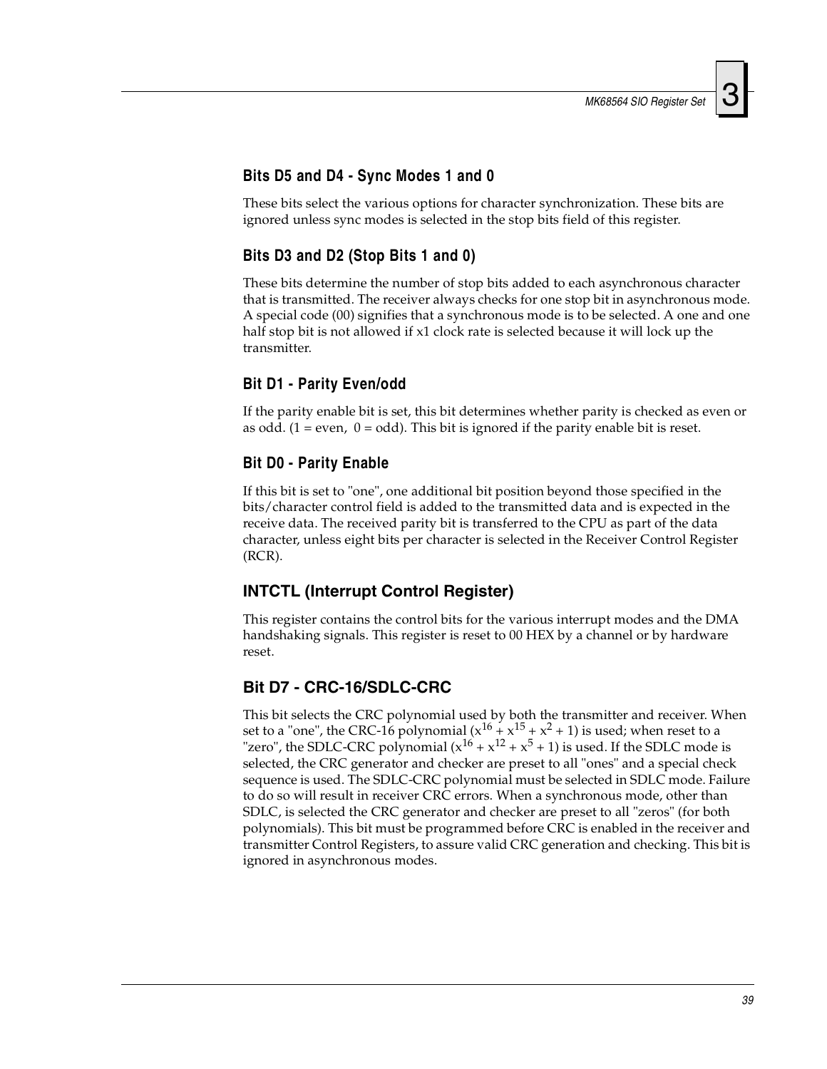### Bits D5 and D4 - Sync Modes 1 and 0

These bits select the various options for character synchronization. These bits are ignored unless sync modes is selected in the stop bits field of this register.

### Bits D3 and D2 (Stop Bits 1 and 0)

These bits determine the number of stop bits added to each asynchronous character that is transmitted. The receiver always checks for one stop bit in asynchronous mode. A special code (00) signifies that a synchronous mode is to be selected. A one and one half stop bit is not allowed if x1 clock rate is selected because it will lock up the transmitter.

### Bit D1 - Parity Even/odd

If the parity enable bit is set, this bit determines whether parity is checked as even or as odd. (1 = even, 0 = odd). This bit is ignored if the parity enable bit is reset.

### Bit D0 - Parity Enable

If this bit is set to "one", one additional bit position beyond those specified in the bits/character control field is added to the transmitted data and is expected in the receive data. The received parity bit is transferred to the CPU as part of the data character, unless eight bits per character is selected in the Receiver Control Register (RCR).

## INTCTL (Interrupt Control Register)

This register contains the control bits for the various interrupt modes and the DMA handshaking signals. This register is reset to 00 HEX by a channel or by hardware reset.

## Bit D7 - CRC-16/SDLC-CRC

This bit selects the CRC polynomial used by both the transmitter and receiver. When set to a "one", the CRC-16 polynomial ($x^{16} + x^{15} + x^2 + 1$) is used; when reset to a "zero", the SDLC-CRC polynomial ($x^{16} + x^{12} + x^5 + 1$) is used. If the SDLC mode is selected, the CRC generator and checker are preset to all "ones" and a special check sequence is used. The SDLC-CRC polynomial must be selected in SDLC mode. Failure to do so will result in receiver CRC errors. When a synchronous mode, other than SDLC, is selected the CRC generator and checker are preset to all "zeros" (for both polynomials). This bit must be programmed before CRC is enabled in the receiver and transmitter Control Registers, to assure valid CRC generation and checking. This bit is ignored in asynchronous modes.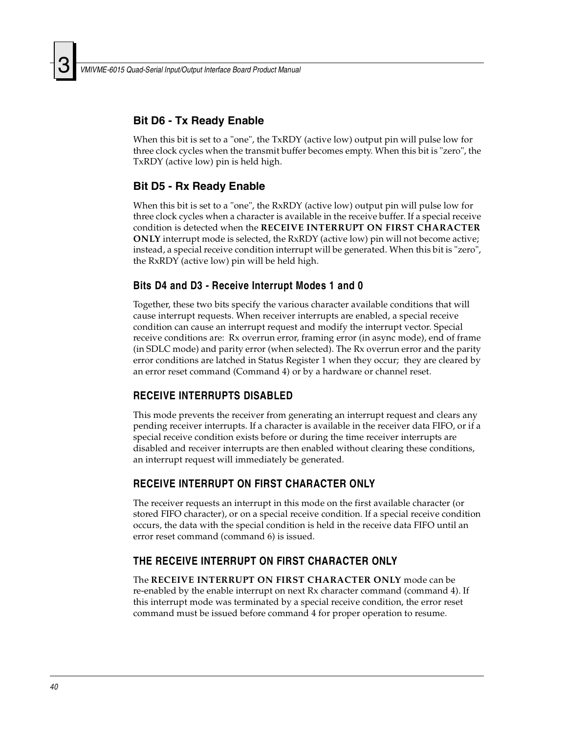### Bit D6 - Tx Ready Enable

When this bit is set to a "one", the TxRDY (active low) output pin will pulse low for three clock cycles when the transmit buffer becomes empty. When this bit is "zero", the TxRDY (active low) pin is held high.

### Bit D5 - Rx Ready Enable

When this bit is set to a "one", the RxRDY (active low) output pin will pulse low for three clock cycles when a character is available in the receive buffer. If a special receive condition is detected when the **RECEIVE INTERRUPT ON FIRST CHARACTER ONLY** interrupt mode is selected, the RxRDY (active low) pin will not become active; instead, a special receive condition interrupt will be generated. When this bit is "zero", the RxRDY (active low) pin will be held high.

#### Bits D4 and D3 - Receive Interrupt Modes 1 and 0

Together, these two bits specify the various character available conditions that will cause interrupt requests. When receiver interrupts are enabled, a special receive condition can cause an interrupt request and modify the interrupt vector. Special receive conditions are: Rx overrun error, framing error (in async mode), end of frame (in SDLC mode) and parity error (when selected). The Rx overrun error and the parity error conditions are latched in Status Register 1 when they occur; they are cleared by an error reset command (Command 4) or by a hardware or channel reset.

#### RECEIVE INTERRUPTS DISABLED

This mode prevents the receiver from generating an interrupt request and clears any pending receiver interrupts. If a character is available in the receiver data FIFO, or if a special receive condition exists before or during the time receiver interrupts are disabled and receiver interrupts are then enabled without clearing these conditions, an interrupt request will immediately be generated.

#### RECEIVE INTERRUPT ON FIRST CHARACTER ONLY

The receiver requests an interrupt in this mode on the first available character (or stored FIFO character), or on a special receive condition. If a special receive condition occurs, the data with the special condition is held in the receive data FIFO until an error reset command (command 6) is issued.

#### THE RECEIVE INTERRUPT ON FIRST CHARACTER ONLY

The **RECEIVE INTERRUPT ON FIRST CHARACTER ONLY** mode can be re-enabled by the enable interrupt on next Rx character command (command 4). If this interrupt mode was terminated by a special receive condition, the error reset command must be issued before command 4 for proper operation to resume.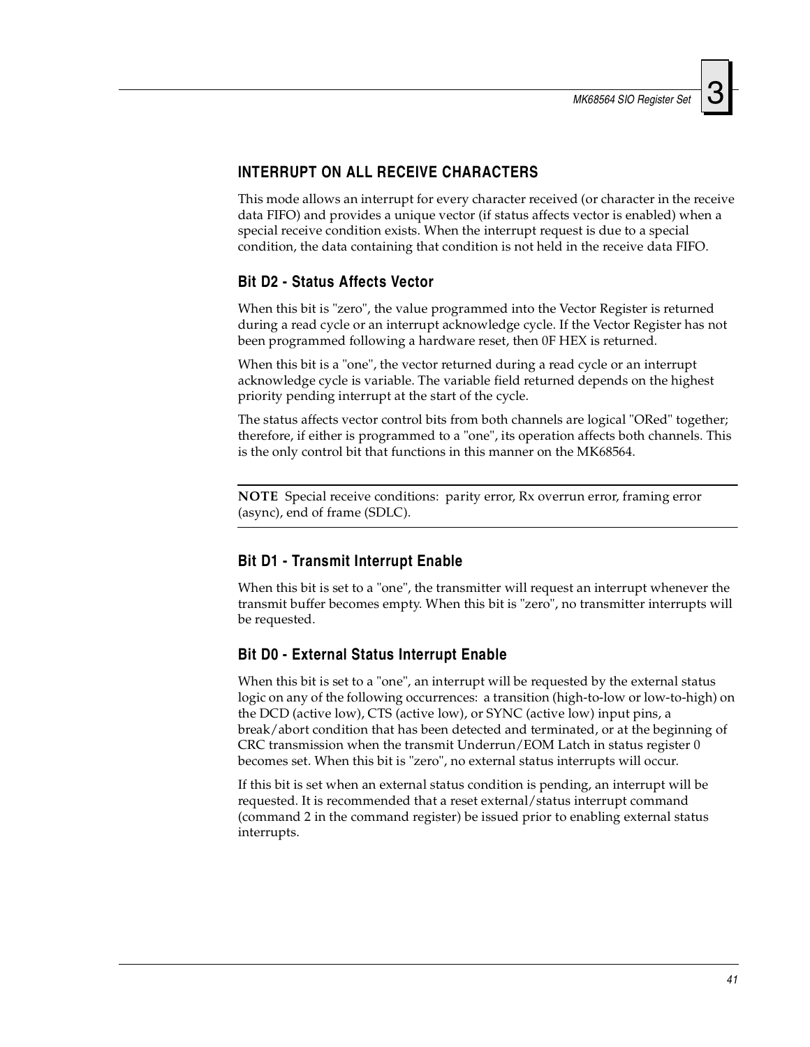## INTERRUPT ON ALL RECEIVE CHARACTERS

This mode allows an interrupt for every character received (or character in the receive data FIFO) and provides a unique vector (if status affects vector is enabled) when a special receive condition exists. When the interrupt request is due to a special condition, the data containing that condition is not held in the receive data FIFO.

### Bit D2 - Status Affects Vector

When this bit is "zero", the value programmed into the Vector Register is returned during a read cycle or an interrupt acknowledge cycle. If the Vector Register has not been programmed following a hardware reset, then 0F HEX is returned.

When this bit is a "one", the vector returned during a read cycle or an interrupt acknowledge cycle is variable. The variable field returned depends on the highest priority pending interrupt at the start of the cycle.

The status affects vector control bits from both channels are logical "ORed" together; therefore, if either is programmed to a "one", its operation affects both channels. This is the only control bit that functions in this manner on the MK68564.

---

**NOTE** Special receive conditions: parity error, Rx overrun error, framing error (async), end of frame (SDLC).

---

### Bit D1 - Transmit Interrupt Enable

When this bit is set to a "one", the transmitter will request an interrupt whenever the transmit buffer becomes empty. When this bit is "zero", no transmitter interrupts will be requested.

### Bit D0 - External Status Interrupt Enable

When this bit is set to a "one", an interrupt will be requested by the external status logic on any of the following occurrences: a transition (high-to-low or low-to-high) on the DCD (active low), CTS (active low), or SYNC (active low) input pins, a break/abort condition that has been detected and terminated, or at the beginning of CRC transmission when the transmit Underrun/EOM Latch in status register 0 becomes set. When this bit is "zero", no external status interrupts will occur.

If this bit is set when an external status condition is pending, an interrupt will be requested. It is recommended that a reset external/status interrupt command (command 2 in the command register) be issued prior to enabling external status interrupts.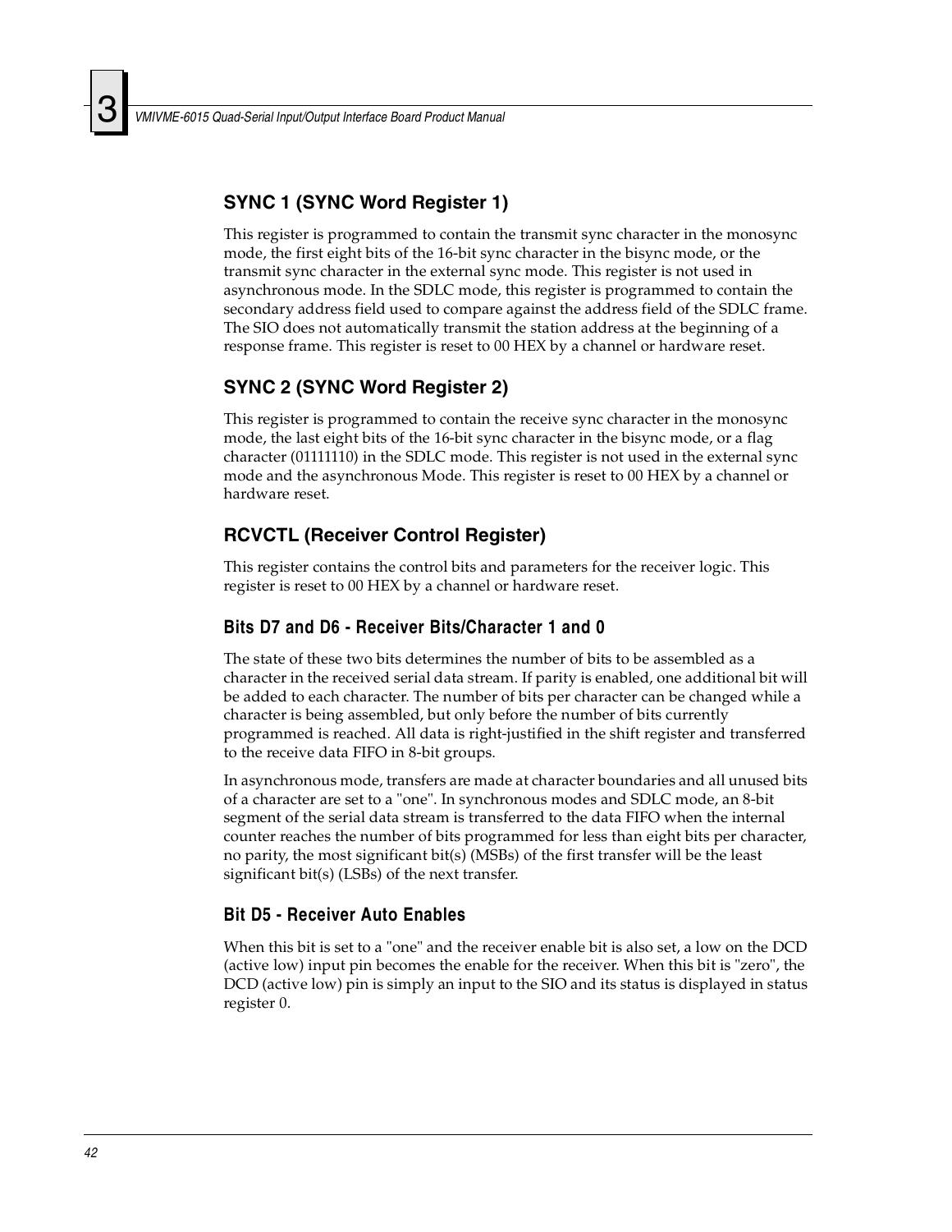## SYNC 1 (SYNC Word Register 1)

This register is programmed to contain the transmit sync character in the monosync mode, the first eight bits of the 16-bit sync character in the bisync mode, or the transmit sync character in the external sync mode. This register is not used in asynchronous mode. In the SDLC mode, this register is programmed to contain the secondary address field used to compare against the address field of the SDLC frame. The SIO does not automatically transmit the station address at the beginning of a response frame. This register is reset to 00 HEX by a channel or hardware reset.

## SYNC 2 (SYNC Word Register 2)

This register is programmed to contain the receive sync character in the monosync mode, the last eight bits of the 16-bit sync character in the bisync mode, or a flag character (01111110) in the SDLC mode. This register is not used in the external sync mode and the asynchronous Mode. This register is reset to 00 HEX by a channel or hardware reset.

## RCVCTL (Receiver Control Register)

This register contains the control bits and parameters for the receiver logic. This register is reset to 00 HEX by a channel or hardware reset.

### Bits D7 and D6 - Receiver Bits/Character 1 and 0

The state of these two bits determines the number of bits to be assembled as a character in the received serial data stream. If parity is enabled, one additional bit will be added to each character. The number of bits per character can be changed while a character is being assembled, but only before the number of bits currently programmed is reached. All data is right-justified in the shift register and transferred to the receive data FIFO in 8-bit groups.

In asynchronous mode, transfers are made at character boundaries and all unused bits of a character are set to a "one". In synchronous modes and SDLC mode, an 8-bit segment of the serial data stream is transferred to the data FIFO when the internal counter reaches the number of bits programmed for less than eight bits per character, no parity, the most significant bit(s) (MSBs) of the first transfer will be the least significant bit(s) (LSBs) of the next transfer.

### Bit D5 - Receiver Auto Enables

When this bit is set to a "one" and the receiver enable bit is also set, a low on the DCD (active low) input pin becomes the enable for the receiver. When this bit is "zero", the DCD (active low) pin is simply an input to the SIO and its status is displayed in status register 0.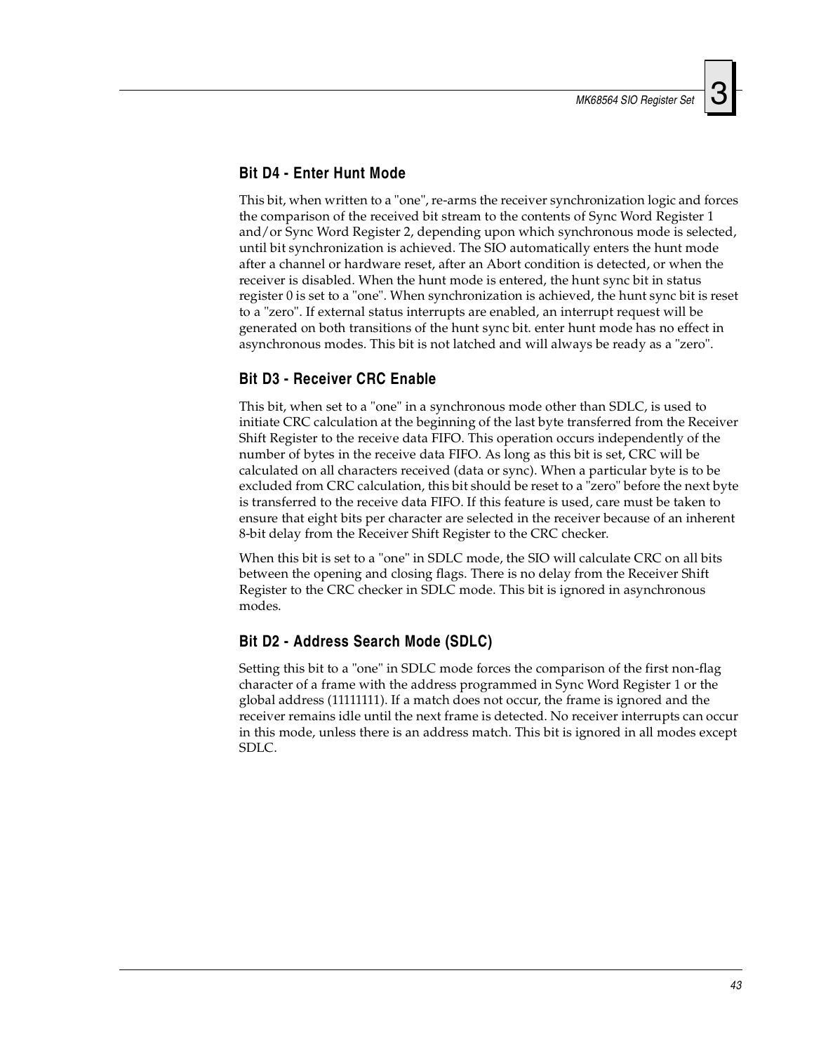### Bit D4 - Enter Hunt Mode

This bit, when written to a "one", re-arms the receiver synchronization logic and forces the comparison of the received bit stream to the contents of Sync Word Register 1 and/or Sync Word Register 2, depending upon which synchronous mode is selected, until bit synchronization is achieved. The SIO automatically enters the hunt mode after a channel or hardware reset, after an Abort condition is detected, or when the receiver is disabled. When the hunt mode is entered, the hunt sync bit in status register 0 is set to a "one". When synchronization is achieved, the hunt sync bit is reset to a "zero". If external status interrupts are enabled, an interrupt request will be generated on both transitions of the hunt sync bit. enter hunt mode has no effect in asynchronous modes. This bit is not latched and will always be ready as a "zero".

### Bit D3 - Receiver CRC Enable

This bit, when set to a "one" in a synchronous mode other than SDLC, is used to initiate CRC calculation at the beginning of the last byte transferred from the Receiver Shift Register to the receive data FIFO. This operation occurs independently of the number of bytes in the receive data FIFO. As long as this bit is set, CRC will be calculated on all characters received (data or sync). When a particular byte is to be excluded from CRC calculation, this bit should be reset to a "zero" before the next byte is transferred to the receive data FIFO. If this feature is used, care must be taken to ensure that eight bits per character are selected in the receiver because of an inherent 8-bit delay from the Receiver Shift Register to the CRC checker.

When this bit is set to a "one" in SDLC mode, the SIO will calculate CRC on all bits between the opening and closing flags. There is no delay from the Receiver Shift Register to the CRC checker in SDLC mode. This bit is ignored in asynchronous modes.

### Bit D2 - Address Search Mode (SDLC)

Setting this bit to a "one" in SDLC mode forces the comparison of the first non-flag character of a frame with the address programmed in Sync Word Register 1 or the global address (11111111). If a match does not occur, the frame is ignored and the receiver remains idle until the next frame is detected. No receiver interrupts can occur in this mode, unless there is an address match. This bit is ignored in all modes except SDLC.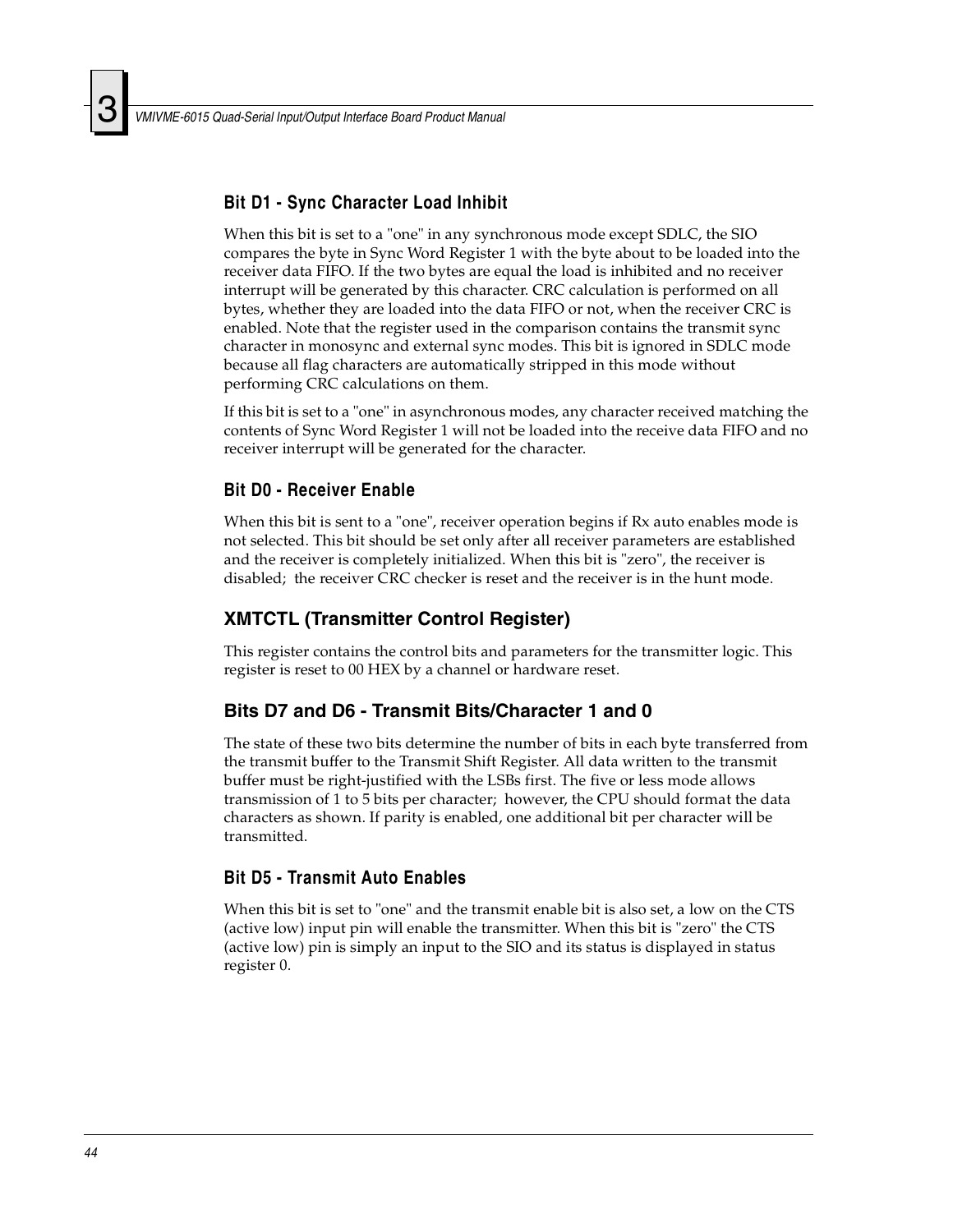### Bit D1 - Sync Character Load Inhibit

When this bit is set to a "one" in any synchronous mode except SDLC, the SIO compares the byte in Sync Word Register 1 with the byte about to be loaded into the receiver data FIFO. If the two bytes are equal the load is inhibited and no receiver interrupt will be generated by this character. CRC calculation is performed on all bytes, whether they are loaded into the data FIFO or not, when the receiver CRC is enabled. Note that the register used in the comparison contains the transmit sync character in monosync and external sync modes. This bit is ignored in SDLC mode because all flag characters are automatically stripped in this mode without performing CRC calculations on them.

If this bit is set to a "one" in asynchronous modes, any character received matching the contents of Sync Word Register 1 will not be loaded into the receive data FIFO and no receiver interrupt will be generated for the character.

### Bit D0 - Receiver Enable

When this bit is sent to a "one", receiver operation begins if Rx auto enables mode is not selected. This bit should be set only after all receiver parameters are established and the receiver is completely initialized. When this bit is "zero", the receiver is disabled; the receiver CRC checker is reset and the receiver is in the hunt mode.

## XMTCTL (Transmitter Control Register)

This register contains the control bits and parameters for the transmitter logic. This register is reset to 00 HEX by a channel or hardware reset.

## Bits D7 and D6 - Transmit Bits/Character 1 and 0

The state of these two bits determine the number of bits in each byte transferred from the transmit buffer to the Transmit Shift Register. All data written to the transmit buffer must be right-justified with the LSBs first. The five or less mode allows transmission of 1 to 5 bits per character; however, the CPU should format the data characters as shown. If parity is enabled, one additional bit per character will be transmitted.

### Bit D5 - Transmit Auto Enables

When this bit is set to "one" and the transmit enable bit is also set, a low on the CTS (active low) input pin will enable the transmitter. When this bit is "zero" the CTS (active low) pin is simply an input to the SIO and its status is displayed in status register 0.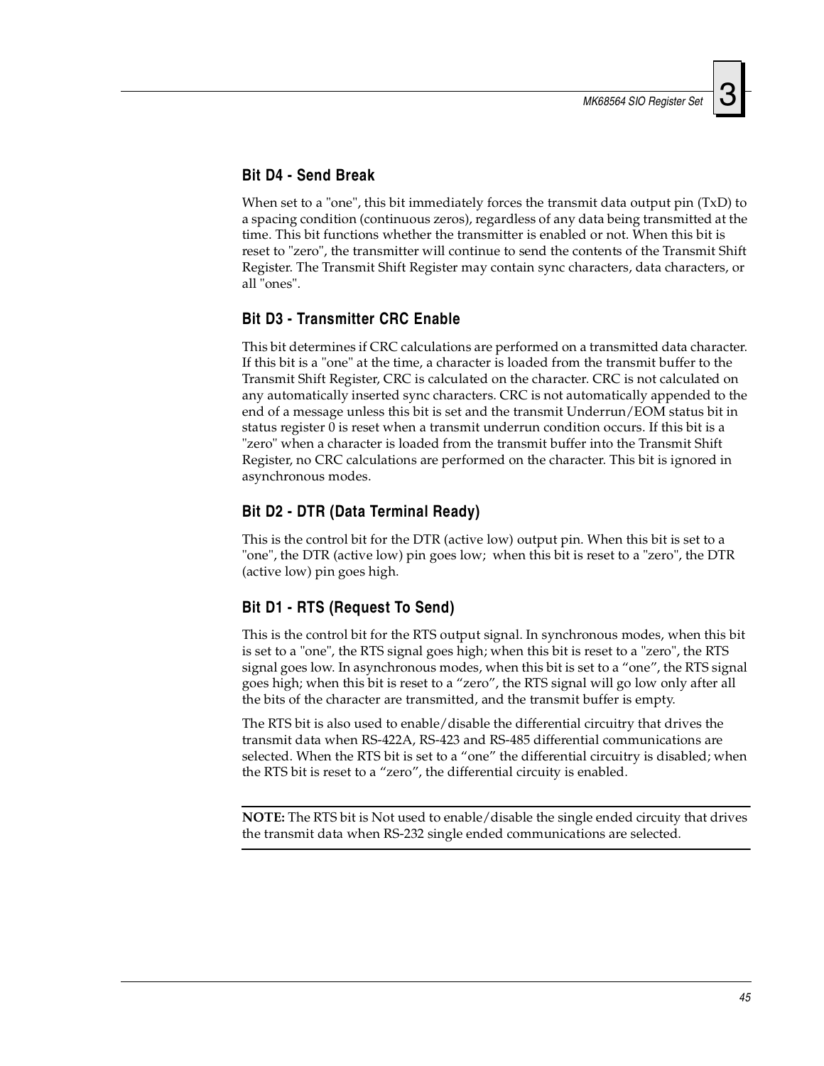### Bit D4 - Send Break

When set to a "one", this bit immediately forces the transmit data output pin (TxD) to a spacing condition (continuous zeros), regardless of any data being transmitted at the time. This bit functions whether the transmitter is enabled or not. When this bit is reset to "zero", the transmitter will continue to send the contents of the Transmit Shift Register. The Transmit Shift Register may contain sync characters, data characters, or all "ones".

### Bit D3 - Transmitter CRC Enable

This bit determines if CRC calculations are performed on a transmitted data character. If this bit is a "one" at the time, a character is loaded from the transmit buffer to the Transmit Shift Register, CRC is calculated on the character. CRC is not calculated on any automatically inserted sync characters. CRC is not automatically appended to the end of a message unless this bit is set and the transmit Underrun/EOM status bit in status register 0 is reset when a transmit underrun condition occurs. If this bit is a "zero" when a character is loaded from the transmit buffer into the Transmit Shift Register, no CRC calculations are performed on the character. This bit is ignored in asynchronous modes.

### Bit D2 - DTR (Data Terminal Ready)

This is the control bit for the DTR (active low) output pin. When this bit is set to a "one", the DTR (active low) pin goes low; when this bit is reset to a "zero", the DTR (active low) pin goes high.

### Bit D1 - RTS (Request To Send)

This is the control bit for the RTS output signal. In synchronous modes, when this bit is set to a "one", the RTS signal goes high; when this bit is reset to a "zero", the RTS signal goes low. In asynchronous modes, when this bit is set to a “one”, the RTS signal goes high; when this bit is reset to a “zero”, the RTS signal will go low only after all the bits of the character are transmitted, and the transmit buffer is empty.

The RTS bit is also used to enable/disable the differential circuitry that drives the transmit data when RS-422A, RS-423 and RS-485 differential communications are selected. When the RTS bit is set to a “one” the differential circuitry is disabled; when the RTS bit is reset to a “zero”, the differential circuity is enabled.

---

**NOTE:** The RTS bit is Not used to enable/disable the single ended circuity that drives the transmit data when RS-232 single ended communications are selected.

---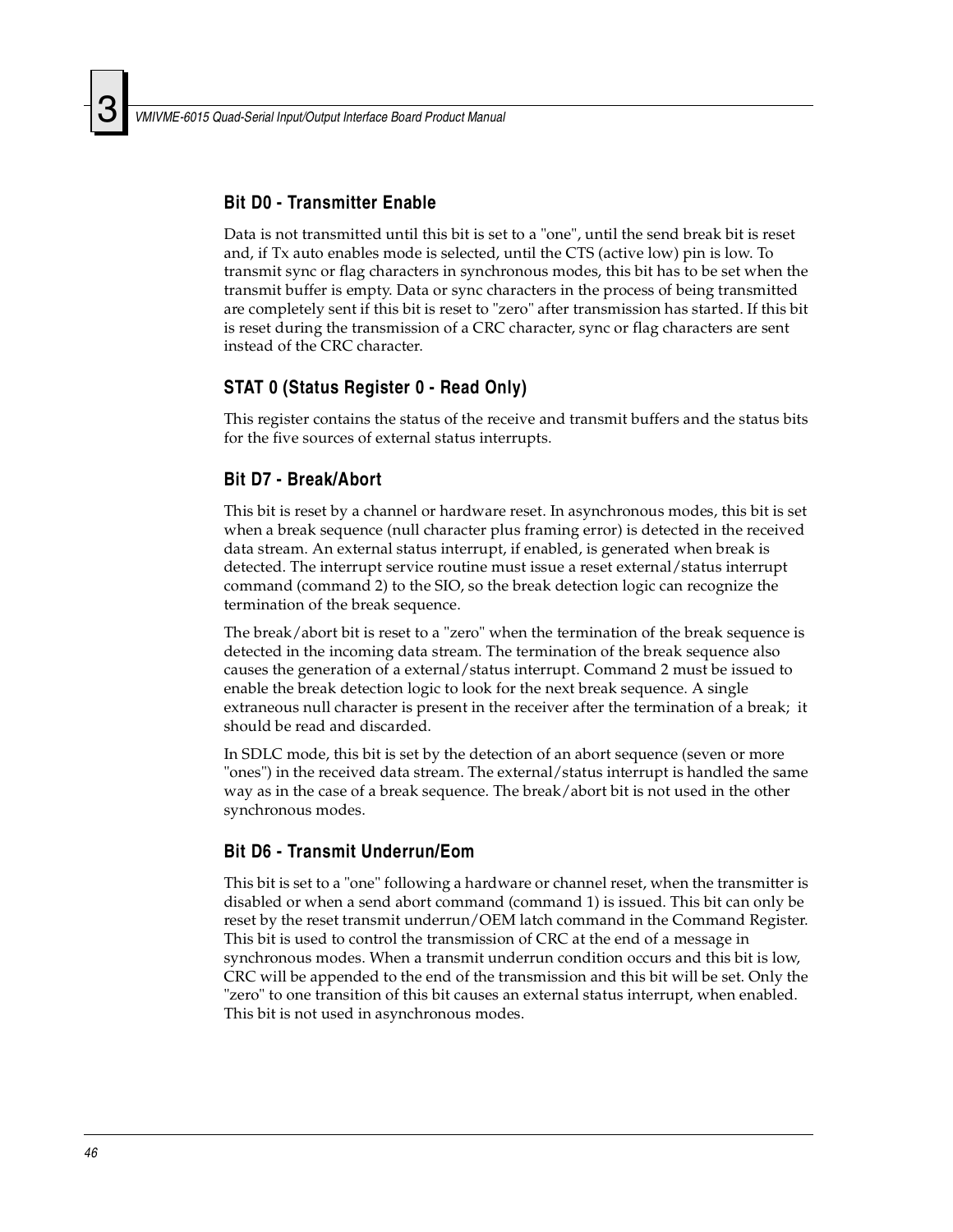### Bit D0 - Transmitter Enable

Data is not transmitted until this bit is set to a "one", until the send break bit is reset and, if Tx auto enables mode is selected, until the CTS (active low) pin is low. To transmit sync or flag characters in synchronous modes, this bit has to be set when the transmit buffer is empty. Data or sync characters in the process of being transmitted are completely sent if this bit is reset to "zero" after transmission has started. If this bit is reset during the transmission of a CRC character, sync or flag characters are sent instead of the CRC character.

### STAT 0 (Status Register 0 - Read Only)

This register contains the status of the receive and transmit buffers and the status bits for the five sources of external status interrupts.

### Bit D7 - Break/Abort

This bit is reset by a channel or hardware reset. In asynchronous modes, this bit is set when a break sequence (null character plus framing error) is detected in the received data stream. An external status interrupt, if enabled, is generated when break is detected. The interrupt service routine must issue a reset external/status interrupt command (command 2) to the SIO, so the break detection logic can recognize the termination of the break sequence.

The break/abort bit is reset to a "zero" when the termination of the break sequence is detected in the incoming data stream. The termination of the break sequence also causes the generation of a external/status interrupt. Command 2 must be issued to enable the break detection logic to look for the next break sequence. A single extraneous null character is present in the receiver after the termination of a break; it should be read and discarded.

In SDLC mode, this bit is set by the detection of an abort sequence (seven or more "ones") in the received data stream. The external/status interrupt is handled the same way as in the case of a break sequence. The break/abort bit is not used in the other synchronous modes.

### Bit D6 - Transmit Underrun/Eom

This bit is set to a "one" following a hardware or channel reset, when the transmitter is disabled or when a send abort command (command 1) is issued. This bit can only be reset by the reset transmit underrun/OEM latch command in the Command Register. This bit is used to control the transmission of CRC at the end of a message in synchronous modes. When a transmit underrun condition occurs and this bit is low, CRC will be appended to the end of the transmission and this bit will be set. Only the "zero" to one transition of this bit causes an external status interrupt, when enabled. This bit is not used in asynchronous modes.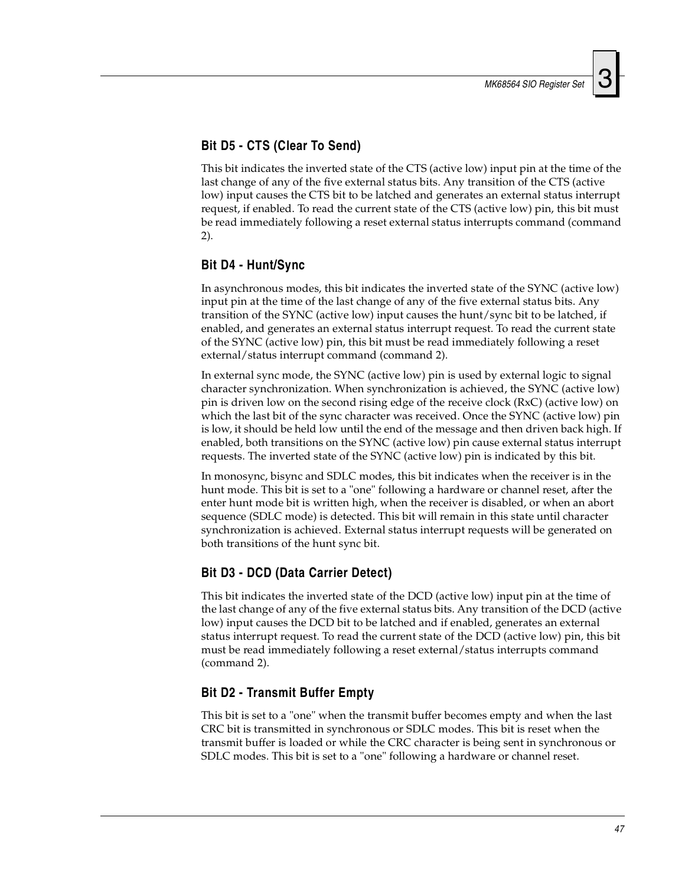### Bit D5 - CTS (Clear To Send)

This bit indicates the inverted state of the CTS (active low) input pin at the time of the last change of any of the five external status bits. Any transition of the CTS (active low) input causes the CTS bit to be latched and generates an external status interrupt request, if enabled. To read the current state of the CTS (active low) pin, this bit must be read immediately following a reset external status interrupts command (command 2).

### Bit D4 - Hunt/Sync

In asynchronous modes, this bit indicates the inverted state of the SYNC (active low) input pin at the time of the last change of any of the five external status bits. Any transition of the SYNC (active low) input causes the hunt/sync bit to be latched, if enabled, and generates an external status interrupt request. To read the current state of the SYNC (active low) pin, this bit must be read immediately following a reset external/status interrupt command (command 2).

In external sync mode, the SYNC (active low) pin is used by external logic to signal character synchronization. When synchronization is achieved, the SYNC (active low) pin is driven low on the second rising edge of the receive clock (RxC) (active low) on which the last bit of the sync character was received. Once the SYNC (active low) pin is low, it should be held low until the end of the message and then driven back high. If enabled, both transitions on the SYNC (active low) pin cause external status interrupt requests. The inverted state of the SYNC (active low) pin is indicated by this bit.

In monosync, bisync and SDLC modes, this bit indicates when the receiver is in the hunt mode. This bit is set to a "one" following a hardware or channel reset, after the enter hunt mode bit is written high, when the receiver is disabled, or when an abort sequence (SDLC mode) is detected. This bit will remain in this state until character synchronization is achieved. External status interrupt requests will be generated on both transitions of the hunt sync bit.

### Bit D3 - DCD (Data Carrier Detect)

This bit indicates the inverted state of the DCD (active low) input pin at the time of the last change of any of the five external status bits. Any transition of the DCD (active low) input causes the DCD bit to be latched and if enabled, generates an external status interrupt request. To read the current state of the DCD (active low) pin, this bit must be read immediately following a reset external/status interrupts command (command 2).

### Bit D2 - Transmit Buffer Empty

This bit is set to a "one" when the transmit buffer becomes empty and when the last CRC bit is transmitted in synchronous or SDLC modes. This bit is reset when the transmit buffer is loaded or while the CRC character is being sent in synchronous or SDLC modes. This bit is set to a "one" following a hardware or channel reset.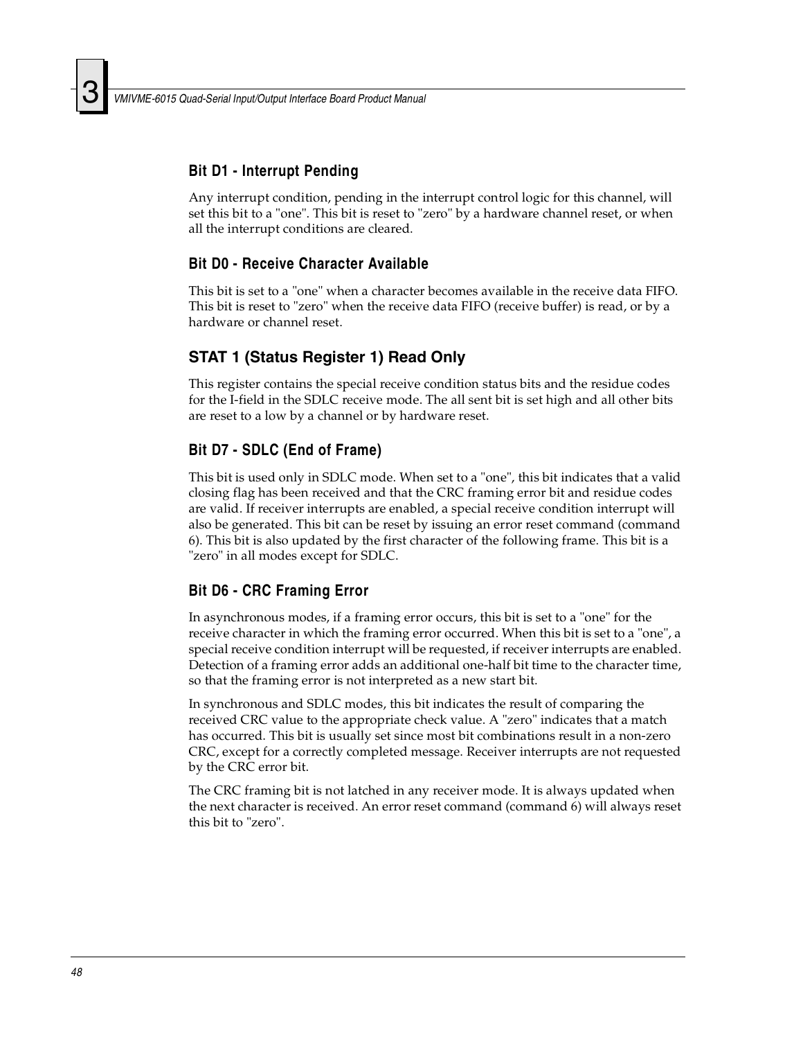### Bit D1 - Interrupt Pending

Any interrupt condition, pending in the interrupt control logic for this channel, will set this bit to a "one". This bit is reset to "zero" by a hardware channel reset, or when all the interrupt conditions are cleared.

### Bit D0 - Receive Character Available

This bit is set to a "one" when a character becomes available in the receive data FIFO. This bit is reset to "zero" when the receive data FIFO (receive buffer) is read, or by a hardware or channel reset.

## STAT 1 (Status Register 1) Read Only

This register contains the special receive condition status bits and the residue codes for the I-field in the SDLC receive mode. The all sent bit is set high and all other bits are reset to a low by a channel or by hardware reset.

### Bit D7 - SDLC (End of Frame)

This bit is used only in SDLC mode. When set to a "one", this bit indicates that a valid closing flag has been received and that the CRC framing error bit and residue codes are valid. If receiver interrupts are enabled, a special receive condition interrupt will also be generated. This bit can be reset by issuing an error reset command (command 6). This bit is also updated by the first character of the following frame. This bit is a "zero" in all modes except for SDLC.

### Bit D6 - CRC Framing Error

In asynchronous modes, if a framing error occurs, this bit is set to a "one" for the receive character in which the framing error occurred. When this bit is set to a "one", a special receive condition interrupt will be requested, if receiver interrupts are enabled. Detection of a framing error adds an additional one-half bit time to the character time, so that the framing error is not interpreted as a new start bit.

In synchronous and SDLC modes, this bit indicates the result of comparing the received CRC value to the appropriate check value. A "zero" indicates that a match has occurred. This bit is usually set since most bit combinations result in a non-zero CRC, except for a correctly completed message. Receiver interrupts are not requested by the CRC error bit.

The CRC framing bit is not latched in any receiver mode. It is always updated when the next character is received. An error reset command (command 6) will always reset this bit to "zero".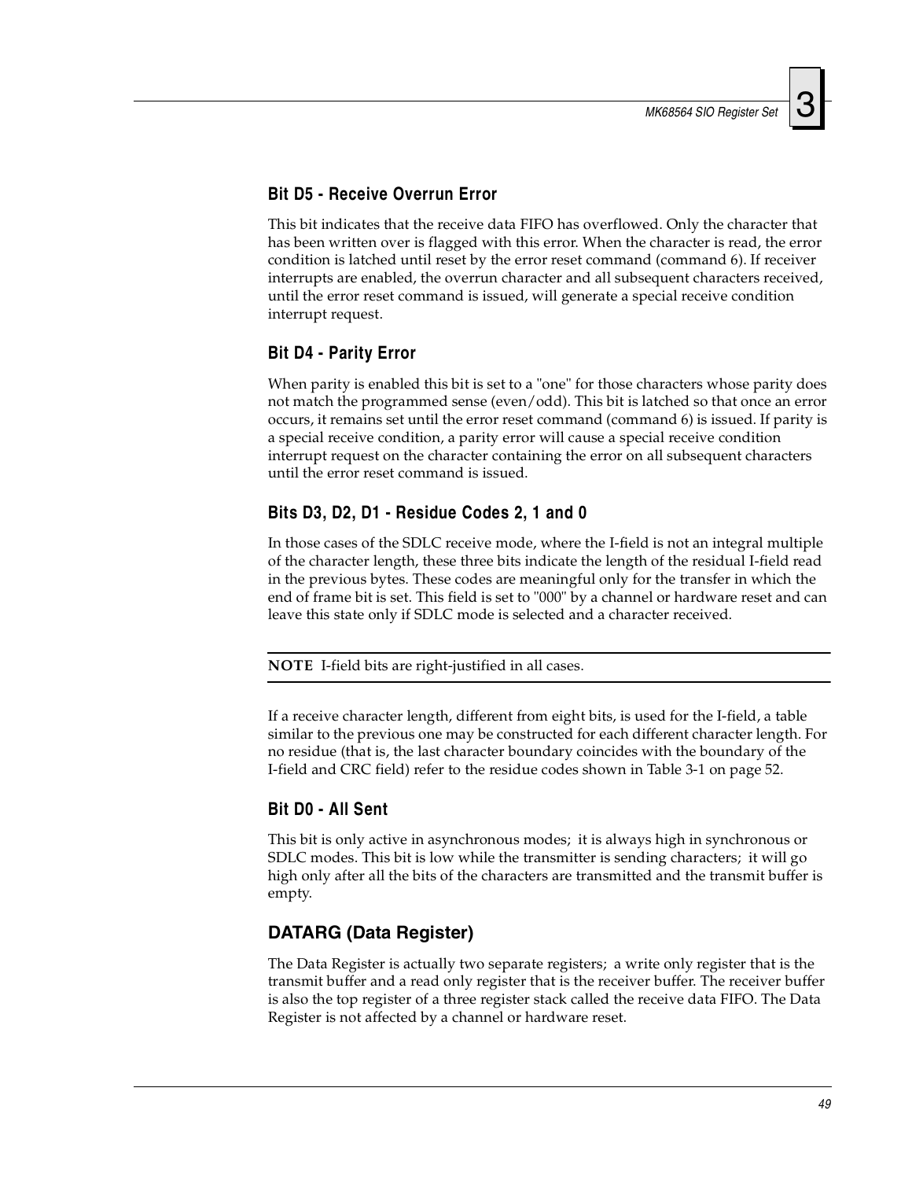### Bit D5 - Receive Overrun Error

This bit indicates that the receive data FIFO has overflowed. Only the character that has been written over is flagged with this error. When the character is read, the error condition is latched until reset by the error reset command (command 6). If receiver interrupts are enabled, the overrun character and all subsequent characters received, until the error reset command is issued, will generate a special receive condition interrupt request.

### Bit D4 - Parity Error

When parity is enabled this bit is set to a "one" for those characters whose parity does not match the programmed sense (even/odd). This bit is latched so that once an error occurs, it remains set until the error reset command (command 6) is issued. If parity is a special receive condition, a parity error will cause a special receive condition interrupt request on the character containing the error on all subsequent characters until the error reset command is issued.

### Bits D3, D2, D1 - Residue Codes 2, 1 and 0

In those cases of the SDLC receive mode, where the I-field is not an integral multiple of the character length, these three bits indicate the length of the residual I-field read in the previous bytes. These codes are meaningful only for the transfer in which the end of frame bit is set. This field is set to "000" by a channel or hardware reset and can leave this state only if SDLC mode is selected and a character received.

---

**NOTE** I-field bits are right-justified in all cases.

---

If a receive character length, different from eight bits, is used for the I-field, a table similar to the previous one may be constructed for each different character length. For no residue (that is, the last character boundary coincides with the boundary of the I-field and CRC field) refer to the residue codes shown in Table 3-1 on page 52.

### Bit D0 - All Sent

This bit is only active in asynchronous modes; it is always high in synchronous or SDLC modes. This bit is low while the transmitter is sending characters; it will go high only after all the bits of the characters are transmitted and the transmit buffer is empty.

## DATARG (Data Register)

The Data Register is actually two separate registers; a write only register that is the transmit buffer and a read only register that is the receiver buffer. The receiver buffer is also the top register of a three register stack called the receive data FIFO. The Data Register is not affected by a channel or hardware reset.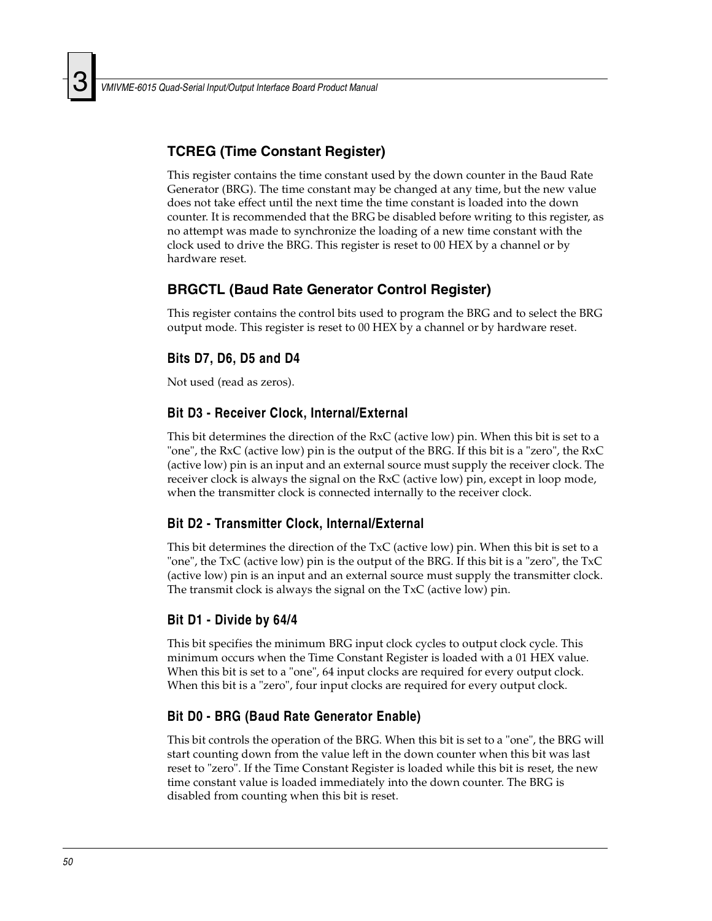## TCREG (Time Constant Register)

This register contains the time constant used by the down counter in the Baud Rate Generator (BRG). The time constant may be changed at any time, but the new value does not take effect until the next time the time constant is loaded into the down counter. It is recommended that the BRG be disabled before writing to this register, as no attempt was made to synchronize the loading of a new time constant with the clock used to drive the BRG. This register is reset to 00 HEX by a channel or by hardware reset.

## BRGCTL (Baud Rate Generator Control Register)

This register contains the control bits used to program the BRG and to select the BRG output mode. This register is reset to 00 HEX by a channel or by hardware reset.

### Bits D7, D6, D5 and D4

Not used (read as zeros).

### Bit D3 - Receiver Clock, Internal/External

This bit determines the direction of the RxC (active low) pin. When this bit is set to a "one", the RxC (active low) pin is the output of the BRG. If this bit is a "zero", the RxC (active low) pin is an input and an external source must supply the receiver clock. The receiver clock is always the signal on the RxC (active low) pin, except in loop mode, when the transmitter clock is connected internally to the receiver clock.

### Bit D2 - Transmitter Clock, Internal/External

This bit determines the direction of the TxC (active low) pin. When this bit is set to a "one", the TxC (active low) pin is the output of the BRG. If this bit is a "zero", the TxC (active low) pin is an input and an external source must supply the transmitter clock. The transmit clock is always the signal on the TxC (active low) pin.

### Bit D1 - Divide by 64/4

This bit specifies the minimum BRG input clock cycles to output clock cycle. This minimum occurs when the Time Constant Register is loaded with a 01 HEX value. When this bit is set to a "one", 64 input clocks are required for every output clock. When this bit is a "zero", four input clocks are required for every output clock.

### Bit D0 - BRG (Baud Rate Generator Enable)

This bit controls the operation of the BRG. When this bit is set to a "one", the BRG will start counting down from the value left in the down counter when this bit was last reset to "zero". If the Time Constant Register is loaded while this bit is reset, the new time constant value is loaded immediately into the down counter. The BRG is disabled from counting when this bit is reset.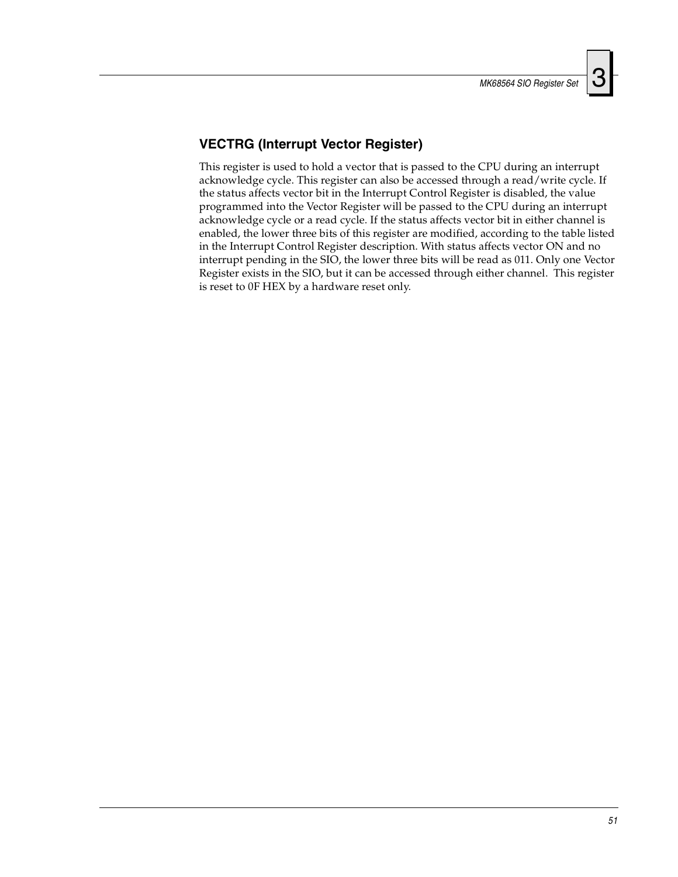## VECTRG (Interrupt Vector Register)

This register is used to hold a vector that is passed to the CPU during an interrupt acknowledge cycle. This register can also be accessed through a read/write cycle. If the status affects vector bit in the Interrupt Control Register is disabled, the value programmed into the Vector Register will be passed to the CPU during an interrupt acknowledge cycle or a read cycle. If the status affects vector bit in either channel is enabled, the lower three bits of this register are modified, according to the table listed in the Interrupt Control Register description. With status affects vector ON and no interrupt pending in the SIO, the lower three bits will be read as 011. Only one Vector Register exists in the SIO, but it can be accessed through either channel. This register is reset to 0F HEX by a hardware reset only.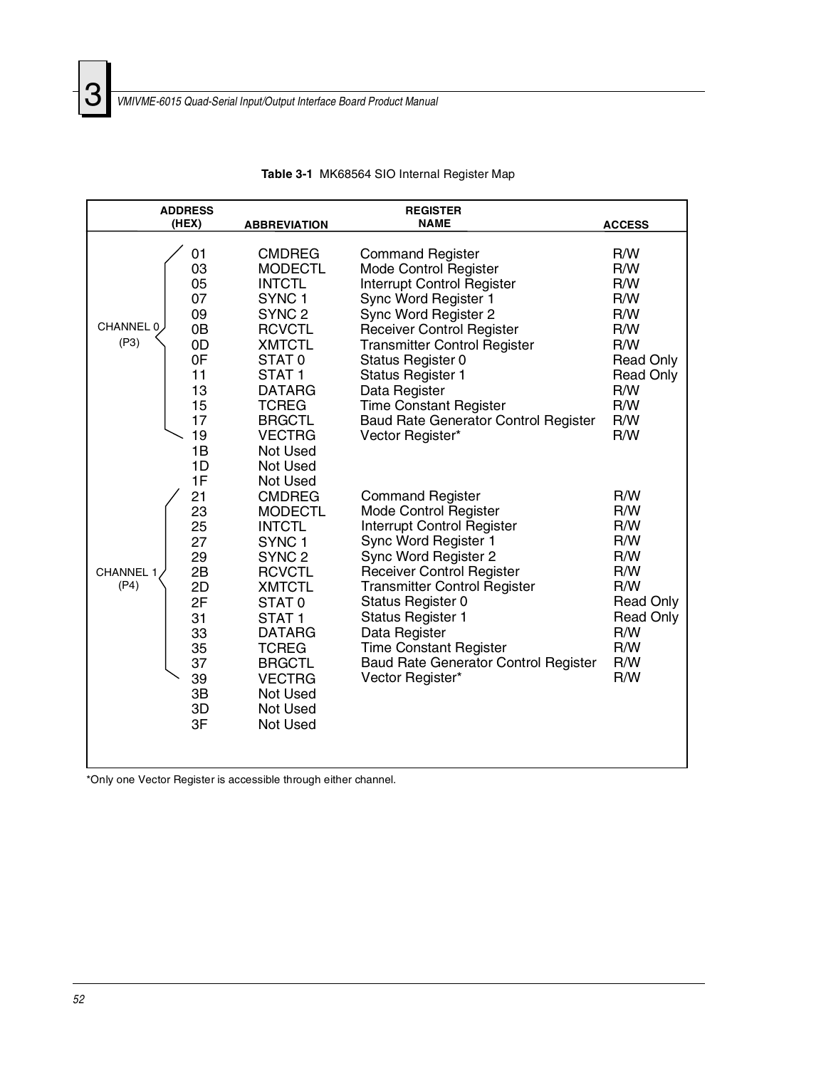**Table 3-1** MK68564 SIO Internal Register Map

| | ADDRESS (HEX) | ABBREVIATION | REGISTER NAME | ACCESS |
|---|---|---|---|---|
| CHANNEL 0 (P3) | 01 | CMDREG | Command Register | R/W |
| | 03 | MODECTL | Mode Control Register | R/W |
| | 05 | INTCTL | Interrupt Control Register | R/W |
| | 07 | SYNC 1 | Sync Word Register 1 | R/W |
| | 09 | SYNC 2 | Sync Word Register 2 | R/W |
| | 0B | RCVCTL | Receiver Control Register | R/W |
| | 0D | XMTCTL | Transmitter Control Register | R/W |
| | 0F | STAT 0 | Status Register 0 | Read Only |
| | 11 | STAT 1 | Status Register 1 | Read Only |
| | 13 | DATARG | Data Register | R/W |
| | 15 | TCREG | Time Constant Register | R/W |
| | 17 | BRGCTL | Baud Rate Generator Control Register | R/W |
| | 19 | VECTRG | Vector Register* | R/W |
| | 1B | Not Used | | |
| | 1D | Not Used | | |
| | 1F | Not Used | | |
| CHANNEL 1 (P4) | 21 | CMDREG | Command Register | R/W |
| | 23 | MODECTL | Mode Control Register | R/W |
| | 25 | INTCTL | Interrupt Control Register | R/W |
| | 27 | SYNC 1 | Sync Word Register 1 | R/W |
| | 29 | SYNC 2 | Sync Word Register 2 | R/W |
| | 2B | RCVCTL | Receiver Control Register | R/W |
| | 2D | XMTCTL | Transmitter Control Register | R/W |
| | 2F | STAT 0 | Status Register 0 | Read Only |
| | 31 | STAT 1 | Status Register 1 | Read Only |
| | 33 | DATARG | Data Register | R/W |
| | 35 | TCREG | Time Constant Register | R/W |
| | 37 | BRGCTL | Baud Rate Generator Control Register | R/W |
| | 39 | VECTRG | Vector Register* | R/W |
| | 3B | Not Used | | |
| | 3D | Not Used | | |
| | 3F | Not Used | | |

*Only one Vector Register is accessible through either channel.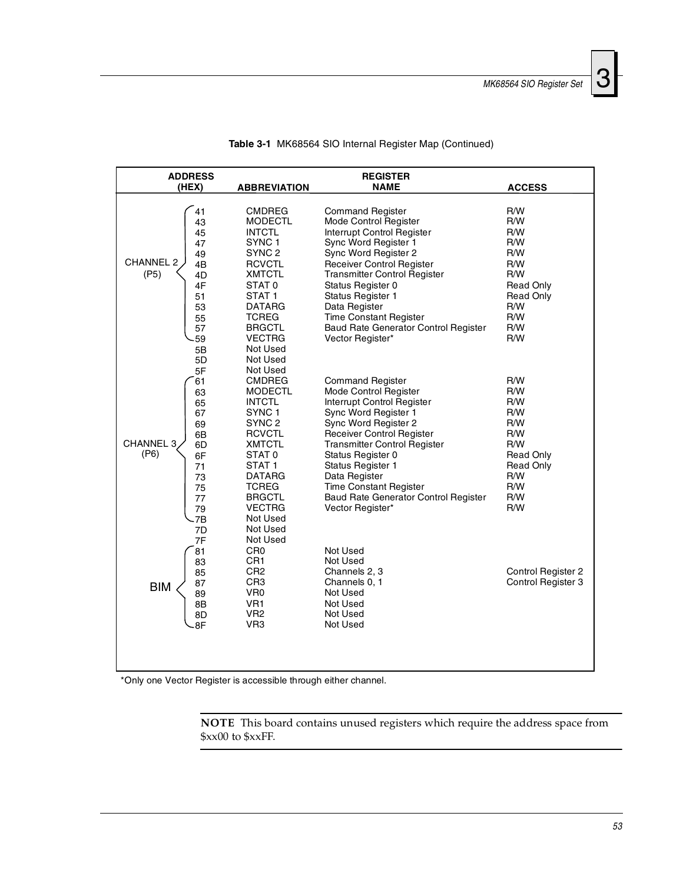**Table 3-1** MK68564 SIO Internal Register Map (Continued)

| ADDRESS (HEX) | | ABBREVIATION | REGISTER NAME | ACCESS |
|---|---|---|---|---|
| CHANNEL 2 (P5) | 41 | CMDREG | Command Register | R/W |
| | 43 | MODECTL | Mode Control Register | R/W |
| | 45 | INTCTL | Interrupt Control Register | R/W |
| | 47 | SYNC 1 | Sync Word Register 1 | R/W |
| | 49 | SYNC 2 | Sync Word Register 2 | R/W |
| | 4B | RCVCTL | Receiver Control Register | R/W |
| | 4D | XMTCTL | Transmitter Control Register | R/W |
| | 4F | STAT 0 | Status Register 0 | Read Only |
| | 51 | STAT 1 | Status Register 1 | Read Only |
| | 53 | DATARG | Data Register | R/W |
| | 55 | TCREG | Time Constant Register | R/W |
| | 57 | BRGCTL | Baud Rate Generator Control Register | R/W |
| | 59 | VECTRG | Vector Register* | R/W |
| | 5B | Not Used | | |
| | 5D | Not Used | | |
| | 5F | Not Used | | |
| CHANNEL 3 (P6) | 61 | CMDREG | Command Register | R/W |
| | 63 | MODECTL | Mode Control Register | R/W |
| | 65 | INTCTL | Interrupt Control Register | R/W |
| | 67 | SYNC 1 | Sync Word Register 1 | R/W |
| | 69 | SYNC 2 | Sync Word Register 2 | R/W |
| | 6B | RCVCTL | Receiver Control Register | R/W |
| | 6D | XMTCTL | Transmitter Control Register | R/W |
| | 6F | STAT 0 | Status Register 0 | Read Only |
| | 71 | STAT 1 | Status Register 1 | Read Only |
| | 73 | DATARG | Data Register | R/W |
| | 75 | TCREG | Time Constant Register | R/W |
| | 77 | BRGCTL | Baud Rate Generator Control Register | R/W |
| | 79 | VECTRG | Vector Register* | R/W |
| | 7B | Not Used | | |
| | 7D | Not Used | | |
| | 7F | Not Used | | |
| BIM | 81 | CR0 | Not Used | |
| | 83 | CR1 | Not Used | |
| | 85 | CR2 | Channels 2, 3 | Control Register 2 |
| | 87 | CR3 | Channels 0, 1 | Control Register 3 |
| | 89 | VR0 | Not Used | |
| | 8B | VR1 | Not Used | |
| | 8D | VR2 | Not Used | |
| | 8F | VR3 | Not Used | |

*Only one Vector Register is accessible through either channel.

**NOTE** This board contains unused registers which require the address space from $xx00 to $xxFF.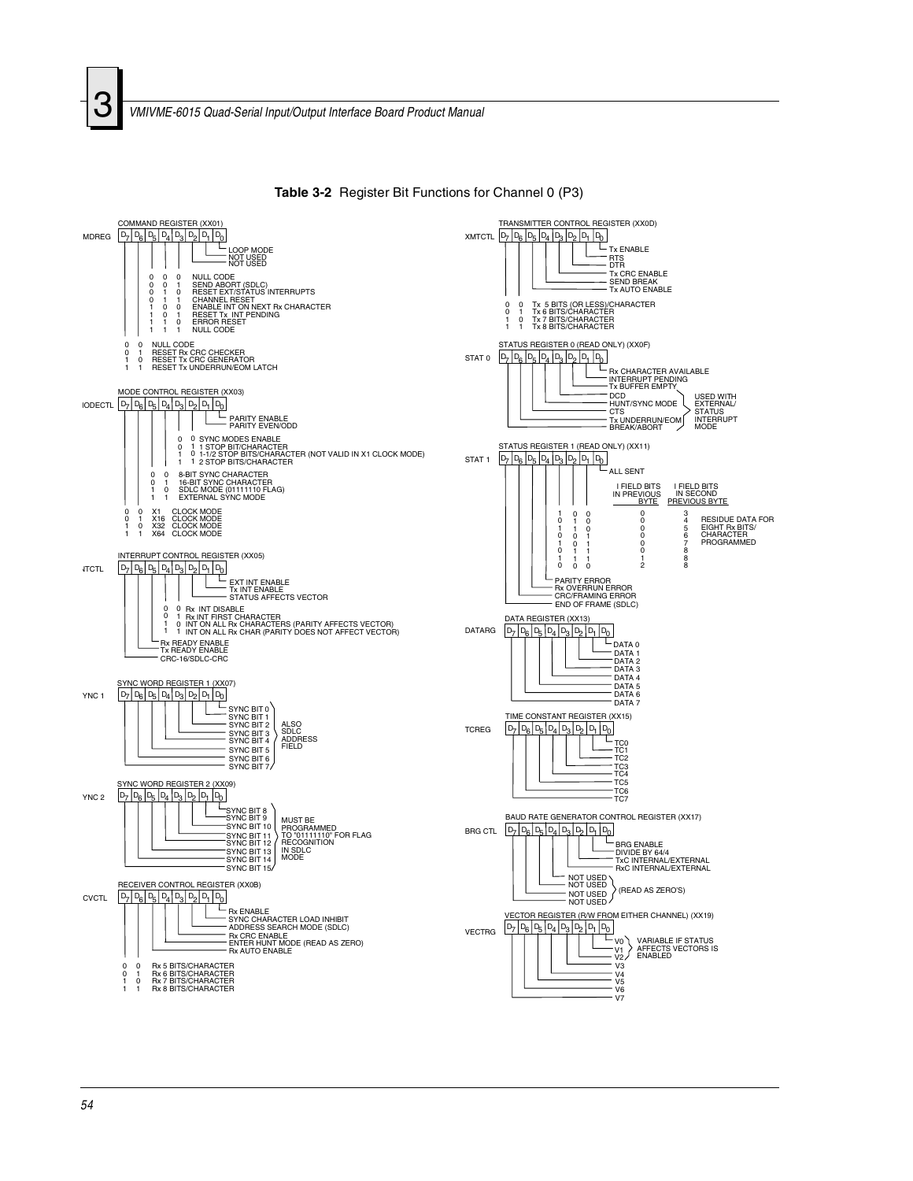**Table 3-2** Register Bit Functions for Channel 0 (P3)

COMMAND REGISTER (XX01)

CMDREG $D_7$ $D_6$ $D_5$ $D_4$ $D_3$ $D_2$ $D_1$ $D_0$

| $D_1$–$D_0$ | Function |
|---|---|
| $D_0$ | LOOP MODE |
| $D_1$ | NOT USED |
| $D_2$ | NOT USED |

| $D_5$ | $D_4$ | $D_3$ | Function |
|---|---|---|---|
| 0 | 0 | 0 | NULL CODE |
| 0 | 0 | 1 | SEND ABORT (SDLC) |
| 0 | 1 | 0 | RESET EXT/STATUS INTERRUPTS |
| 0 | 1 | 1 | CHANNEL RESET |
| 1 | 0 | 0 | ENABLE INT ON NEXT Rx CHARACTER |
| 1 | 0 | 1 | RESET Tx INT PENDING |
| 1 | 1 | 0 | ERROR RESET |
| 1 | 1 | 1 | NULL CODE |

| $D_7$ | $D_6$ | Function |
|---|---|---|
| 0 | 0 | NULL CODE |
| 0 | 1 | RESET Rx CRC CHECKER |
| 1 | 0 | RESET Tx CRC GENERATOR |
| 1 | 1 | RESET Tx UNDERRUN/EOM LATCH |

MODE CONTROL REGISTER (XX03)

MODECTL $D_7$ $D_6$ $D_5$ $D_4$ $D_3$ $D_2$ $D_1$ $D_0$

- $D_0$: PARITY ENABLE
- $D_1$: PARITY EVEN/ODD

| $D_3$ | $D_2$ | Function |
|---|---|---|
| 0 | 0 | SYNC MODES ENABLE |
| 0 | 1 | 1 STOP BIT/CHARACTER |
| 1 | 0 | 1-1/2 STOP BITS/CHARACTER (NOT VALID IN X1 CLOCK MODE) |
| 1 | 1 | 2 STOP BITS/CHARACTER |

| $D_5$ | $D_4$ | Function |
|---|---|---|
| 0 | 0 | 8-BIT SYNC CHARACTER |
| 0 | 1 | 16-BIT SYNC CHARACTER |
| 1 | 0 | SDLC MODE (01111110 FLAG) |
| 1 | 1 | EXTERNAL SYNC MODE |

| $D_7$ | $D_6$ | Function |
|---|---|---|
| 0 | 0 | X1 CLOCK MODE |
| 0 | 1 | X16 CLOCK MODE |
| 1 | 0 | X32 CLOCK MODE |
| 1 | 1 | X64 CLOCK MODE |

INTERRUPT CONTROL REGISTER (XX05)

INTCTL $D_7$ $D_6$ $D_5$ $D_4$ $D_3$ $D_2$ $D_1$ $D_0$

- $D_0$: EXT INT ENABLE
- $D_1$: Tx INT ENABLE
- $D_2$: STATUS AFFECTS VECTOR

| $D_4$ | $D_3$ | Function |
|---|---|---|
| 0 | 0 | Rx INT DISABLE |
| 0 | 1 | Rx INT FIRST CHARACTER |
| 1 | 0 | INT ON ALL Rx CHARACTERS (PARITY AFFECTS VECTOR) |
| 1 | 1 | INT ON ALL Rx CHAR (PARITY DOES NOT AFFECT VECTOR) |

- $D_5$: Rx READY ENABLE
- $D_6$: Tx READY ENABLE
- $D_7$: CRC-16/SDLC-CRC

SYNC WORD REGISTER 1 (XX07)

SYNC 1 $D_7$ $D_6$ $D_5$ $D_4$ $D_3$ $D_2$ $D_1$ $D_0$

- $D_0$–$D_7$: SYNC BIT 0 – SYNC BIT 7 (ALSO SDLC ADDRESS FIELD)

SYNC WORD REGISTER 2 (XX09)

SYNC 2 $D_7$ $D_6$ $D_5$ $D_4$ $D_3$ $D_2$ $D_1$ $D_0$

- $D_0$–$D_7$: SYNC BIT 8 – SYNC BIT 15 (MUST BE PROGRAMMED TO "01111110" FOR FLAG RECOGNITION IN SDLC MODE)

RECEIVER CONTROL REGISTER (XX0B)

RCVCTL $D_7$ $D_6$ $D_5$ $D_4$ $D_3$ $D_2$ $D_1$ $D_0$

- $D_0$: Rx ENABLE
- $D_1$: SYNC CHARACTER LOAD INHIBIT
- $D_2$: ADDRESS SEARCH MODE (SDLC)
- $D_3$: Rx CRC ENABLE
- $D_4$: ENTER HUNT MODE (READ AS ZERO)
- $D_5$: Rx AUTO ENABLE

| $D_7$ | $D_6$ | Function |
|---|---|---|
| 0 | 0 | Rx 5 BITS/CHARACTER |
| 0 | 1 | Rx 6 BITS/CHARACTER |
| 1 | 0 | Rx 7 BITS/CHARACTER |
| 1 | 1 | Rx 8 BITS/CHARACTER |

TRANSMITTER CONTROL REGISTER (XX0D)

XMTCTL $D_7$ $D_6$ $D_5$ $D_4$ $D_3$ $D_2$ $D_1$ $D_0$

- $D_0$: Tx ENABLE
- $D_1$: RTS
- $D_2$: DTR
- $D_3$: Tx CRC ENABLE
- $D_4$: SEND BREAK
- $D_5$: Tx AUTO ENABLE

| $D_7$ | $D_6$ | Function |
|---|---|---|
| 0 | 0 | Tx 5 BITS (OR LESS)/CHARACTER |
| 0 | 1 | Tx 6 BITS/CHARACTER |
| 1 | 0 | Tx 7 BITS/CHARACTER |
| 1 | 1 | Tx 8 BITS/CHARACTER |

STATUS REGISTER 0 (READ ONLY) (XX0F)

STAT 0 $D_7$ $D_6$ $D_5$ $D_4$ $D_3$ $D_2$ $D_1$ $D_0$

- $D_0$: Rx CHARACTER AVAILABLE
- $D_1$: INTERRUPT PENDING
- $D_2$: Tx BUFFER EMPTY
- $D_3$: DCD
- $D_4$: HUNT/SYNC MODE
- $D_5$: CTS
- $D_6$: Tx UNDERRUN/EOM
- $D_7$: BREAK/ABORT

($D_3$–$D_7$: USED WITH EXTERNAL/STATUS INTERRUPT MODE)

STATUS REGISTER 1 (READ ONLY) (XX11)

STAT 1 $D_7$ $D_6$ $D_5$ $D_4$ $D_3$ $D_2$ $D_1$ $D_0$

- $D_0$: ALL SENT

| $D_3$ | $D_2$ | $D_1$ | I FIELD BITS IN PREVIOUS BYTE | I FIELD BITS IN SECOND PREVIOUS BYTE |
|---|---|---|---|---|
| 1 | 0 | 0 | 0 | 3 |
| 0 | 1 | 0 | 0 | 4 |
| 1 | 1 | 0 | 0 | 5 |
| 0 | 0 | 1 | 0 | 6 |
| 1 | 0 | 1 | 0 | 7 |
| 0 | 1 | 1 | 0 | 8 |
| 1 | 1 | 1 | 1 | 8 |
| 0 | 0 | 0 | 2 | 8 |

RESIDUE DATA FOR EIGHT Rx BITS/CHARACTER PROGRAMMED

- $D_4$: PARITY ERROR
- $D_5$: Rx OVERRUN ERROR
- $D_6$: CRC/FRAMING ERROR
- $D_7$: END OF FRAME (SDLC)

DATA REGISTER (XX13)

DATARG $D_7$ $D_6$ $D_5$ $D_4$ $D_3$ $D_2$ $D_1$ $D_0$

- $D_0$–$D_7$: DATA 0 – DATA 7

TIME CONSTANT REGISTER (XX15)

TCREG $D_7$ $D_6$ $D_5$ $D_4$ $D_3$ $D_2$ $D_1$ $D_0$

- $D_0$–$D_7$: TC0 – TC7

BAUD RATE GENERATOR CONTROL REGISTER (XX17)

BRG CTL $D_7$ $D_6$ $D_5$ $D_4$ $D_3$ $D_2$ $D_1$ $D_0$

- $D_0$: BRG ENABLE
- $D_1$: DIVIDE BY 64/4
- $D_2$: TxC INTERNAL/EXTERNAL
- $D_3$: RxC INTERNAL/EXTERNAL
- $D_4$–$D_7$: NOT USED (READ AS ZERO'S)

VECTOR REGISTER (R/W FROM EITHER CHANNEL) (XX19)

VECTRG $D_7$ $D_6$ $D_5$ $D_4$ $D_3$ $D_2$ $D_1$ $D_0$

- $D_0$–$D_2$: V0, V1, V2 (VARIABLE IF STATUS AFFECTS VECTORS IS ENABLED)
- $D_3$–$D_7$: V3 – V7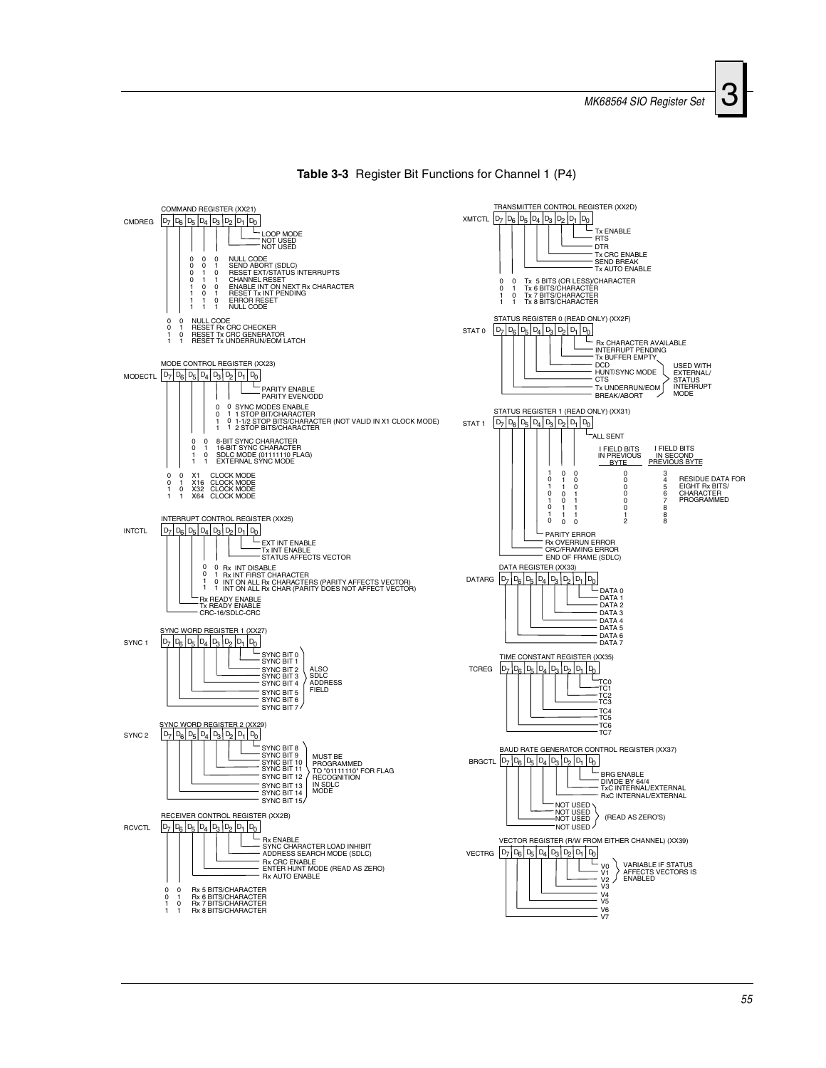**Table 3-3** Register Bit Functions for Channel 1 (P4)

**CMDREG** — COMMAND REGISTER (XX21)

D7 D6 D5 D4 D3 D2 D1 D0

- D0: LOOP MODE
- D1: NOT USED
- D2: NOT USED

| D5 | D4 | D3 | Function |
|---|---|---|---|
| 0 | 0 | 0 | NULL CODE |
| 0 | 0 | 1 | SEND ABORT (SDLC) |
| 0 | 1 | 0 | RESET EXT/STATUS INTERRUPTS |
| 0 | 1 | 1 | CHANNEL RESET |
| 1 | 0 | 0 | ENABLE INT ON NEXT Rx CHARACTER |
| 1 | 0 | 1 | RESET Tx INT PENDING |
| 1 | 1 | 0 | ERROR RESET |
| 1 | 1 | 1 | NULL CODE |

| D7 | D6 | Function |
|---|---|---|
| 0 | 0 | NULL CODE |
| 0 | 1 | RESET Rx CRC CHECKER |
| 1 | 0 | RESET Tx CRC GENERATOR |
| 1 | 1 | RESET Tx UNDERRUN/EOM LATCH |

**MODECTL** — MODE CONTROL REGISTER (XX23)

D7 D6 D5 D4 D3 D2 D1 D0

- D0: PARITY ENABLE
- D1: PARITY EVEN/ODD

| D3 | D2 | Function |
|---|---|---|
| 0 | 0 | SYNC MODES ENABLE |
| 0 | 1 | 1 STOP BIT/CHARACTER |
| 1 | 0 | 1-1/2 STOP BITS/CHARACTER (NOT VALID IN X1 CLOCK MODE) |
| 1 | 1 | 2 STOP BITS/CHARACTER |

| D5 | D4 | Function |
|---|---|---|
| 0 | 0 | 8-BIT SYNC CHARACTER |
| 0 | 1 | 16-BIT SYNC CHARACTER |
| 1 | 0 | SDLC MODE (01111110 FLAG) |
| 1 | 1 | EXTERNAL SYNC MODE |

| D7 | D6 | Function |
|---|---|---|
| 0 | 0 | X1 CLOCK MODE |
| 0 | 1 | X16 CLOCK MODE |
| 1 | 0 | X32 CLOCK MODE |
| 1 | 1 | X64 CLOCK MODE |

**INTCTL** — INTERRUPT CONTROL REGISTER (XX25)

D7 D6 D5 D4 D3 D2 D1 D0

- D0: EXT INT ENABLE
- D1: Tx INT ENABLE
- D2: STATUS AFFECTS VECTOR

| D4 | D3 | Function |
|---|---|---|
| 0 | 0 | Rx INT DISABLE |
| 0 | 1 | Rx INT FIRST CHARACTER |
| 1 | 0 | INT ON ALL Rx CHARACTERS (PARITY AFFECTS VECTOR) |
| 1 | 1 | INT ON ALL Rx CHAR (PARITY DOES NOT AFFECT VECTOR) |

- D5: Rx READY ENABLE
- D6: Tx READY ENABLE
- D7: CRC-16/SDLC-CRC

**SYNC 1** — SYNC WORD REGISTER 1 (XX27)

D7 D6 D5 D4 D3 D2 D1 D0

- D0: SYNC BIT 0
- D1: SYNC BIT 1
- D2: SYNC BIT 2
- D3: SYNC BIT 3
- D4: SYNC BIT 4
- D5: SYNC BIT 5
- D6: SYNC BIT 6
- D7: SYNC BIT 7

(SYNC BIT 0–7: ALSO SDLC ADDRESS FIELD)

**SYNC 2** — SYNC WORD REGISTER 2 (XX29)

D7 D6 D5 D4 D3 D2 D1 D0

- D0: SYNC BIT 8
- D1: SYNC BIT 9
- D2: SYNC BIT 10
- D3: SYNC BIT 11
- D4: SYNC BIT 12
- D5: SYNC BIT 13
- D6: SYNC BIT 14
- D7: SYNC BIT 15

(MUST BE PROGRAMMED TO "01111110" FOR FLAG RECOGNITION IN SDLC MODE)

**RCVCTL** — RECEIVER CONTROL REGISTER (XX2B)

D7 D6 D5 D4 D3 D2 D1 D0

- D0: Rx ENABLE
- D1: SYNC CHARACTER LOAD INHIBIT
- D2: ADDRESS SEARCH MODE (SDLC)
- D3: Rx CRC ENABLE
- D4: ENTER HUNT MODE (READ AS ZERO)
- D5: Rx AUTO ENABLE

| D7 | D6 | Function |
|---|---|---|
| 0 | 0 | Rx 5 BITS/CHARACTER |
| 0 | 1 | Rx 6 BITS/CHARACTER |
| 1 | 0 | Rx 7 BITS/CHARACTER |
| 1 | 1 | Rx 8 BITS/CHARACTER |

**XMTCTL** — TRANSMITTER CONTROL REGISTER (XX2D)

D7 D6 D5 D4 D3 D2 D1 D0

- D0: Tx ENABLE
- D1: RTS
- D2: DTR
- D3: Tx CRC ENABLE
- D4: SEND BREAK
- D5: Tx AUTO ENABLE

| D7 | D6 | Function |
|---|---|---|
| 0 | 0 | Tx 5 BITS (OR LESS)/CHARACTER |
| 0 | 1 | Tx 6 BITS/CHARACTER |
| 1 | 0 | Tx 7 BITS/CHARACTER |
| 1 | 1 | Tx 8 BITS/CHARACTER |

**STAT 0** — STATUS REGISTER 0 (READ ONLY) (XX2F)

D7 D6 D5 D4 D3 D2 D1 D0

- D0: Rx CHARACTER AVAILABLE
- D1: INTERRUPT PENDING
- D2: Tx BUFFER EMPTY
- D3: DCD
- D4: HUNT/SYNC MODE
- D5: CTS
- D6: Tx UNDERRUN/EOM
- D7: BREAK/ABORT

(D3–D7: USED WITH EXTERNAL/STATUS INTERRUPT MODE)

**STAT 1** — STATUS REGISTER 1 (READ ONLY) (XX31)

D7 D6 D5 D4 D3 D2 D1 D0

- D0: ALL SENT

| D3 | D2 | D1 | I FIELD BITS IN PREVIOUS BYTE | I FIELD BITS IN SECOND PREVIOUS BYTE |
|---|---|---|---|---|
| 1 | 0 | 0 | 0 | 3 |
| 0 | 1 | 0 | 0 | 4 |
| 1 | 1 | 0 | 0 | 5 |
| 0 | 0 | 1 | 0 | 6 |
| 1 | 0 | 1 | 0 | 7 |
| 0 | 1 | 1 | 0 | 8 |
| 1 | 1 | 1 | 1 | 8 |
| 0 | 0 | 0 | 2 | 8 |

(RESIDUE DATA FOR EIGHT Rx BITS/CHARACTER PROGRAMMED)

- D4: PARITY ERROR
- D5: Rx OVERRUN ERROR
- D6: CRC/FRAMING ERROR
- D7: END OF FRAME (SDLC)

**DATARG** — DATA REGISTER (XX33)

D7 D6 D5 D4 D3 D2 D1 D0

- D0: DATA 0
- D1: DATA 1
- D2: DATA 2
- D3: DATA 3
- D4: DATA 4
- D5: DATA 5
- D6: DATA 6
- D7: DATA 7

**TCREG** — TIME CONSTANT REGISTER (XX35)

D7 D6 D5 D4 D3 D2 D1 D0

- D0: TC0
- D1: TC1
- D2: TC2
- D3: TC3
- D4: TC4
- D5: TC5
- D6: TC6
- D7: TC7

**BRGCTL** — BAUD RATE GENERATOR CONTROL REGISTER (XX37)

D7 D6 D5 D4 D3 D2 D1 D0

- D0: BRG ENABLE
- D1: DIVIDE BY 64/4
- D2: TxC INTERNAL/EXTERNAL
- D3: RxC INTERNAL/EXTERNAL
- D4: NOT USED
- D5: NOT USED
- D6: NOT USED
- D7: NOT USED

(D4–D7: READ AS ZERO'S)

**VECTRG** — VECTOR REGISTER (R/W FROM EITHER CHANNEL) (XX39)

D7 D6 D5 D4 D3 D2 D1 D0

- D0: V0
- D1: V1
- D2: V2
- D3: V3
- D4: V4
- D5: V5
- D6: V6
- D7: V7

(V0–V2: VARIABLE IF STATUS AFFECTS VECTORS IS ENABLED)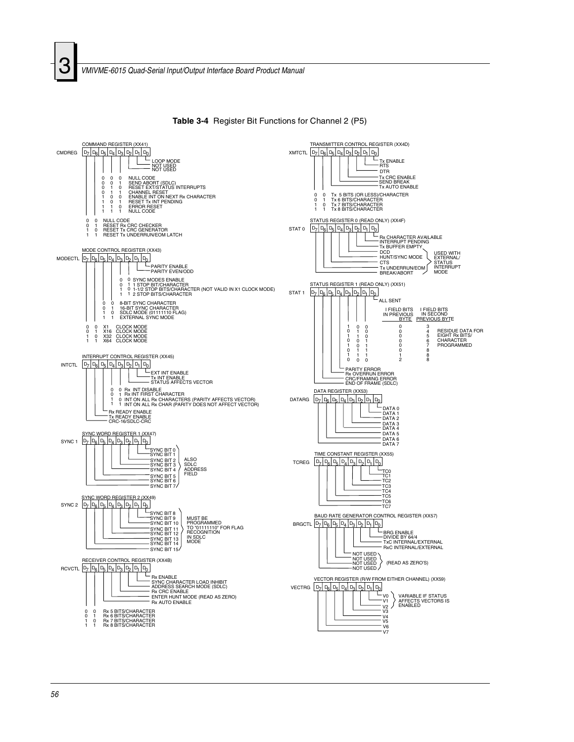**Table 3-4** Register Bit Functions for Channel 2 (P5)

COMMAND REGISTER (XX41)

CMDREG D7 D6 D5 D4 D3 D2 D1 D0

- LOOP MODE
- NOT USED
- NOT USED

| | | | |
|---|---|---|---|
| 0 | 0 | 0 | NULL CODE |
| 0 | 0 | 1 | SEND ABORT (SDLC) |
| 0 | 1 | 0 | RESET EXT/STATUS INTERRUPTS |
| 0 | 1 | 1 | CHANNEL RESET |
| 1 | 0 | 0 | ENABLE INT ON NEXT Rx CHARACTER |
| 1 | 0 | 1 | RESET Tx INT PENDING |
| 1 | 1 | 0 | ERROR RESET |
| 1 | 1 | 1 | NULL CODE |

| | | |
|---|---|---|
| 0 | 0 | NULL CODE |
| 0 | 1 | RESET Rx CRC CHECKER |
| 1 | 0 | RESET Tx CRC GENERATOR |
| 1 | 1 | RESET Tx UNDERRUN/EOM LATCH |

MODE CONTROL REGISTER (XX43)

MODECTL D7 D6 D5 D4 D3 D2 D1 D0

- PARITY ENABLE
- PARITY EVEN/ODD

| | | |
|---|---|---|
| 0 | 0 | SYNC MODES ENABLE |
| 0 | 1 | 1 STOP BIT/CHARACTER |
| 1 | 0 | 1-1/2 STOP BITS/CHARACTER (NOT VALID IN X1 CLOCK MODE) |
| 1 | 1 | 2 STOP BITS/CHARACTER |

| | | |
|---|---|---|
| 0 | 0 | 8-BIT SYNC CHARACTER |
| 0 | 1 | 16-BIT SYNC CHARACTER |
| 1 | 0 | SDLC MODE (01111110 FLAG) |
| 1 | 1 | EXTERNAL SYNC MODE |

| | | |
|---|---|---|
| 0 | 0 | X1 CLOCK MODE |
| 0 | 1 | X16 CLOCK MODE |
| 1 | 0 | X32 CLOCK MODE |
| 1 | 1 | X64 CLOCK MODE |

INTERRUPT CONTROL REGISTER (XX45)

INTCTL D7 D6 D5 D4 D3 D2 D1 D0

- EXT INT ENABLE
- Tx INT ENABLE
- STATUS AFFECTS VECTOR

| | | |
|---|---|---|
| 0 | 0 | Rx INT DISABLE |
| 0 | 1 | Rx INT FIRST CHARACTER |
| 1 | 0 | INT ON ALL Rx CHARACTERS (PARITY AFFECTS VECTOR) |
| 1 | 1 | INT ON ALL Rx CHAR (PARITY DOES NOT AFFECT VECTOR) |

- Rx READY ENABLE
- Tx READY ENABLE
- CRC-16/SDLC-CRC

SYNC WORD REGISTER 1 (XX47)

SYNC 1 D7 D6 D5 D4 D3 D2 D1 D0

- SYNC BIT 0
- SYNC BIT 1
- SYNC BIT 2
- SYNC BIT 3
- SYNC BIT 4
- SYNC BIT 5
- SYNC BIT 6
- SYNC BIT 7

ALSO SDLC ADDRESS FIELD

SYNC WORD REGISTER 2 (XX49)

SYNC 2 D7 D6 D5 D4 D3 D2 D1 D0

- SYNC BIT 8
- SYNC BIT 9
- SYNC BIT 10
- SYNC BIT 11
- SYNC BIT 12
- SYNC BIT 13
- SYNC BIT 14
- SYNC BIT 15

MUST BE PROGRAMMED TO "01111110" FOR FLAG RECOGNITION IN SDLC MODE

RECEIVER CONTROL REGISTER (XX4B)

RCVCTL D7 D6 D5 D4 D3 D2 D1 D0

- Rx ENABLE
- SYNC CHARACTER LOAD INHIBIT
- ADDRESS SEARCH MODE (SDLC)
- Rx CRC ENABLE
- ENTER HUNT MODE (READ AS ZERO)
- Rx AUTO ENABLE

| | | |
|---|---|---|
| 0 | 0 | Rx 5 BITS/CHARACTER |
| 0 | 1 | Rx 6 BITS/CHARACTER |
| 1 | 0 | Rx 7 BITS/CHARACTER |
| 1 | 1 | Rx 8 BITS/CHARACTER |

TRANSMITTER CONTROL REGISTER (XX4D)

XMTCTL D7 D6 D5 D4 D3 D2 D1 D0

- Tx ENABLE
- RTS
- DTR
- Tx CRC ENABLE
- SEND BREAK
- Tx AUTO ENABLE

| | | |
|---|---|---|
| 0 | 0 | Tx 5 BITS (OR LESS)/CHARACTER |
| 0 | 1 | Tx 6 BITS/CHARACTER |
| 1 | 0 | Tx 7 BITS/CHARACTER |
| 1 | 1 | Tx 8 BITS/CHARACTER |

STATUS REGISTER 0 (READ ONLY) (XX4F)

STAT 0 D7 D6 D5 D4 D3 D2 D1 D0

- Rx CHARACTER AVAILABLE
- INTERRUPT PENDING
- Tx BUFFER EMPTY
- DCD
- HUNT/SYNC MODE
- CTS
- Tx UNDERRUN/EOM
- BREAK/ABORT

USED WITH EXTERNAL/ STATUS INTERRUPT MODE

STATUS REGISTER 1 (READ ONLY) (XX51)

STAT 1 D7 D6 D5 D4 D3 D2 D1 D0

- ALL SENT

| | | | I FIELD BITS IN PREVIOUS BYTE | I FIELD BITS IN SECOND PREVIOUS BYTE |
|---|---|---|---|---|
| 1 | 0 | 0 | 0 | 3 |
| 0 | 1 | 0 | 0 | 4 |
| 1 | 1 | 0 | 0 | 5 |
| 0 | 0 | 1 | 0 | 6 |
| 1 | 0 | 1 | 0 | 7 |
| 0 | 1 | 1 | 0 | 8 |
| 1 | 1 | 1 | 1 | 8 |
| 0 | 0 | 0 | 2 | 8 |

RESIDUE DATA FOR EIGHT Rx BITS/ CHARACTER PROGRAMMED

- PARITY ERROR
- Rx OVERRUN ERROR
- CRC/FRAMING ERROR
- END OF FRAME (SDLC)

DATA REGISTER (XX53)

DATARG D7 D6 D5 D4 D3 D2 D1 D0

- DATA 0
- DATA 1
- DATA 2
- DATA 3
- DATA 4
- DATA 5
- DATA 6
- DATA 7

TIME CONSTANT REGISTER (XX55)

TCREG D7 D6 D5 D4 D3 D2 D1 D0

- TC0
- TC1
- TC2
- TC3
- TC4
- TC5
- TC6
- TC7

BAUD RATE GENERATOR CONTROL REGISTER (XX57)

BRGCTL D7 D6 D5 D4 D3 D2 D1 D0

- BRG ENABLE
- DIVIDE BY 64/4
- TxC INTERNAL/EXTERNAL
- RxC INTERNAL/EXTERNAL
- NOT USED
- NOT USED
- NOT USED
- NOT USED

(READ AS ZERO'S)

VECTOR REGISTER (R/W FROM EITHER CHANNEL) (XX59)

VECTRG D7 D6 D5 D4 D3 D2 D1 D0

- V0
- V1
- V2
- V3
- V4
- V5
- V6
- V7

VARIABLE IF STATUS AFFECTS VECTORS IS ENABLED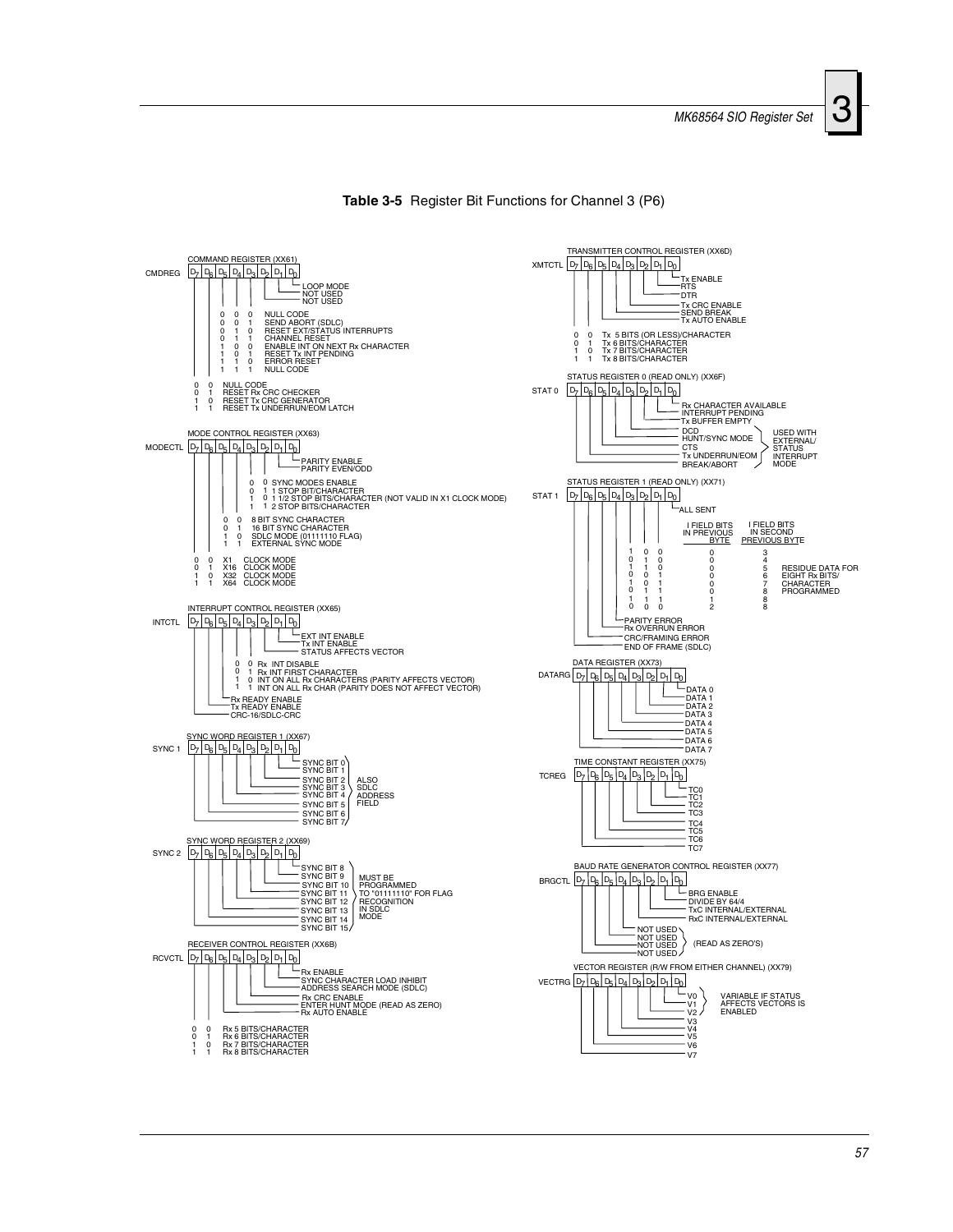**Table 3-5** Register Bit Functions for Channel 3 (P6)

### COMMAND REGISTER (XX61)

CMDREG: $D_7$ $D_6$ $D_5$ $D_4$ $D_3$ $D_2$ $D_1$ $D_0$

- $D_0$: LOOP MODE
- $D_1$: NOT USED
- $D_2$: NOT USED

| $D_5$ | $D_4$ | $D_3$ | |
|---|---|---|---|
| 0 | 0 | 0 | NULL CODE |
| 0 | 0 | 1 | SEND ABORT (SDLC) |
| 0 | 1 | 0 | RESET EXT/STATUS INTERRUPTS |
| 0 | 1 | 1 | CHANNEL RESET |
| 1 | 0 | 0 | ENABLE INT ON NEXT Rx CHARACTER |
| 1 | 0 | 1 | RESET Tx INT PENDING |
| 1 | 1 | 0 | ERROR RESET |
| 1 | 1 | 1 | NULL CODE |

| $D_7$ | $D_6$ | |
|---|---|---|
| 0 | 0 | NULL CODE |
| 0 | 1 | RESET Rx CRC CHECKER |
| 1 | 0 | RESET Tx CRC GENERATOR |
| 1 | 1 | RESET Tx UNDERRUN/EOM LATCH |

### MODE CONTROL REGISTER (XX63)

MODECTL: $D_7$ $D_6$ $D_5$ $D_4$ $D_3$ $D_2$ $D_1$ $D_0$

- $D_0$: PARITY ENABLE
- $D_1$: PARITY EVEN/ODD

| $D_3$ | $D_2$ | |
|---|---|---|
| 0 | 0 | SYNC MODES ENABLE |
| 0 | 1 | 1 STOP BIT/CHARACTER |
| 1 | 0 | 1 1/2 STOP BITS/CHARACTER (NOT VALID IN X1 CLOCK MODE) |
| 1 | 1 | 2 STOP BITS/CHARACTER |

| $D_5$ | $D_4$ | |
|---|---|---|
| 0 | 0 | 8 BIT SYNC CHARACTER |
| 0 | 1 | 16 BIT SYNC CHARACTER |
| 1 | 0 | SDLC MODE (01111110 FLAG) |
| 1 | 1 | EXTERNAL SYNC MODE |

| $D_7$ | $D_6$ | |
|---|---|---|
| 0 | 0 | X1 CLOCK MODE |
| 0 | 1 | X16 CLOCK MODE |
| 1 | 0 | X32 CLOCK MODE |
| 1 | 1 | X64 CLOCK MODE |

### INTERRUPT CONTROL REGISTER (XX65)

INTCTL: $D_7$ $D_6$ $D_5$ $D_4$ $D_3$ $D_2$ $D_1$ $D_0$

- $D_0$: EXT INT ENABLE
- $D_1$: Tx INT ENABLE
- $D_2$: STATUS AFFECTS VECTOR

| $D_4$ | $D_3$ | |
|---|---|---|
| 0 | 0 | Rx INT DISABLE |
| 0 | 1 | Rx INT FIRST CHARACTER |
| 1 | 0 | INT ON ALL Rx CHARACTERS (PARITY AFFECTS VECTOR) |
| 1 | 1 | INT ON ALL Rx CHAR (PARITY DOES NOT AFFECT VECTOR) |

- $D_5$: Rx READY ENABLE
- $D_6$: Tx READY ENABLE
- $D_7$: CRC-16/SDLC-CRC

### SYNC WORD REGISTER 1 (XX67)

SYNC 1: $D_7$ $D_6$ $D_5$ $D_4$ $D_3$ $D_2$ $D_1$ $D_0$

- $D_0$–$D_7$: SYNC BIT 0 – SYNC BIT 7 (ALSO SDLC ADDRESS FIELD)

### SYNC WORD REGISTER 2 (XX69)

SYNC 2: $D_7$ $D_6$ $D_5$ $D_4$ $D_3$ $D_2$ $D_1$ $D_0$

- $D_0$–$D_7$: SYNC BIT 8 – SYNC BIT 15 (MUST BE PROGRAMMED TO "01111110" FOR FLAG RECOGNITION IN SDLC MODE)

### RECEIVER CONTROL REGISTER (XX6B)

RCVCTL: $D_7$ $D_6$ $D_5$ $D_4$ $D_3$ $D_2$ $D_1$ $D_0$

- $D_0$: Rx ENABLE
- $D_1$: SYNC CHARACTER LOAD INHIBIT
- $D_2$: ADDRESS SEARCH MODE (SDLC)
- $D_3$: Rx CRC ENABLE
- $D_4$: ENTER HUNT MODE (READ AS ZERO)
- $D_5$: Rx AUTO ENABLE

| $D_7$ | $D_6$ | |
|---|---|---|
| 0 | 0 | Rx 5 BITS/CHARACTER |
| 0 | 1 | Rx 6 BITS/CHARACTER |
| 1 | 0 | Rx 7 BITS/CHARACTER |
| 1 | 1 | Rx 8 BITS/CHARACTER |

### TRANSMITTER CONTROL REGISTER (XX6D)

XMTCTL: $D_7$ $D_6$ $D_5$ $D_4$ $D_3$ $D_2$ $D_1$ $D_0$

- $D_0$: Tx ENABLE
- $D_1$: RTS
- $D_2$: DTR
- $D_3$: Tx CRC ENABLE
- $D_4$: SEND BREAK
- $D_5$: Tx AUTO ENABLE

| $D_7$ | $D_6$ | |
|---|---|---|
| 0 | 0 | Tx 5 BITS (OR LESS)/CHARACTER |
| 0 | 1 | Tx 6 BITS/CHARACTER |
| 1 | 0 | Tx 7 BITS/CHARACTER |
| 1 | 1 | Tx 8 BITS/CHARACTER |

### STATUS REGISTER 0 (READ ONLY) (XX6F)

STAT 0: $D_7$ $D_6$ $D_5$ $D_4$ $D_3$ $D_2$ $D_1$ $D_0$

- $D_0$: Rx CHARACTER AVAILABLE
- $D_1$: INTERRUPT PENDING
- $D_2$: Tx BUFFER EMPTY
- $D_3$: DCD
- $D_4$: HUNT/SYNC MODE
- $D_5$: CTS
- $D_6$: Tx UNDERRUN/EOM
- $D_7$: BREAK/ABORT

($D_3$–$D_7$: USED WITH EXTERNAL/STATUS INTERRUPT MODE)

### STATUS REGISTER 1 (READ ONLY) (XX71)

STAT 1: $D_7$ $D_6$ $D_5$ $D_4$ $D_3$ $D_2$ $D_1$ $D_0$

- $D_0$: ALL SENT

| $D_3$ | $D_2$ | $D_1$ | I FIELD BITS IN PREVIOUS BYTE | I FIELD BITS IN SECOND PREVIOUS BYTE |
|---|---|---|---|---|
| 1 | 0 | 0 | 0 | 3 |
| 0 | 1 | 0 | 0 | 4 |
| 1 | 1 | 0 | 0 | 5 |
| 0 | 0 | 1 | 0 | 6 |
| 1 | 0 | 1 | 0 | 7 |
| 0 | 1 | 1 | 0 | 8 |
| 1 | 1 | 1 | 1 | 8 |
| 0 | 0 | 0 | 2 | 8 |

RESIDUE DATA FOR EIGHT Rx BITS/CHARACTER PROGRAMMED

- $D_4$: PARITY ERROR
- $D_5$: Rx OVERRUN ERROR
- $D_6$: CRC/FRAMING ERROR
- $D_7$: END OF FRAME (SDLC)

### DATA REGISTER (XX73)

DATARG: $D_7$ $D_6$ $D_5$ $D_4$ $D_3$ $D_2$ $D_1$ $D_0$

- $D_0$–$D_7$: DATA 0 – DATA 7

### TIME CONSTANT REGISTER (XX75)

TCREG: $D_7$ $D_6$ $D_5$ $D_4$ $D_3$ $D_2$ $D_1$ $D_0$

- $D_0$–$D_7$: TC0 – TC7

### BAUD RATE GENERATOR CONTROL REGISTER (XX77)

BRGCTL: $D_7$ $D_6$ $D_5$ $D_4$ $D_3$ $D_2$ $D_1$ $D_0$

- $D_0$: BRG ENABLE
- $D_1$: DIVIDE BY 64/4
- $D_2$: TxC INTERNAL/EXTERNAL
- $D_3$: RxC INTERNAL/EXTERNAL
- $D_4$–$D_7$: NOT USED (READ AS ZERO'S)

### VECTOR REGISTER (R/W FROM EITHER CHANNEL) (XX79)

VECTRG: $D_7$ $D_6$ $D_5$ $D_4$ $D_3$ $D_2$ $D_1$ $D_0$

- $D_0$: V0
- $D_1$: V1
- $D_2$: V2

($D_0$–$D_2$: VARIABLE IF STATUS AFFECTS VECTORS IS ENABLED)

- $D_3$: V3
- $D_4$: V4
- $D_5$: V5
- $D_6$: V6
- $D_7$: V7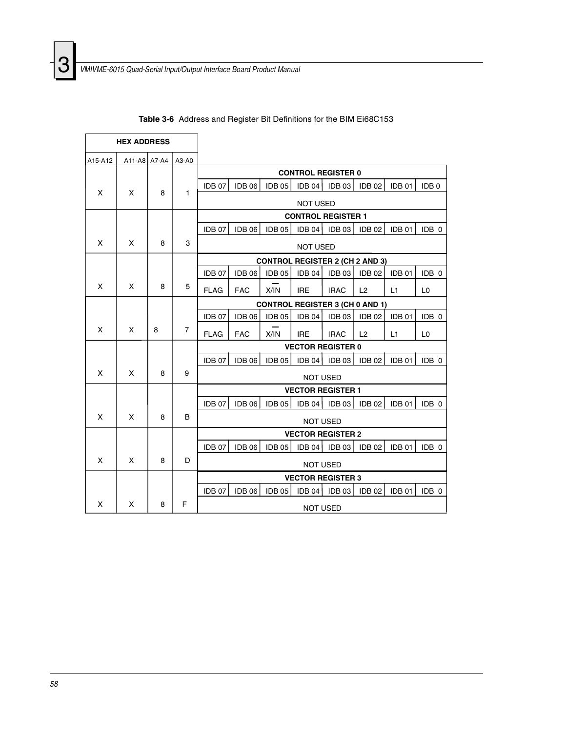**Table 3-6** Address and Register Bit Definitions for the BIM Ei68C153

| HEX ADDRESS | | | | | | | | | | | |
|---|---|---|---|---|---|---|---|---|---|---|---|
| A15-A12 | A11-A8 | A7-A4 | A3-A0 | | | | | | | | |
| | | | | CONTROL REGISTER 0 | | | | | | | |
| X | X | 8 | 1 | IDB 07 | IDB 06 | IDB 05 | IDB 04 | IDB 03 | IDB 02 | IDB 01 | IDB 0 |
| | | | | NOT USED | | | | | | | |
| | | | | CONTROL REGISTER 1 | | | | | | | |
| X | X | 8 | 3 | IDB 07 | IDB 06 | IDB 05 | IDB 04 | IDB 03 | IDB 02 | IDB 01 | IDB 0 |
| | | | | NOT USED | | | | | | | |
| | | | | CONTROL REGISTER 2 (CH 2 AND 3) | | | | | | | |
| X | X | 8 | 5 | IDB 07 | IDB 06 | IDB 05 | IDB 04 | IDB 03 | IDB 02 | IDB 01 | IDB 0 |
| | | | | FLAG | FAC | $X/\overline{IN}$ | IRE | IRAC | L2 | L1 | L0 |
| | | | | CONTROL REGISTER 3 (CH 0 AND 1) | | | | | | | |
| X | X | 8 | 7 | IDB 07 | IDB 06 | IDB 05 | IDB 04 | IDB 03 | IDB 02 | IDB 01 | IDB 0 |
| | | | | FLAG | FAC | $X/\overline{IN}$ | IRE | IRAC | L2 | L1 | L0 |
| | | | | VECTOR REGISTER 0 | | | | | | | |
| X | X | 8 | 9 | IDB 07 | IDB 06 | IDB 05 | IDB 04 | IDB 03 | IDB 02 | IDB 01 | IDB 0 |
| | | | | NOT USED | | | | | | | |
| | | | | VECTOR REGISTER 1 | | | | | | | |
| X | X | 8 | B | IDB 07 | IDB 06 | IDB 05 | IDB 04 | IDB 03 | IDB 02 | IDB 01 | IDB 0 |
| | | | | NOT USED | | | | | | | |
| | | | | VECTOR REGISTER 2 | | | | | | | |
| X | X | 8 | D | IDB 07 | IDB 06 | IDB 05 | IDB 04 | IDB 03 | IDB 02 | IDB 01 | IDB 0 |
| | | | | NOT USED | | | | | | | |
| | | | | VECTOR REGISTER 3 | | | | | | | |
| X | X | 8 | F | IDB 07 | IDB 06 | IDB 05 | IDB 04 | IDB 03 | IDB 02 | IDB 01 | IDB 0 |
| | | | | NOT USED | | | | | | | |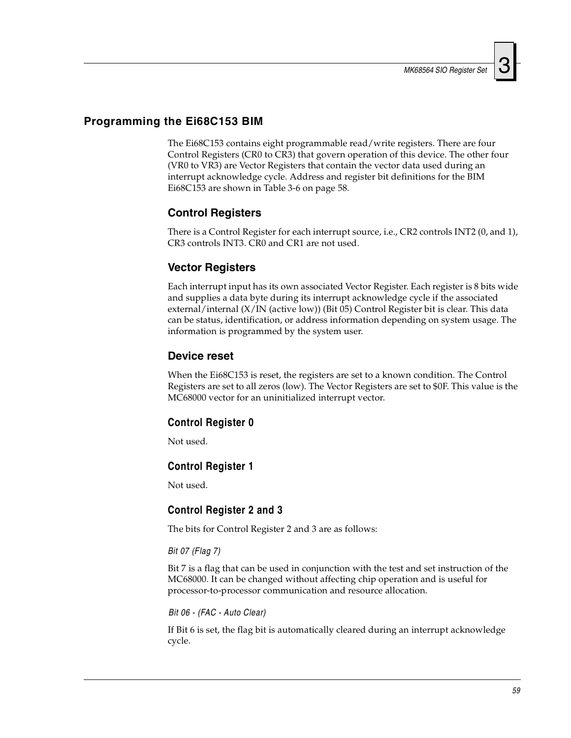## Programming the Ei68C153 BIM

The Ei68C153 contains eight programmable read/write registers. There are four Control Registers (CR0 to CR3) that govern operation of this device. The other four (VR0 to VR3) are Vector Registers that contain the vector data used during an interrupt acknowledge cycle. Address and register bit definitions for the BIM Ei68C153 are shown in Table 3-6 on page 58.

### Control Registers

There is a Control Register for each interrupt source, i.e., CR2 controls INT2 (0, and 1), CR3 controls INT3. CR0 and CR1 are not used.

### Vector Registers

Each interrupt input has its own associated Vector Register. Each register is 8 bits wide and supplies a data byte during its interrupt acknowledge cycle if the associated external/internal (X/IN (active low)) (Bit 05) Control Register bit is clear. This data can be status, identification, or address information depending on system usage. The information is programmed by the system user.

### Device reset

When the Ei68C153 is reset, the registers are set to a known condition. The Control Registers are set to all zeros (low). The Vector Registers are set to $0F. This value is the MC68000 vector for an uninitialized interrupt vector.

#### Control Register 0

Not used.

#### Control Register 1

Not used.

#### Control Register 2 and 3

The bits for Control Register 2 and 3 are as follows:

*Bit 07 (Flag 7)*

Bit 7 is a flag that can be used in conjunction with the test and set instruction of the MC68000. It can be changed without affecting chip operation and is useful for processor-to-processor communication and resource allocation.

*Bit 06 - (FAC - Auto Clear)*

If Bit 6 is set, the flag bit is automatically cleared during an interrupt acknowledge cycle.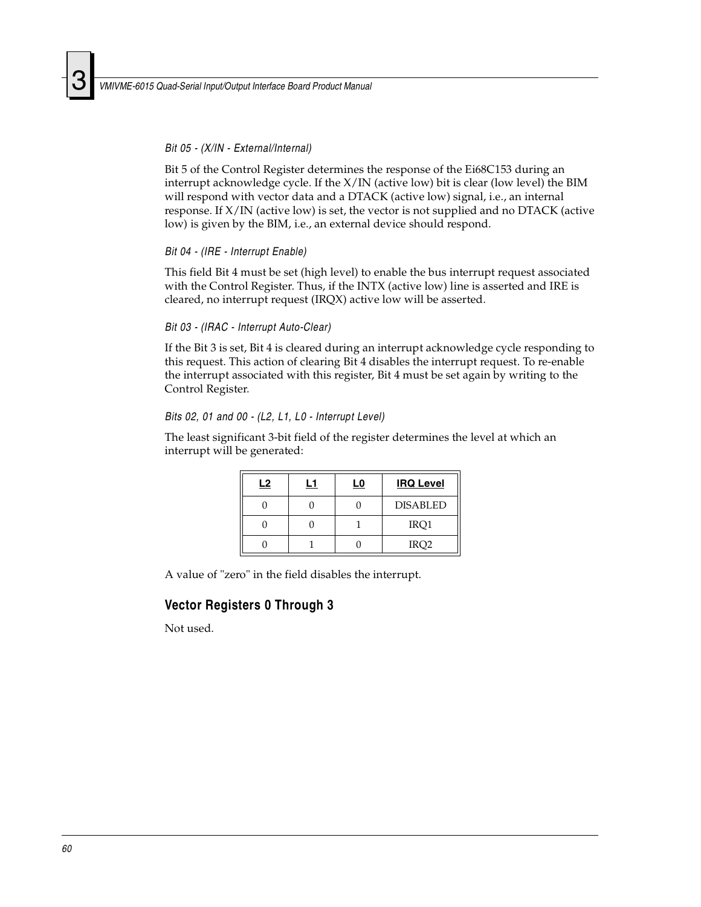*Bit 05 - (X/IN - External/Internal)*

Bit 5 of the Control Register determines the response of the Ei68C153 during an interrupt acknowledge cycle. If the X/IN (active low) bit is clear (low level) the BIM will respond with vector data and a DTACK (active low) signal, i.e., an internal response. If X/IN (active low) is set, the vector is not supplied and no DTACK (active low) is given by the BIM, i.e., an external device should respond.

*Bit 04 - (IRE - Interrupt Enable)*

This field Bit 4 must be set (high level) to enable the bus interrupt request associated with the Control Register. Thus, if the INTX (active low) line is asserted and IRE is cleared, no interrupt request (IRQX) active low will be asserted.

*Bit 03 - (IRAC - Interrupt Auto-Clear)*

If the Bit 3 is set, Bit 4 is cleared during an interrupt acknowledge cycle responding to this request. This action of clearing Bit 4 disables the interrupt request. To re-enable the interrupt associated with this register, Bit 4 must be set again by writing to the Control Register.

*Bits 02, 01 and 00 - (L2, L1, L0 - Interrupt Level)*

The least significant 3-bit field of the register determines the level at which an interrupt will be generated:

| L2 | L1 | L0 | IRQ Level |
|---|---|---|---|
| 0 | 0 | 0 | DISABLED |
| 0 | 0 | 1 | IRQ1 |
| 0 | 1 | 0 | IRQ2 |

A value of "zero" in the field disables the interrupt.

## Vector Registers 0 Through 3

Not used.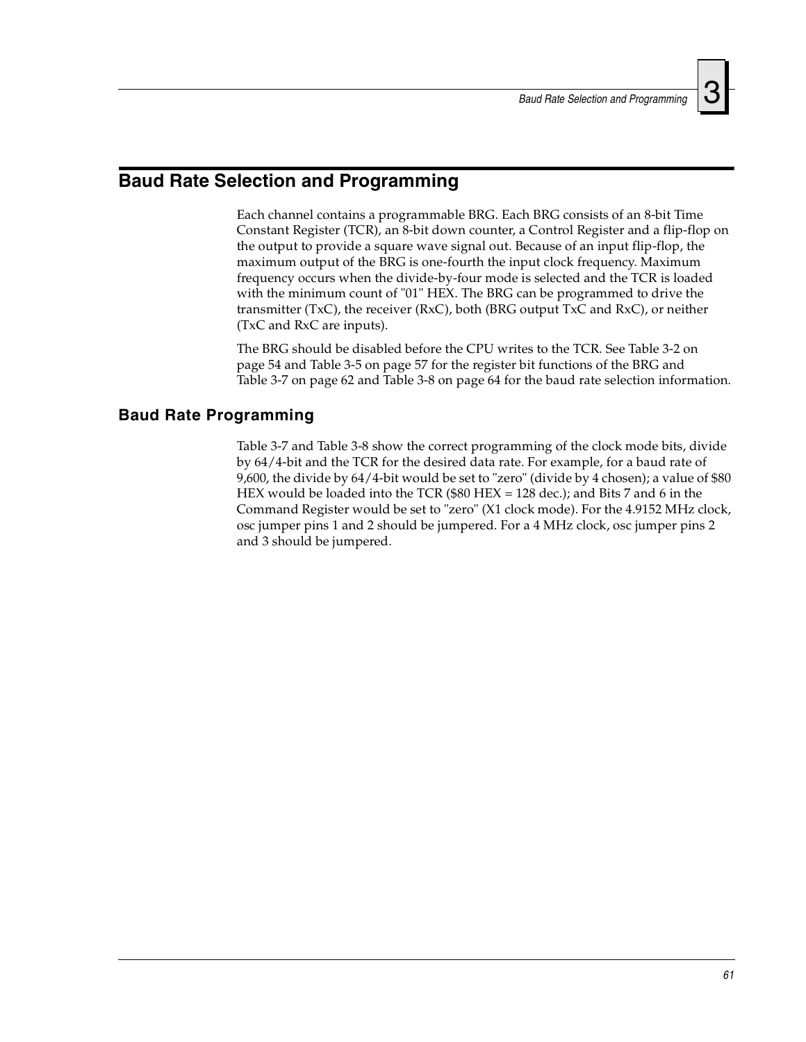# Baud Rate Selection and Programming

Each channel contains a programmable BRG. Each BRG consists of an 8-bit Time Constant Register (TCR), an 8-bit down counter, a Control Register and a flip-flop on the output to provide a square wave signal out. Because of an input flip-flop, the maximum output of the BRG is one-fourth the input clock frequency. Maximum frequency occurs when the divide-by-four mode is selected and the TCR is loaded with the minimum count of "01" HEX. The BRG can be programmed to drive the transmitter (TxC), the receiver (RxC), both (BRG output TxC and RxC), or neither (TxC and RxC are inputs).

The BRG should be disabled before the CPU writes to the TCR. See Table 3-2 on page 54 and Table 3-5 on page 57 for the register bit functions of the BRG and Table 3-7 on page 62 and Table 3-8 on page 64 for the baud rate selection information.

## Baud Rate Programming

Table 3-7 and Table 3-8 show the correct programming of the clock mode bits, divide by 64/4-bit and the TCR for the desired data rate. For example, for a baud rate of 9,600, the divide by 64/4-bit would be set to "zero" (divide by 4 chosen); a value of $80 HEX would be loaded into the TCR ($80 HEX = 128 dec.); and Bits 7 and 6 in the Command Register would be set to "zero" (X1 clock mode). For the 4.9152 MHz clock, osc jumper pins 1 and 2 should be jumpered. For a 4 MHz clock, osc jumper pins 2 and 3 should be jumpered.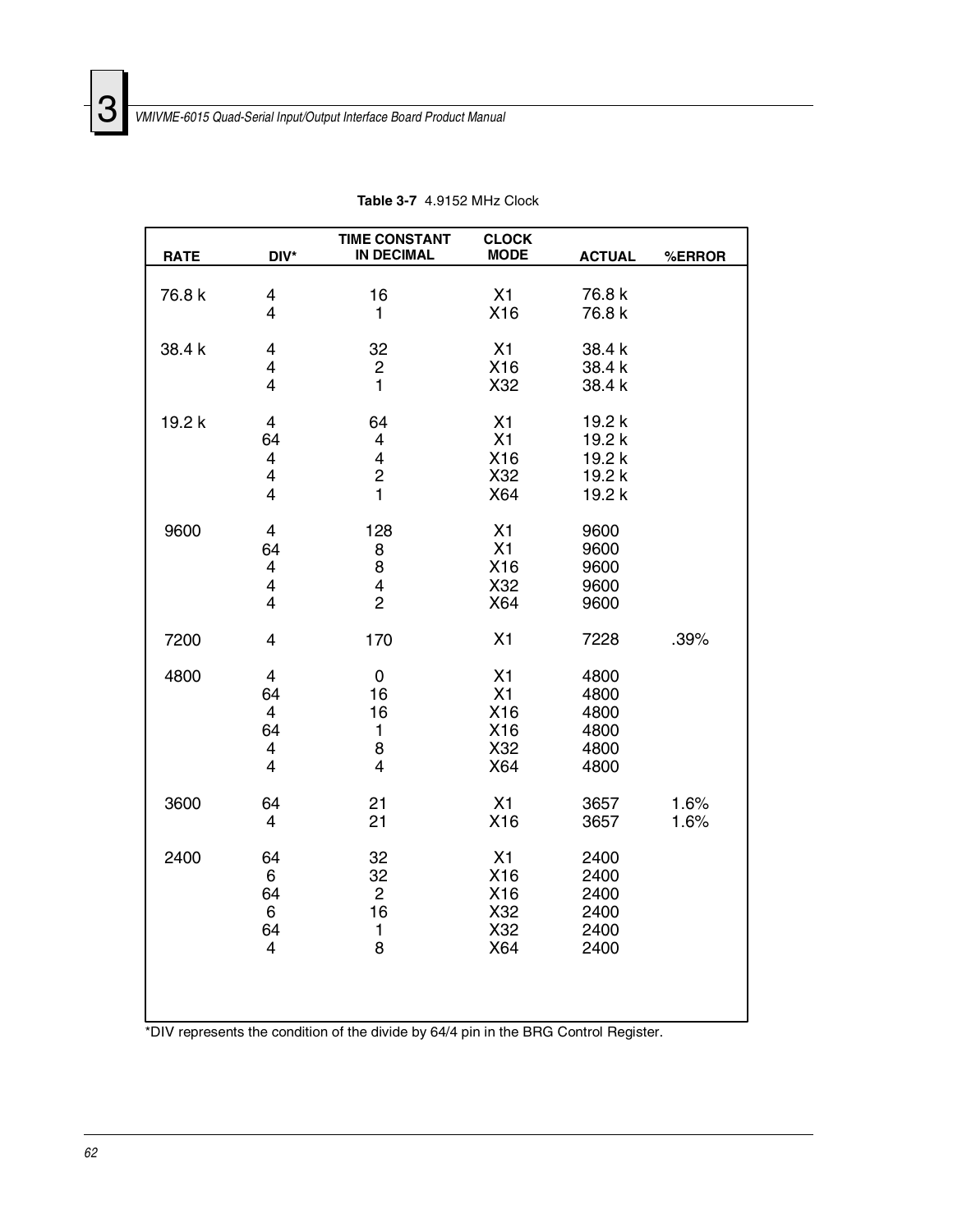**Table 3-7** 4.9152 MHz Clock

| RATE | DIV* | TIME CONSTANT IN DECIMAL | CLOCK MODE | ACTUAL | %ERROR |
|---|---|---|---|---|---|
| 76.8 k | 4 | 16 | X1 | 76.8 k | |
| | 4 | 1 | X16 | 76.8 k | |
| 38.4 k | 4 | 32 | X1 | 38.4 k | |
| | 4 | 2 | X16 | 38.4 k | |
| | 4 | 1 | X32 | 38.4 k | |
| 19.2 k | 4 | 64 | X1 | 19.2 k | |
| | 64 | 4 | X1 | 19.2 k | |
| | 4 | 4 | X16 | 19.2 k | |
| | 4 | 2 | X32 | 19.2 k | |
| | 4 | 1 | X64 | 19.2 k | |
| 9600 | 4 | 128 | X1 | 9600 | |
| | 64 | 8 | X1 | 9600 | |
| | 4 | 8 | X16 | 9600 | |
| | 4 | 4 | X32 | 9600 | |
| | 4 | 2 | X64 | 9600 | |
| 7200 | 4 | 170 | X1 | 7228 | .39% |
| 4800 | 4 | 0 | X1 | 4800 | |
| | 64 | 16 | X1 | 4800 | |
| | 4 | 16 | X16 | 4800 | |
| | 64 | 1 | X16 | 4800 | |
| | 4 | 8 | X32 | 4800 | |
| | 4 | 4 | X64 | 4800 | |
| 3600 | 64 | 21 | X1 | 3657 | 1.6% |
| | 4 | 21 | X16 | 3657 | 1.6% |
| 2400 | 64 | 32 | X1 | 2400 | |
| | 6 | 32 | X16 | 2400 | |
| | 64 | 2 | X16 | 2400 | |
| | 6 | 16 | X32 | 2400 | |
| | 64 | 1 | X32 | 2400 | |
| | 4 | 8 | X64 | 2400 | |

*DIV represents the condition of the divide by 64/4 pin in the BRG Control Register.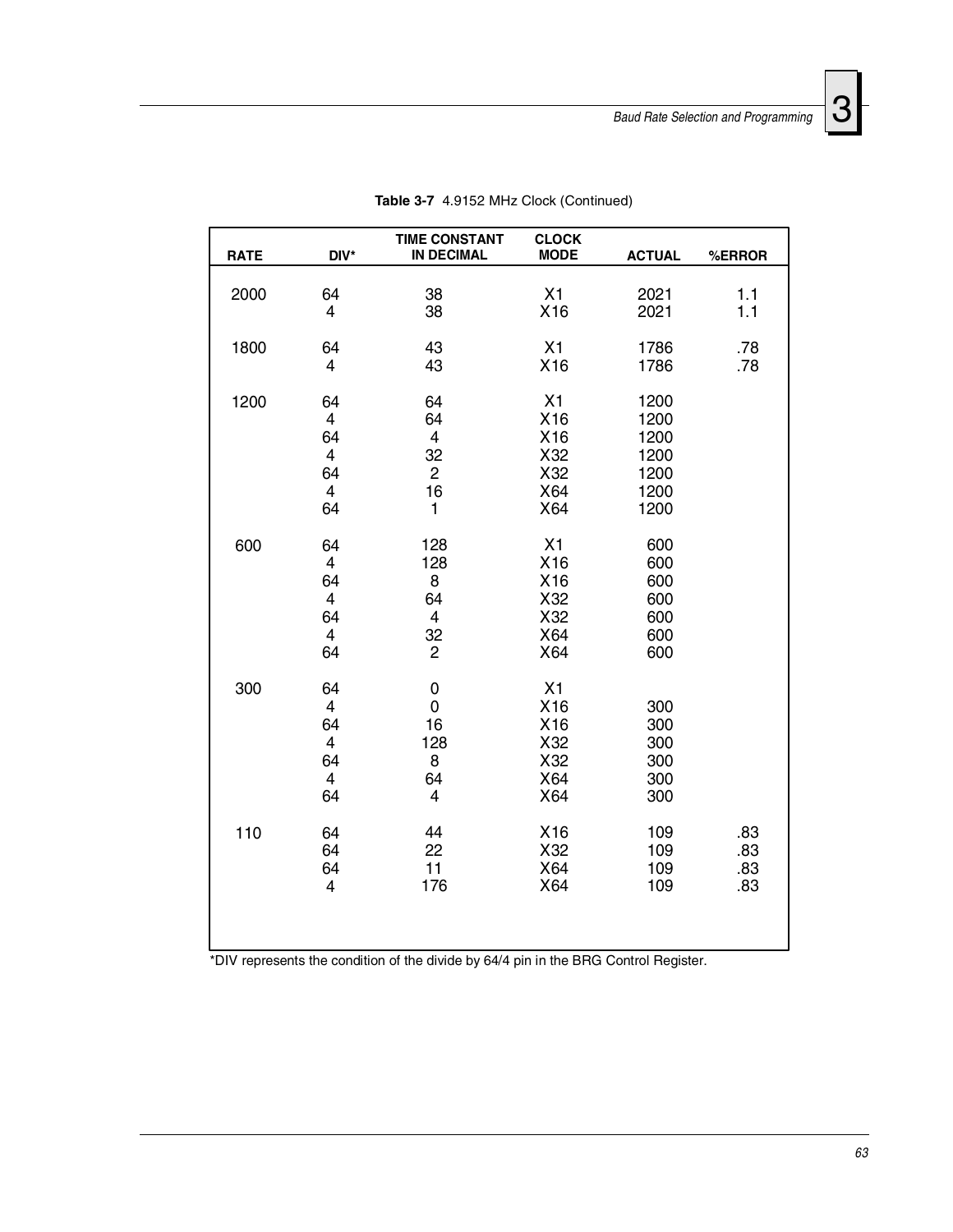**Table 3-7** 4.9152 MHz Clock (Continued)

| RATE | DIV* | TIME CONSTANT IN DECIMAL | CLOCK MODE | ACTUAL | %ERROR |
|---|---|---|---|---|---|
| 2000 | 64 | 38 | X1 | 2021 | 1.1 |
| | 4 | 38 | X16 | 2021 | 1.1 |
| 1800 | 64 | 43 | X1 | 1786 | .78 |
| | 4 | 43 | X16 | 1786 | .78 |
| 1200 | 64 | 64 | X1 | 1200 | |
| | 4 | 64 | X16 | 1200 | |
| | 64 | 4 | X16 | 1200 | |
| | 4 | 32 | X32 | 1200 | |
| | 64 | 2 | X32 | 1200 | |
| | 4 | 16 | X64 | 1200 | |
| | 64 | 1 | X64 | 1200 | |
| 600 | 64 | 128 | X1 | 600 | |
| | 4 | 128 | X16 | 600 | |
| | 64 | 8 | X16 | 600 | |
| | 4 | 64 | X32 | 600 | |
| | 64 | 4 | X32 | 600 | |
| | 4 | 32 | X64 | 600 | |
| | 64 | 2 | X64 | 600 | |
| 300 | 64 | 0 | X1 | | |
| | 4 | 0 | X16 | 300 | |
| | 64 | 16 | X16 | 300 | |
| | 4 | 128 | X32 | 300 | |
| | 64 | 8 | X32 | 300 | |
| | 4 | 64 | X64 | 300 | |
| | 64 | 4 | X64 | 300 | |
| 110 | 64 | 44 | X16 | 109 | .83 |
| | 64 | 22 | X32 | 109 | .83 |
| | 64 | 11 | X64 | 109 | .83 |
| | 4 | 176 | X64 | 109 | .83 |

*DIV represents the condition of the divide by 64/4 pin in the BRG Control Register.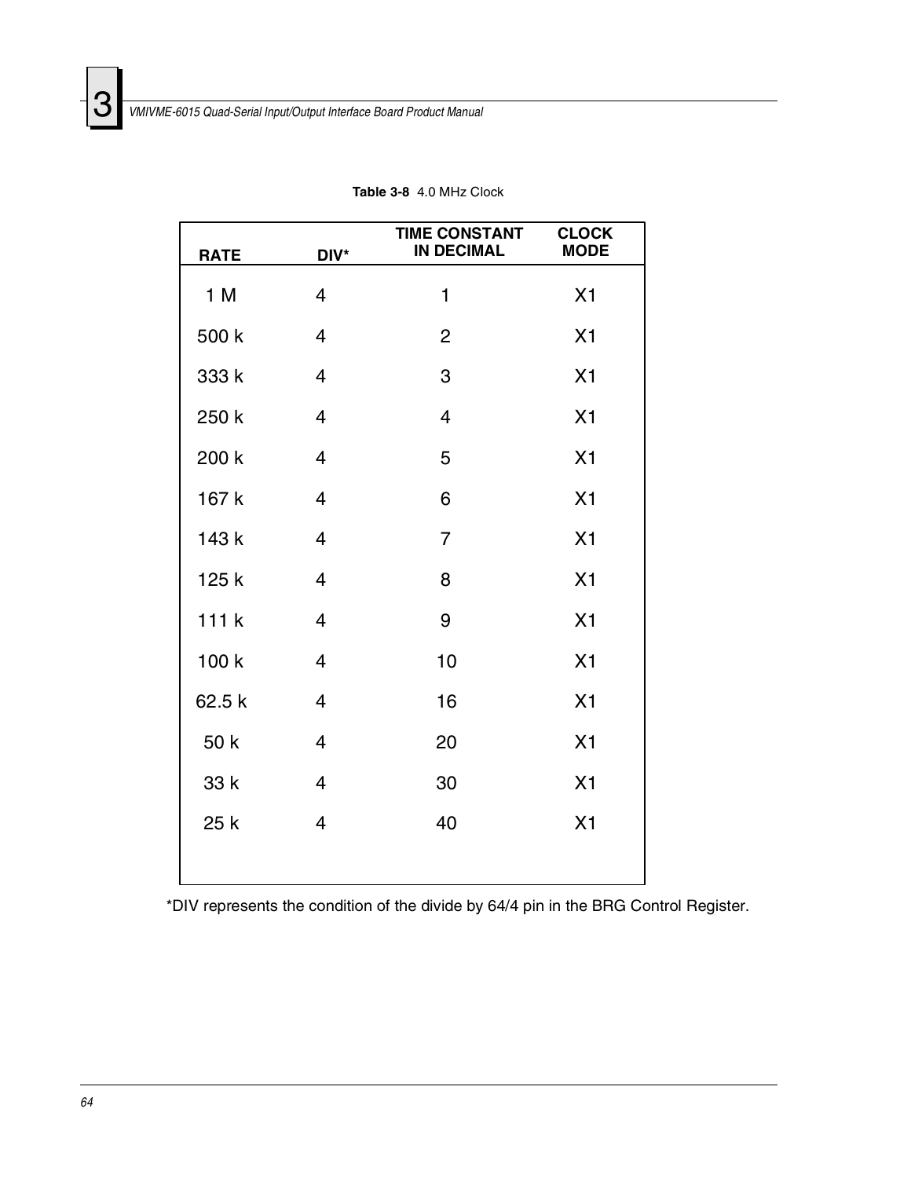**Table 3-8** 4.0 MHz Clock

| RATE | DIV* | TIME CONSTANT IN DECIMAL | CLOCK MODE |
|---|---|---|---|
| 1 M | 4 | 1 | X1 |
| 500 k | 4 | 2 | X1 |
| 333 k | 4 | 3 | X1 |
| 250 k | 4 | 4 | X1 |
| 200 k | 4 | 5 | X1 |
| 167 k | 4 | 6 | X1 |
| 143 k | 4 | 7 | X1 |
| 125 k | 4 | 8 | X1 |
| 111 k | 4 | 9 | X1 |
| 100 k | 4 | 10 | X1 |
| 62.5 k | 4 | 16 | X1 |
| 50 k | 4 | 20 | X1 |
| 33 k | 4 | 30 | X1 |
| 25 k | 4 | 40 | X1 |

*DIV represents the condition of the divide by 64/4 pin in the BRG Control Register.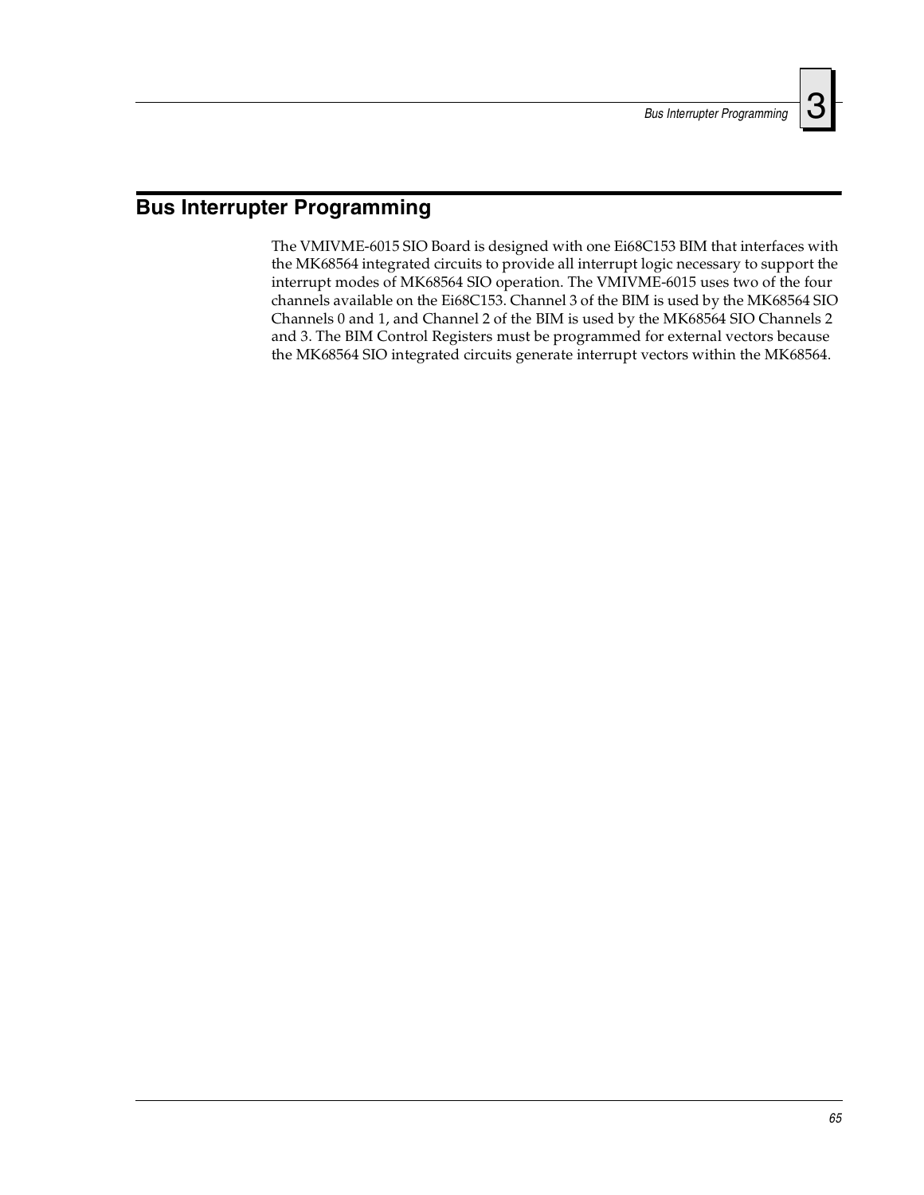## Bus Interrupter Programming

The VMIVME-6015 SIO Board is designed with one Ei68C153 BIM that interfaces with the MK68564 integrated circuits to provide all interrupt logic necessary to support the interrupt modes of MK68564 SIO operation. The VMIVME-6015 uses two of the four channels available on the Ei68C153. Channel 3 of the BIM is used by the MK68564 SIO Channels 0 and 1, and Channel 2 of the BIM is used by the MK68564 SIO Channels 2 and 3. The BIM Control Registers must be programmed for external vectors because the MK68564 SIO integrated circuits generate interrupt vectors within the MK68564.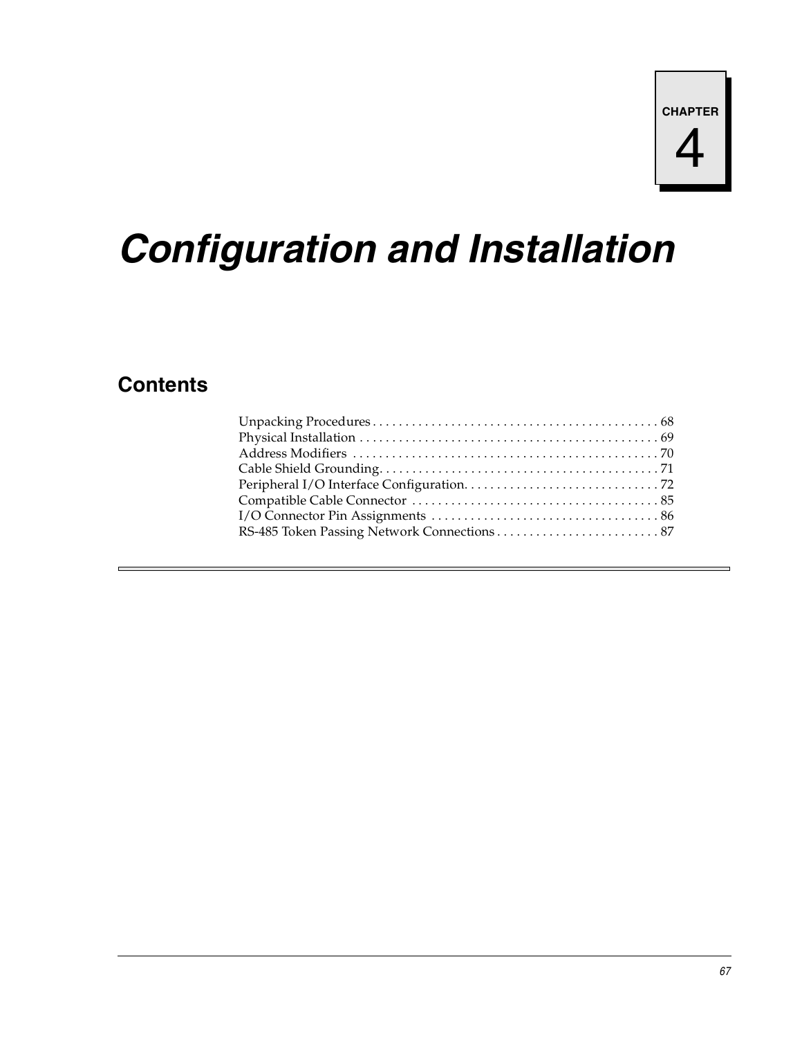CHAPTER 4

# Configuration and Installation

## Contents

Unpacking Procedures . . . . . . . . . . . . . . . . . . . . . . . . . . . . . . . . . . . . . . . . . . . 68
Physical Installation . . . . . . . . . . . . . . . . . . . . . . . . . . . . . . . . . . . . . . . . . . . . . 69
Address Modifiers . . . . . . . . . . . . . . . . . . . . . . . . . . . . . . . . . . . . . . . . . . . . . . 70
Cable Shield Grounding. . . . . . . . . . . . . . . . . . . . . . . . . . . . . . . . . . . . . . . . . . . 71
Peripheral I/O Interface Configuration. . . . . . . . . . . . . . . . . . . . . . . . . . . . . . 72
Compatible Cable Connector . . . . . . . . . . . . . . . . . . . . . . . . . . . . . . . . . . . . . 85
I/O Connector Pin Assignments . . . . . . . . . . . . . . . . . . . . . . . . . . . . . . . . . . 86
RS-485 Token Passing Network Connections . . . . . . . . . . . . . . . . . . . . . . . . . 87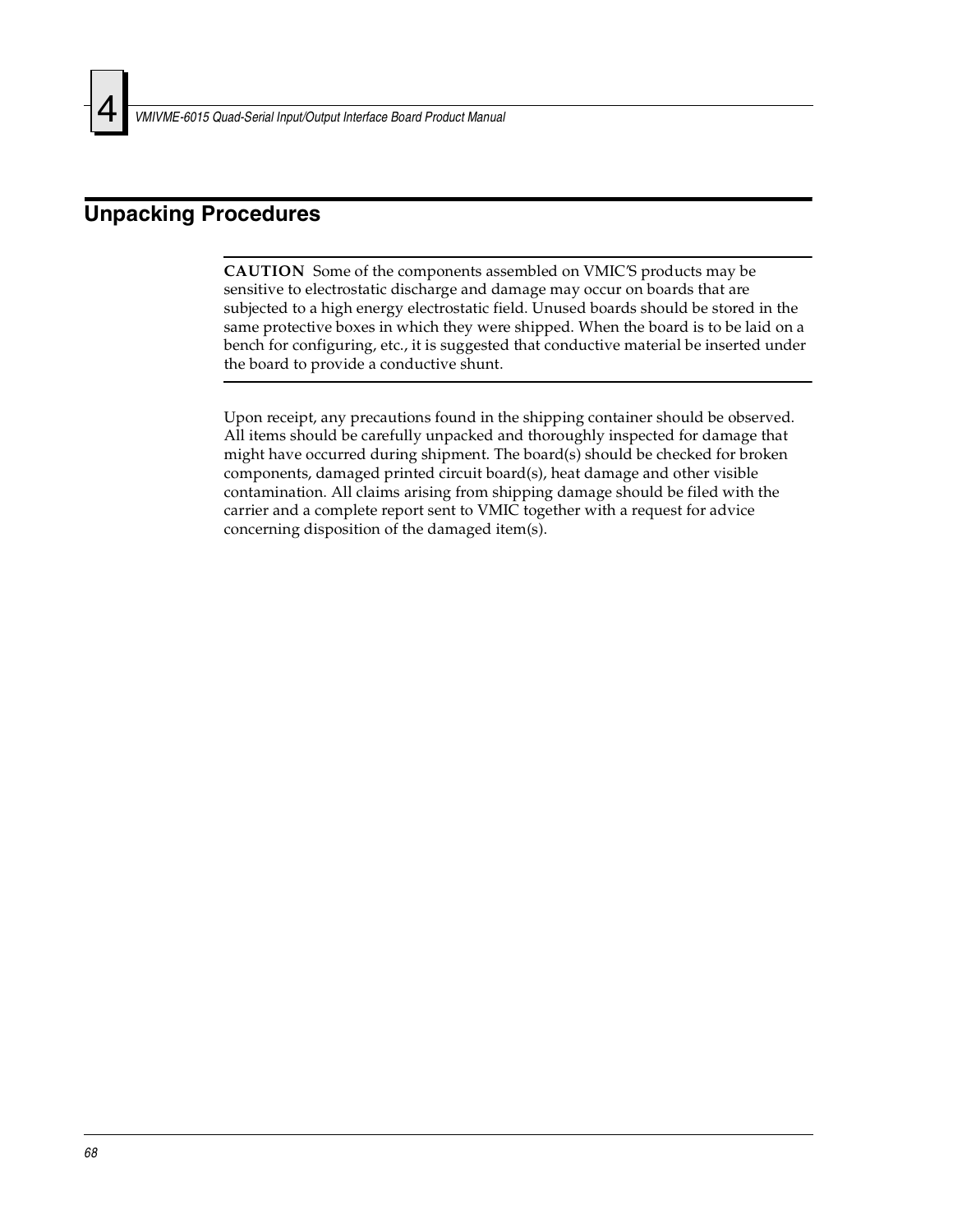## Unpacking Procedures

**CAUTION** Some of the components assembled on VMIC'S products may be sensitive to electrostatic discharge and damage may occur on boards that are subjected to a high energy electrostatic field. Unused boards should be stored in the same protective boxes in which they were shipped. When the board is to be laid on a bench for configuring, etc., it is suggested that conductive material be inserted under the board to provide a conductive shunt.

Upon receipt, any precautions found in the shipping container should be observed. All items should be carefully unpacked and thoroughly inspected for damage that might have occurred during shipment. The board(s) should be checked for broken components, damaged printed circuit board(s), heat damage and other visible contamination. All claims arising from shipping damage should be filed with the carrier and a complete report sent to VMIC together with a request for advice concerning disposition of the damaged item(s).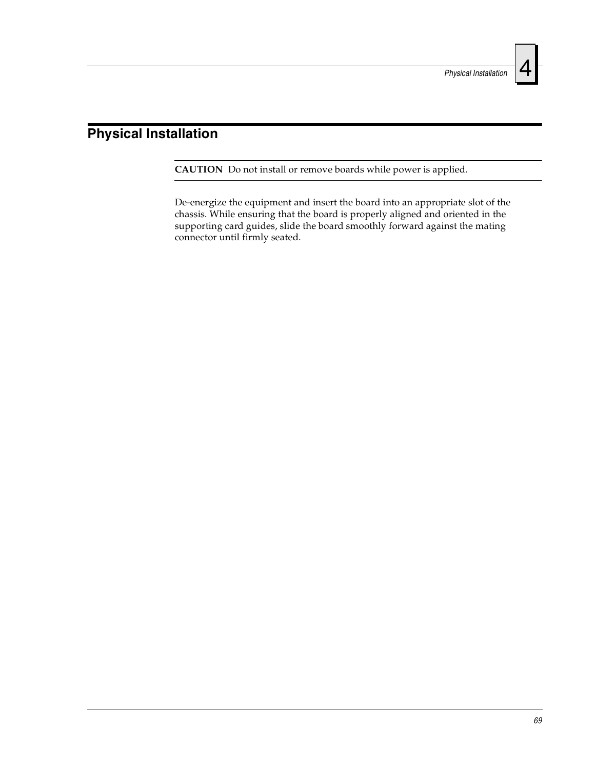## Physical Installation

**CAUTION** Do not install or remove boards while power is applied.

De-energize the equipment and insert the board into an appropriate slot of the chassis. While ensuring that the board is properly aligned and oriented in the supporting card guides, slide the board smoothly forward against the mating connector until firmly seated.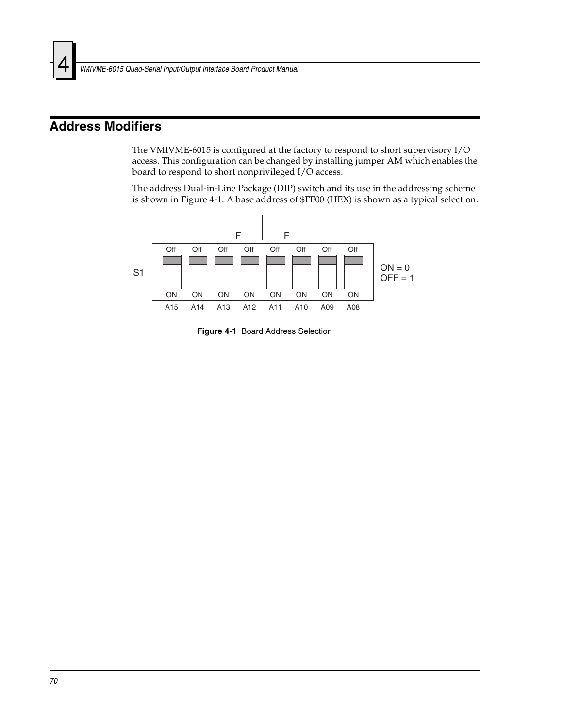## Address Modifiers

The VMIVME-6015 is configured at the factory to respond to short supervisory I/O access. This configuration can be changed by installing jumper AM which enables the board to respond to short nonprivileged I/O access.

The address Dual-in-Line Package (DIP) switch and its use in the addressing scheme is shown in Figure 4-1. A base address of $FF00 (HEX) is shown as a typical selection.

F F

S1

Off Off Off Off Off Off Off Off

ON ON ON ON ON ON ON ON

A15 A14 A13 A12 A11 A10 A09 A08

ON = 0
OFF = 1

**Figure 4-1** Board Address Selection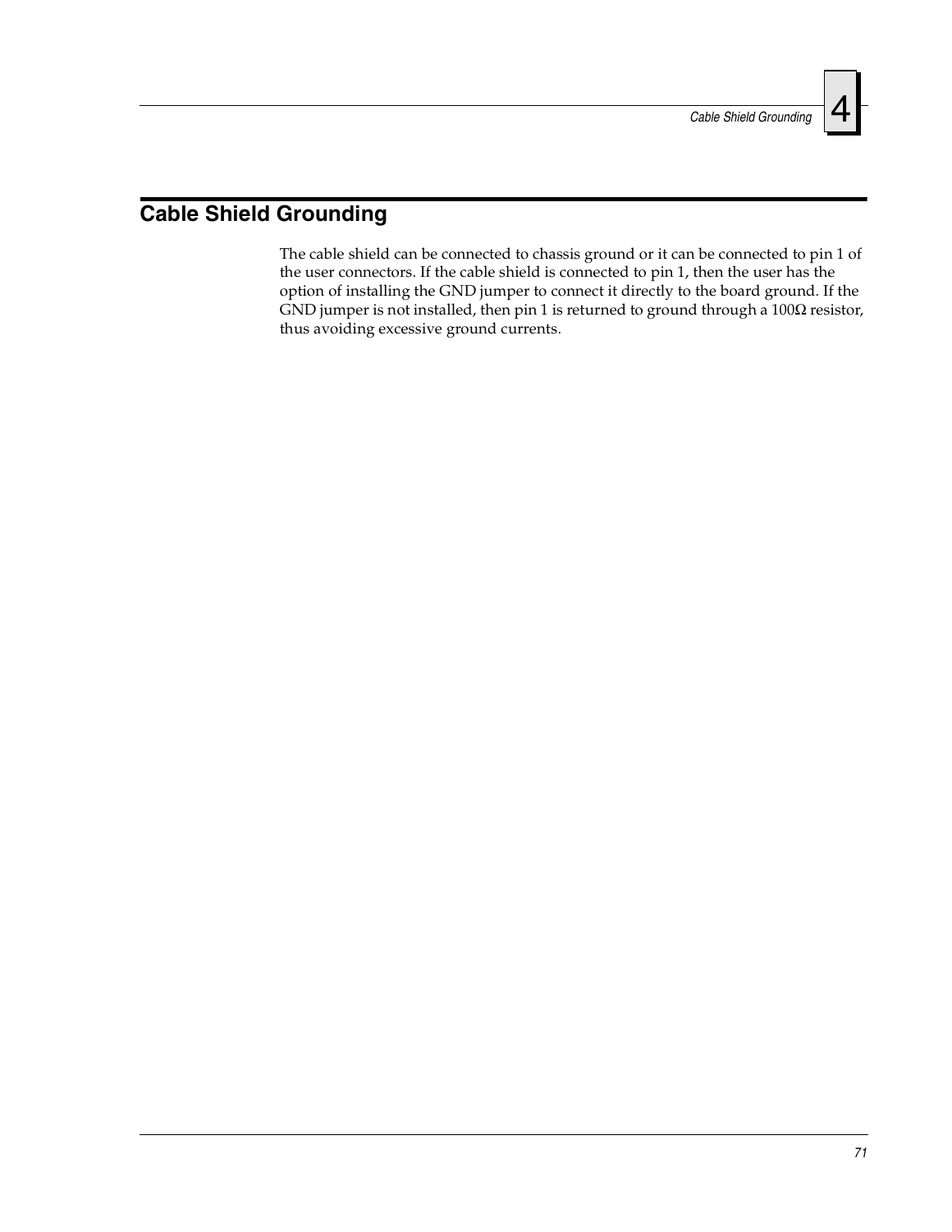## Cable Shield Grounding

The cable shield can be connected to chassis ground or it can be connected to pin 1 of the user connectors. If the cable shield is connected to pin 1, then the user has the option of installing the GND jumper to connect it directly to the board ground. If the GND jumper is not installed, then pin 1 is returned to ground through a 100Ω resistor, thus avoiding excessive ground currents.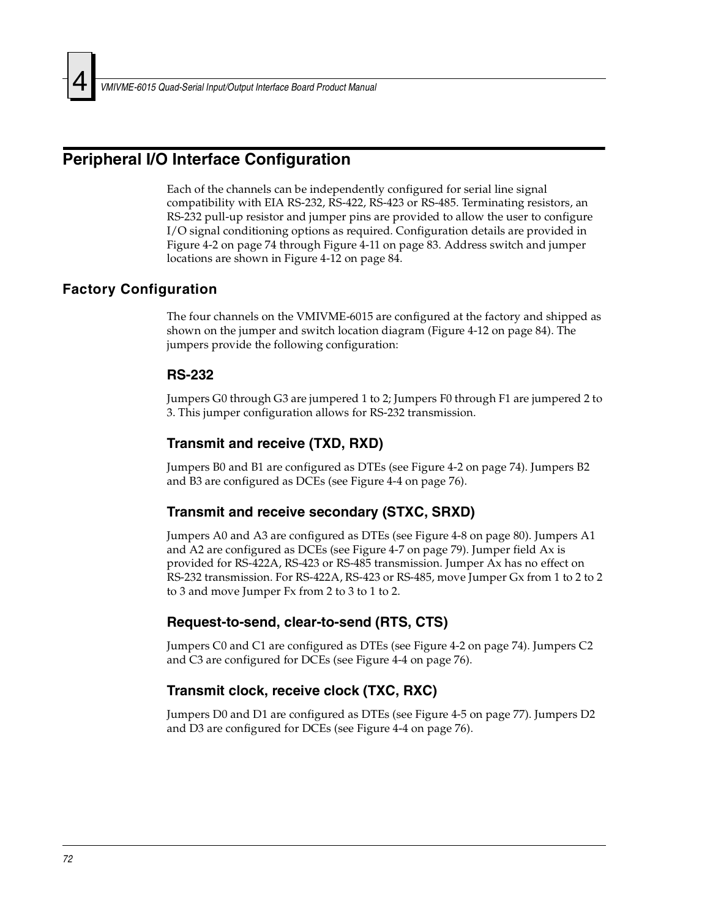# Peripheral I/O Interface Configuration

Each of the channels can be independently configured for serial line signal compatibility with EIA RS-232, RS-422, RS-423 or RS-485. Terminating resistors, an RS-232 pull-up resistor and jumper pins are provided to allow the user to configure I/O signal conditioning options as required. Configuration details are provided in Figure 4-2 on page 74 through Figure 4-11 on page 83. Address switch and jumper locations are shown in Figure 4-12 on page 84.

## Factory Configuration

The four channels on the VMIVME-6015 are configured at the factory and shipped as shown on the jumper and switch location diagram (Figure 4-12 on page 84). The jumpers provide the following configuration:

### RS-232

Jumpers G0 through G3 are jumpered 1 to 2; Jumpers F0 through F1 are jumpered 2 to 3. This jumper configuration allows for RS-232 transmission.

### Transmit and receive (TXD, RXD)

Jumpers B0 and B1 are configured as DTEs (see Figure 4-2 on page 74). Jumpers B2 and B3 are configured as DCEs (see Figure 4-4 on page 76).

### Transmit and receive secondary (STXC, SRXD)

Jumpers A0 and A3 are configured as DTEs (see Figure 4-8 on page 80). Jumpers A1 and A2 are configured as DCEs (see Figure 4-7 on page 79). Jumper field Ax is provided for RS-422A, RS-423 or RS-485 transmission. Jumper Ax has no effect on RS-232 transmission. For RS-422A, RS-423 or RS-485, move Jumper Gx from 1 to 2 to 2 to 3 and move Jumper Fx from 2 to 3 to 1 to 2.

### Request-to-send, clear-to-send (RTS, CTS)

Jumpers C0 and C1 are configured as DTEs (see Figure 4-2 on page 74). Jumpers C2 and C3 are configured for DCEs (see Figure 4-4 on page 76).

### Transmit clock, receive clock (TXC, RXC)

Jumpers D0 and D1 are configured as DTEs (see Figure 4-5 on page 77). Jumpers D2 and D3 are configured for DCEs (see Figure 4-4 on page 76).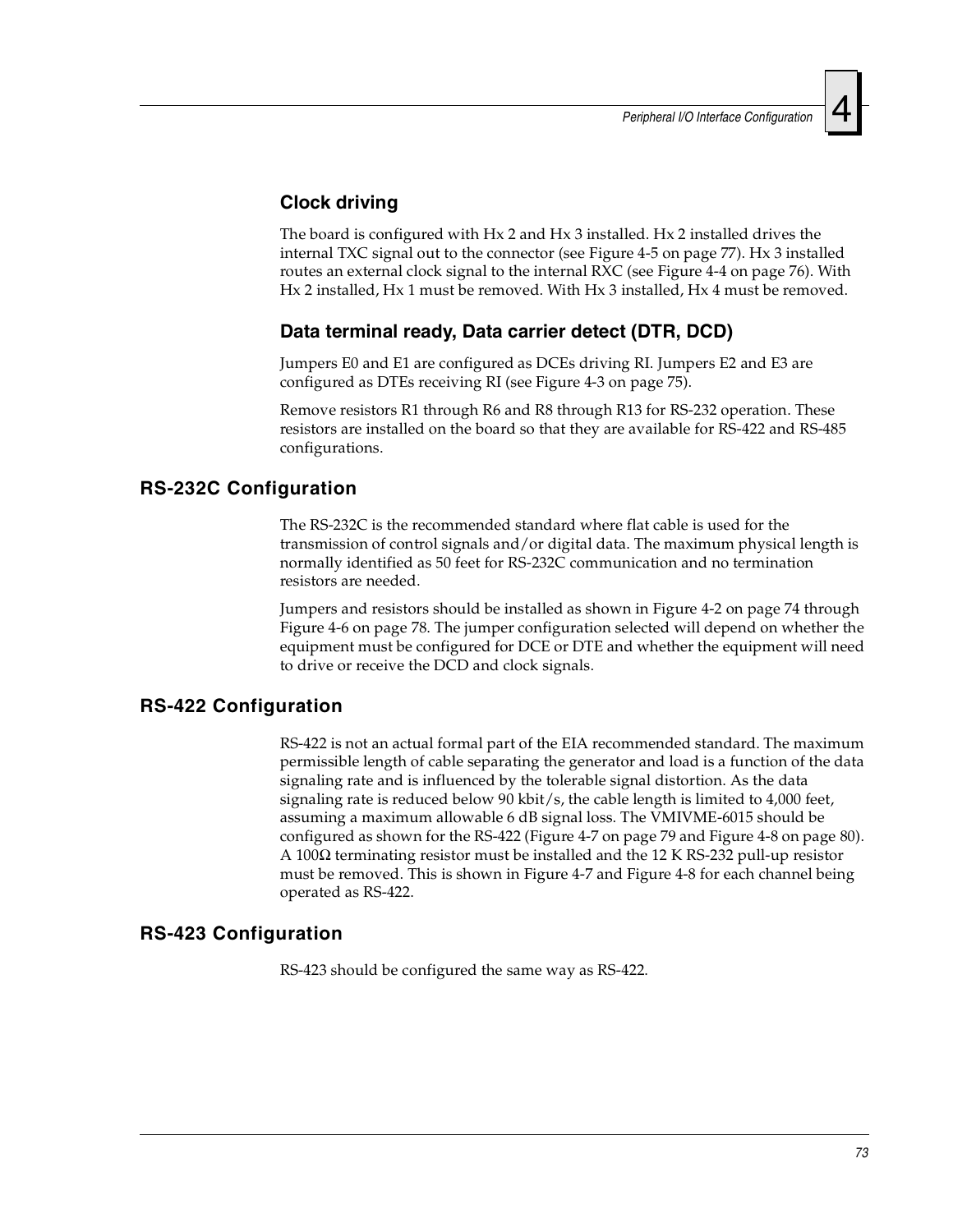### Clock driving

The board is configured with Hx 2 and Hx 3 installed. Hx 2 installed drives the internal TXC signal out to the connector (see Figure 4-5 on page 77). Hx 3 installed routes an external clock signal to the internal RXC (see Figure 4-4 on page 76). With Hx 2 installed, Hx 1 must be removed. With Hx 3 installed, Hx 4 must be removed.

### Data terminal ready, Data carrier detect (DTR, DCD)

Jumpers E0 and E1 are configured as DCEs driving RI. Jumpers E2 and E3 are configured as DTEs receiving RI (see Figure 4-3 on page 75).

Remove resistors R1 through R6 and R8 through R13 for RS-232 operation. These resistors are installed on the board so that they are available for RS-422 and RS-485 configurations.

## RS-232C Configuration

The RS-232C is the recommended standard where flat cable is used for the transmission of control signals and/or digital data. The maximum physical length is normally identified as 50 feet for RS-232C communication and no termination resistors are needed.

Jumpers and resistors should be installed as shown in Figure 4-2 on page 74 through Figure 4-6 on page 78. The jumper configuration selected will depend on whether the equipment must be configured for DCE or DTE and whether the equipment will need to drive or receive the DCD and clock signals.

## RS-422 Configuration

RS-422 is not an actual formal part of the EIA recommended standard. The maximum permissible length of cable separating the generator and load is a function of the data signaling rate and is influenced by the tolerable signal distortion. As the data signaling rate is reduced below 90 kbit/s, the cable length is limited to 4,000 feet, assuming a maximum allowable 6 dB signal loss. The VMIVME-6015 should be configured as shown for the RS-422 (Figure 4-7 on page 79 and Figure 4-8 on page 80). A 100Ω terminating resistor must be installed and the 12 K RS-232 pull-up resistor must be removed. This is shown in Figure 4-7 and Figure 4-8 for each channel being operated as RS-422.

## RS-423 Configuration

RS-423 should be configured the same way as RS-422.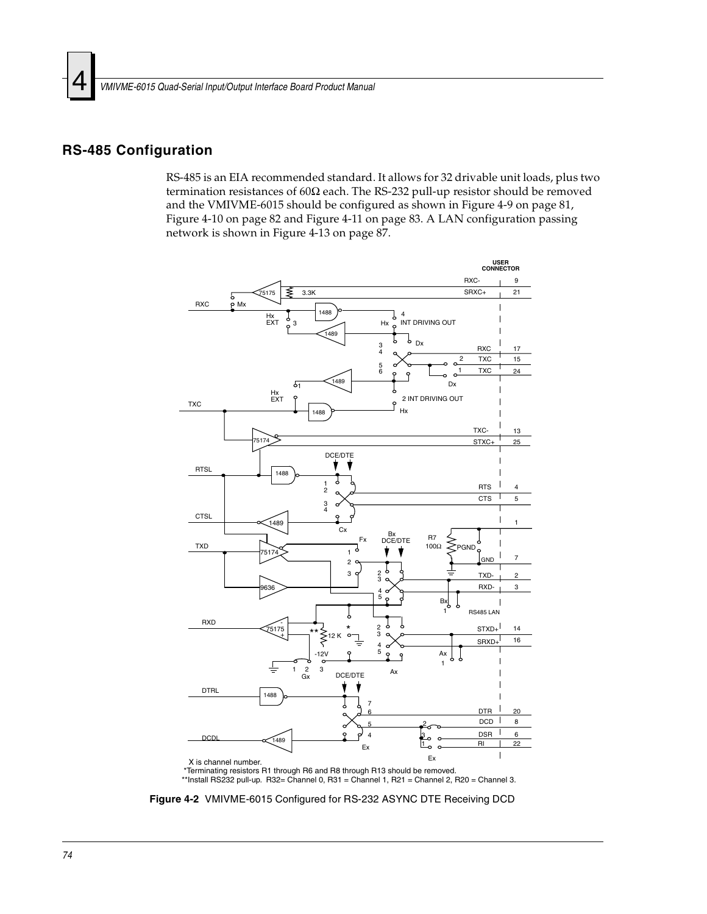## RS-485 Configuration

RS-485 is an EIA recommended standard. It allows for 32 drivable unit loads, plus two termination resistances of 60Ω each. The RS-232 pull-up resistor should be removed and the VMIVME-6015 should be configured as shown in Figure 4-9 on page 81, Figure 4-10 on page 82 and Figure 4-11 on page 83. A LAN configuration passing network is shown in Figure 4-13 on page 87.

USER CONNECTOR

RXC- 9
SRXC+ 21
RXC 17
TXC 15
TXC 24
TXC- 13
STXC+ 25
RTS 4
CTS 5
1
GND 7
TXD- 2
RXD- 3
STXD+ 14
SRXD+ 16
DTR 20
DCD 8
DSR 6
RI 22

RXC, TXC, RTSL, CTSL, TXD, RXD, DTRL, DCDL

75175, 1488, 1489, 75174, 9636, 3.3K, 12 K, -12V, R7 100Ω, PGND, RS485 LAN

Mx, Hx EXT, Hx INT DRIVING OUT, Dx, DCE/DTE, Cx, Fx, Bx DCE/DTE, Bx, Ax, Gx, Ex

X is channel number.
*Terminating resistors R1 through R6 and R8 through R13 should be removed.
**Install RS232 pull-up. R32= Channel 0, R31 = Channel 1, R21 = Channel 2, R20 = Channel 3.

**Figure 4-2** VMIVME-6015 Configured for RS-232 ASYNC DTE Receiving DCD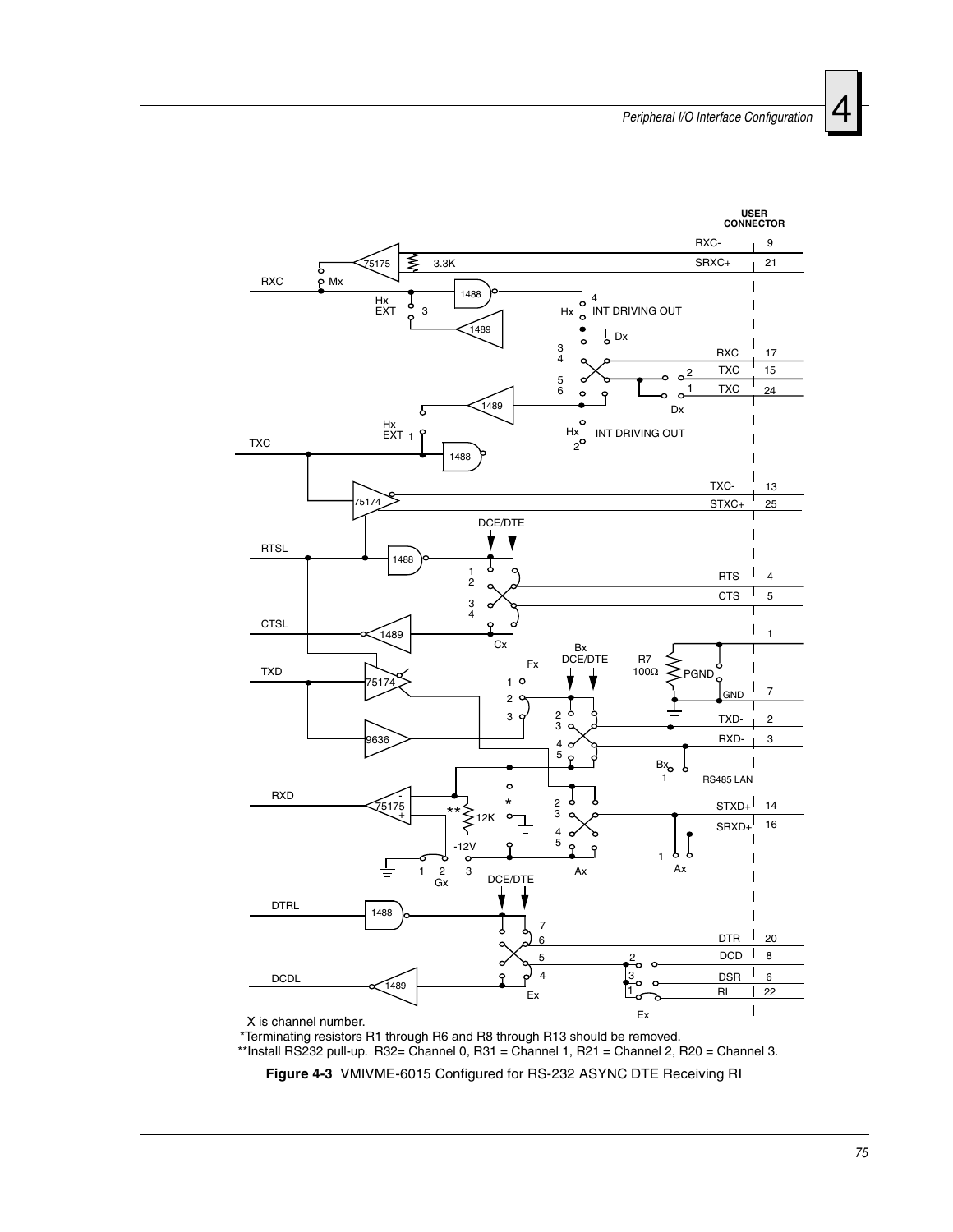USER
CONNECTOR

RXC- 9
SRXC+ 21
75175
3.3K
RXC
Mx
1488
Hx
EXT 3
4
Hx INT DRIVING OUT
1489
Dx
3
4
RXC 17
TXC 15
TXC 24
5
6
2
1
Dx
1489
Hx
EXT 1
Hx INT DRIVING OUT
2
TXC
1488
75174
TXC- 13
STXC+ 25
DCE/DTE
RTSL
1488
1
2
RTS 4
CTS 5
3
4
CTSL
1489
Cx
1
Bx
DCE/DTE
R7
100Ω
Fx
PGND
TXD
75174
1
2
GND 7
3
2
3
TXD- 2
RXD- 3
9636
4
5
Bx
1
RS485 LAN
RXD
75175
**
12K
*
2
3
STXD+ 14
SRXD+ 16
4
5
-12V
1
Ax
1 2
Gx
3
Ax
DCE/DTE
DTRL
1488
7
6
DTR 20
DCD 8
5
2
DCDL
1489
4
3
DSR 6
RI 22
Ex
1
Ex

X is channel number.

*Terminating resistors R1 through R6 and R8 through R13 should be removed.

**Install RS232 pull-up. R32= Channel 0, R31 = Channel 1, R21 = Channel 2, R20 = Channel 3.

**Figure 4-3** VMIVME-6015 Configured for RS-232 ASYNC DTE Receiving RI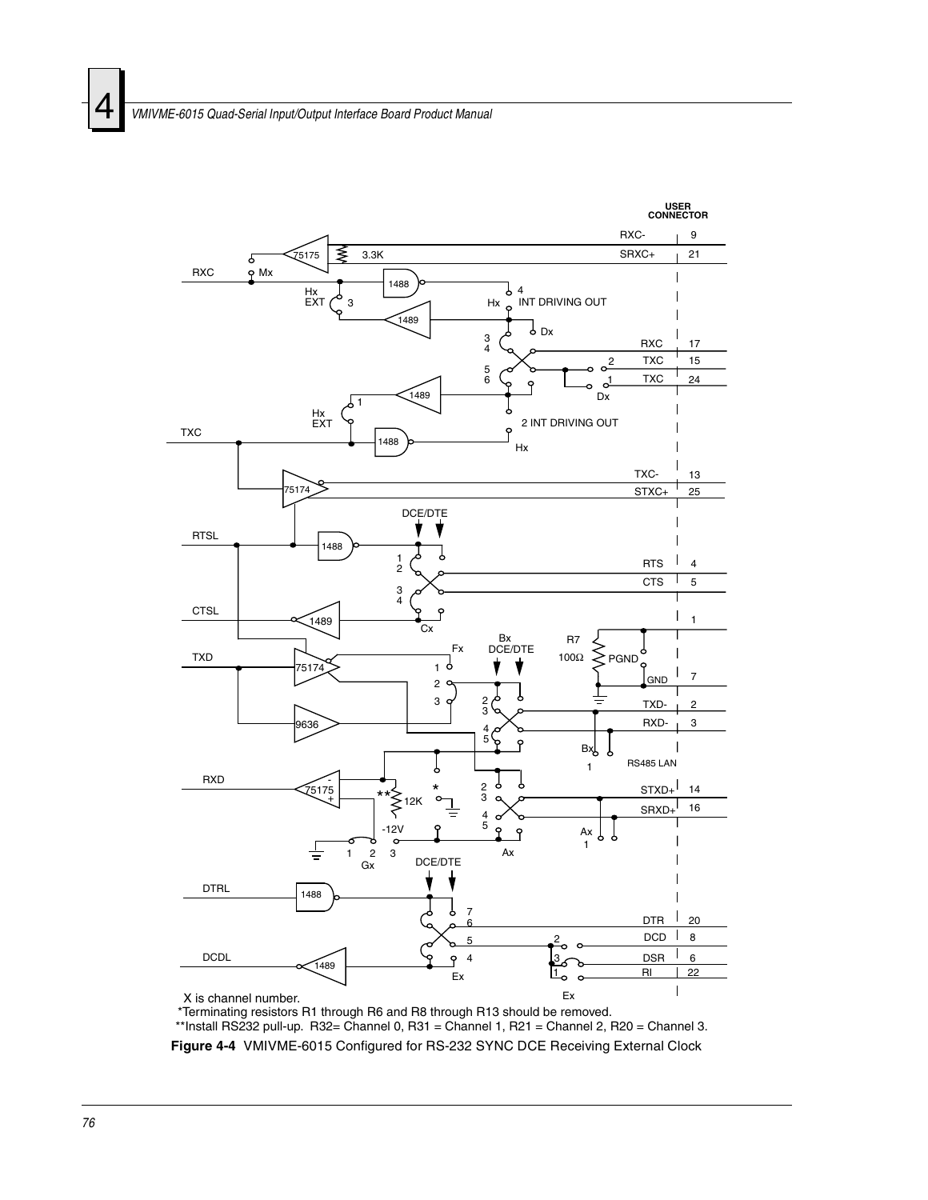USER CONNECTOR

RXC- 9

SRXC+ 21

75175

3.3K

RXC

Mx

1488

Hx EXT 3

4 INT DRIVING OUT

Hx

1489

Dx

3 4

RXC 17

5 6

2 TXC 15

1 TXC 24

Dx

1489

1

Hx EXT

2 INT DRIVING OUT

TXC

1488

Hx

TXC- 13

75174

STXC+ 25

DCE/DTE

RTSL

1488

1 2

RTS 4

CTS 5

3 4

CTSL

1489

Cx

1

Bx DCE/DTE

R7

TXD

Fx

100Ω

PGND

75174

1

GND 7

2

2 3

TXD- 2

3

9636

4 5

RXD- 3

Bx

1

RS485 LAN

RXD

75175

**

*

12K

2 3

STXD+ 14

4 5

SRXD+ 16

-12V

Ax 1

1 2 3

Ax

Gx

DCE/DTE

DTRL

1488

7 6

DTR 20

5

2

DCD 8

DCDL

1489

4

3

DSR 6

1

RI 22

Ex

Ex

X is channel number.

*Terminating resistors R1 through R6 and R8 through R13 should be removed.

**Install RS232 pull-up. R32= Channel 0, R31 = Channel 1, R21 = Channel 2, R20 = Channel 3.

**Figure 4-4** VMIVME-6015 Configured for RS-232 SYNC DCE Receiving External Clock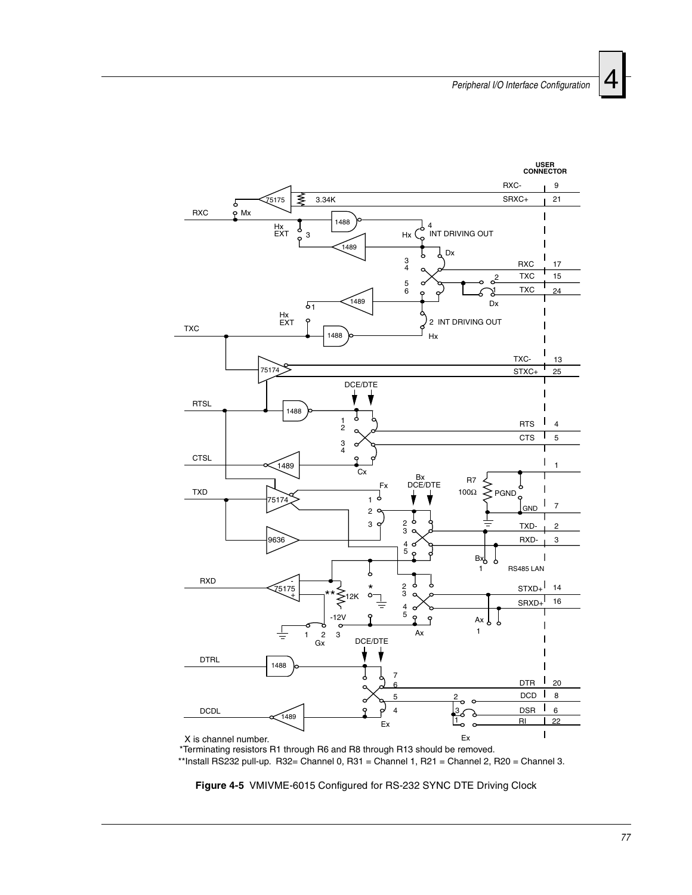X is channel number.

*Terminating resistors R1 through R6 and R8 through R13 should be removed.

**Install RS232 pull-up. R32= Channel 0, R31 = Channel 1, R21 = Channel 2, R20 = Channel 3.

**Figure 4-5** VMIVME-6015 Configured for RS-232 SYNC DTE Driving Clock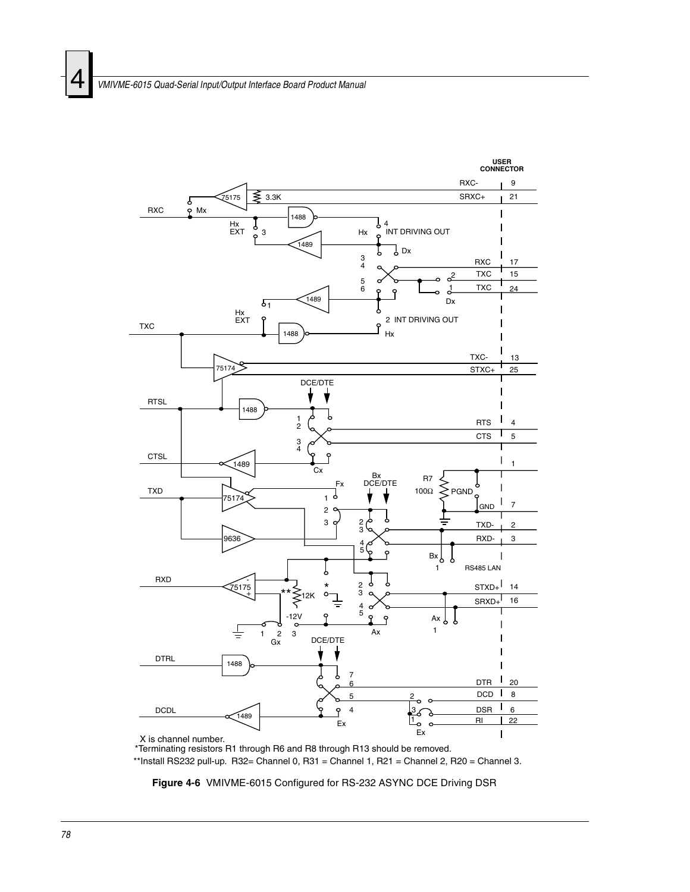USER CONNECTOR

RXC-  9

SRXC+  21

RXC  Mx  75175  3.3K

Hx EXT  3  1488  4  Hx  INT DRIVING OUT

1489  Dx

3 4 5 6

RXC  17

2  TXC  15

1  TXC  24

Dx

1489  1

Hx EXT

TXC  1488  2  INT DRIVING OUT  Hx

75174  TXC-  13

STXC+  25

DCE/DTE

RTSL  1488  1 2 3 4

RTS  4

CTS  5

CTSL  1489  Cx

1

Fx  Bx DCE/DTE  R7 100Ω  PGND

TXD  75174  1 2 3  2 3 4 5

GND  7

TXD-  2

RXD-  3

9636

Bx 1  RS485 LAN

RXD  75175  ** 12K  *  2 3 4 5

STXD+  14

SRXD+  16

-12V  Ax  Ax 1

1 2 3 Gx

DCE/DTE

DTRL  1488  7 6 5 4

DTR  20

2  DCD  8

3  DSR  6

1  RI  22

DCDL  1489  Ex  Ex

X is channel number.

*Terminating resistors R1 through R6 and R8 through R13 should be removed.

**Install RS232 pull-up. R32= Channel 0, R31 = Channel 1, R21 = Channel 2, R20 = Channel 3.

**Figure 4-6** VMIVME-6015 Configured for RS-232 ASYNC DCE Driving DSR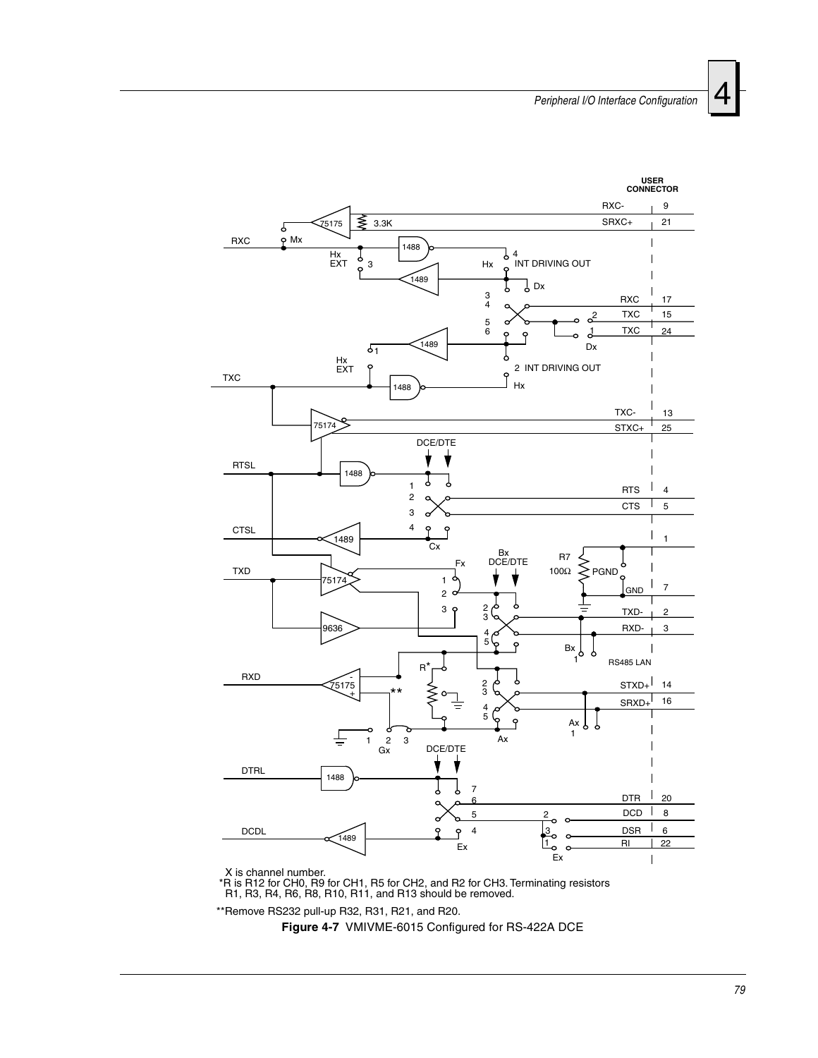X is channel number.

*R is R12 for CH0, R9 for CH1, R5 for CH2, and R2 for CH3. Terminating resistors R1, R3, R4, R6, R8, R10, R11, and R13 should be removed.

**Remove RS232 pull-up R32, R31, R21, and R20.

**Figure 4-7** VMIVME-6015 Configured for RS-422A DCE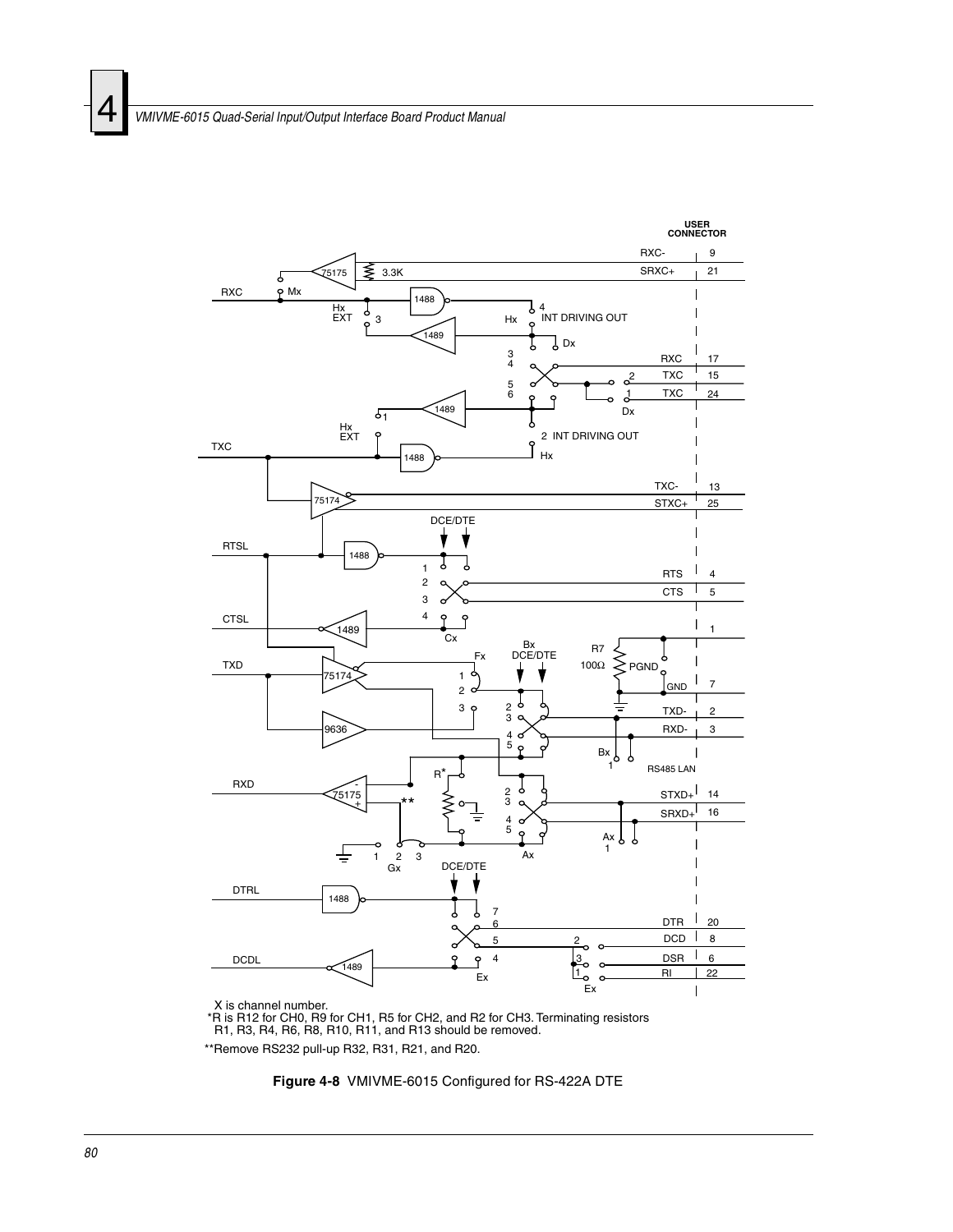USER CONNECTOR

RXC-
SRXC+
RXC
TXC
TXC
TXC-
STXC+
RTS
CTS
TXD-
RXD-
STXD+
SRXD+
DTR
DCD
DSR
RI

9
21
17
15
24
13
25
4
5
1
7
2
3
14
16
20
8
6
22

RXC
TXC
RTSL
CTSL
TXD
RXD
DTRL
DCDL

75175
3.3K
Mx
Hx EXT
1488
1489
INT DRIVING OUT
Dx
Hx
75174
DCE/DTE
Cx
Fx
Bx DCE/DTE
R7 100Ω
PGND
GND
9636
R*
**
Gx
Ax
RS485 LAN
Ex

X is channel number.

*R is R12 for CH0, R9 for CH1, R5 for CH2, and R2 for CH3. Terminating resistors R1, R3, R4, R6, R8, R10, R11, and R13 should be removed.

**Remove RS232 pull-up R32, R31, R21, and R20.

**Figure 4-8** VMIVME-6015 Configured for RS-422A DTE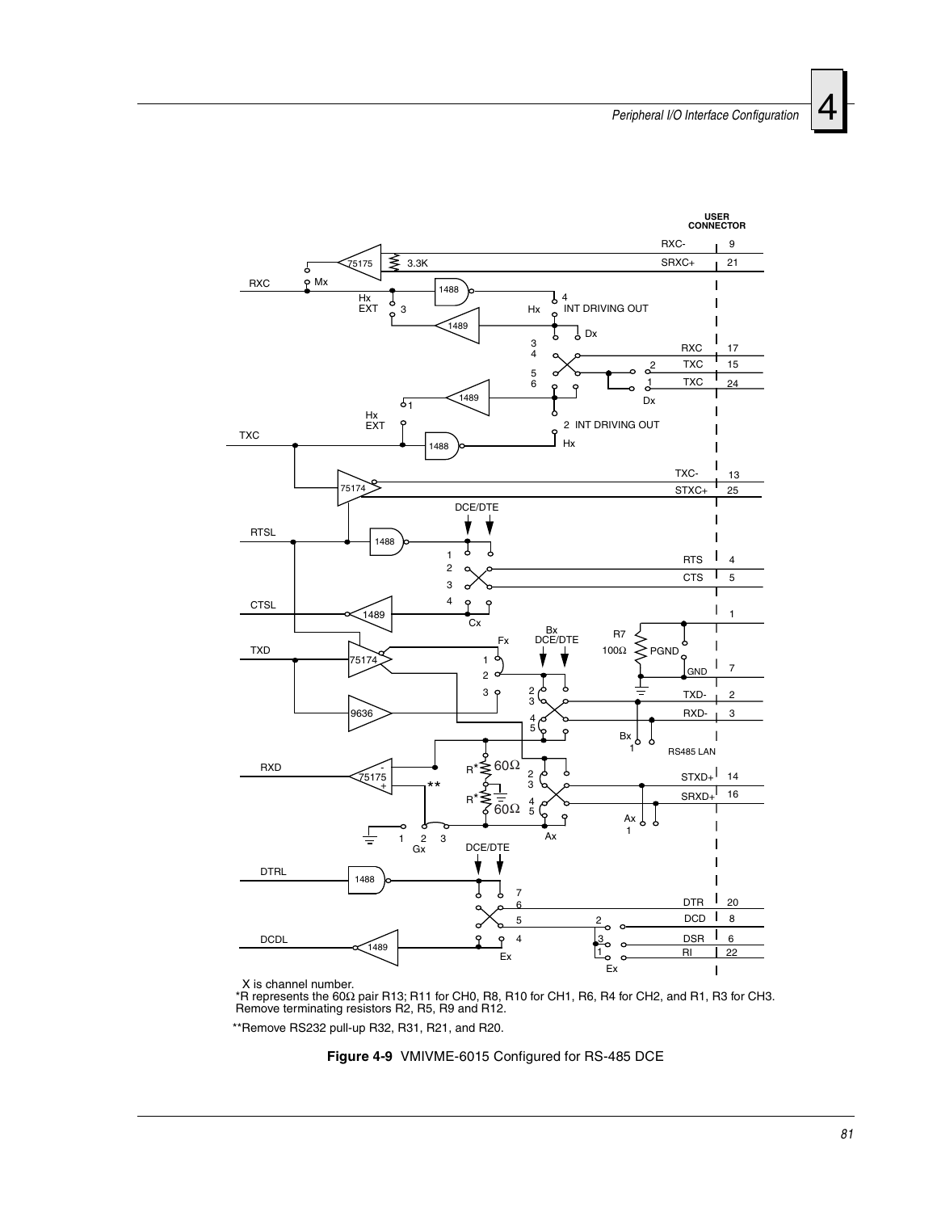USER CONNECTOR

RXC- 9
SRXC+ 21
75175
3.3K
RXC
Mx
1488
Hx EXT 3
Hx
4 INT DRIVING OUT
1489
Dx
3
4
5
6
RXC 17
TXC 15
TXC 24
2
1
Dx
1489
1
Hx EXT
2 INT DRIVING OUT
TXC
1488
Hx
75174
TXC- 13
STXC+ 25
DCE/DTE
RTSL
1488
1
2
3
4
RTS 4
CTS 5
CTSL
1489
Cx
1
R7
100Ω
PGND
GND 7
TXD
75174
Fx
Bx DCE/DTE
1
2
3
2
3
4
5
TXD- 2
RXD- 3
9636
Bx
1
RS485 LAN
RXD
75175
R* 60Ω
R* 60Ω
**
2
3
4
5
STXD+ 14
SRXD+ 16
Ax
1
1 2 3
Gx
Ax
DCE/DTE
DTRL
1488
7
6
5
4
DTR 20
DCD 8
DSR 6
RI 22
2
3
1
DCDL
1489
Ex
Ex

X is channel number.
*R represents the 60Ω pair R13; R11 for CH0, R8, R10 for CH1, R6, R4 for CH2, and R1, R3 for CH3. Remove terminating resistors R2, R5, R9 and R12.

**Remove RS232 pull-up R32, R31, R21, and R20.

**Figure 4-9** VMIVME-6015 Configured for RS-485 DCE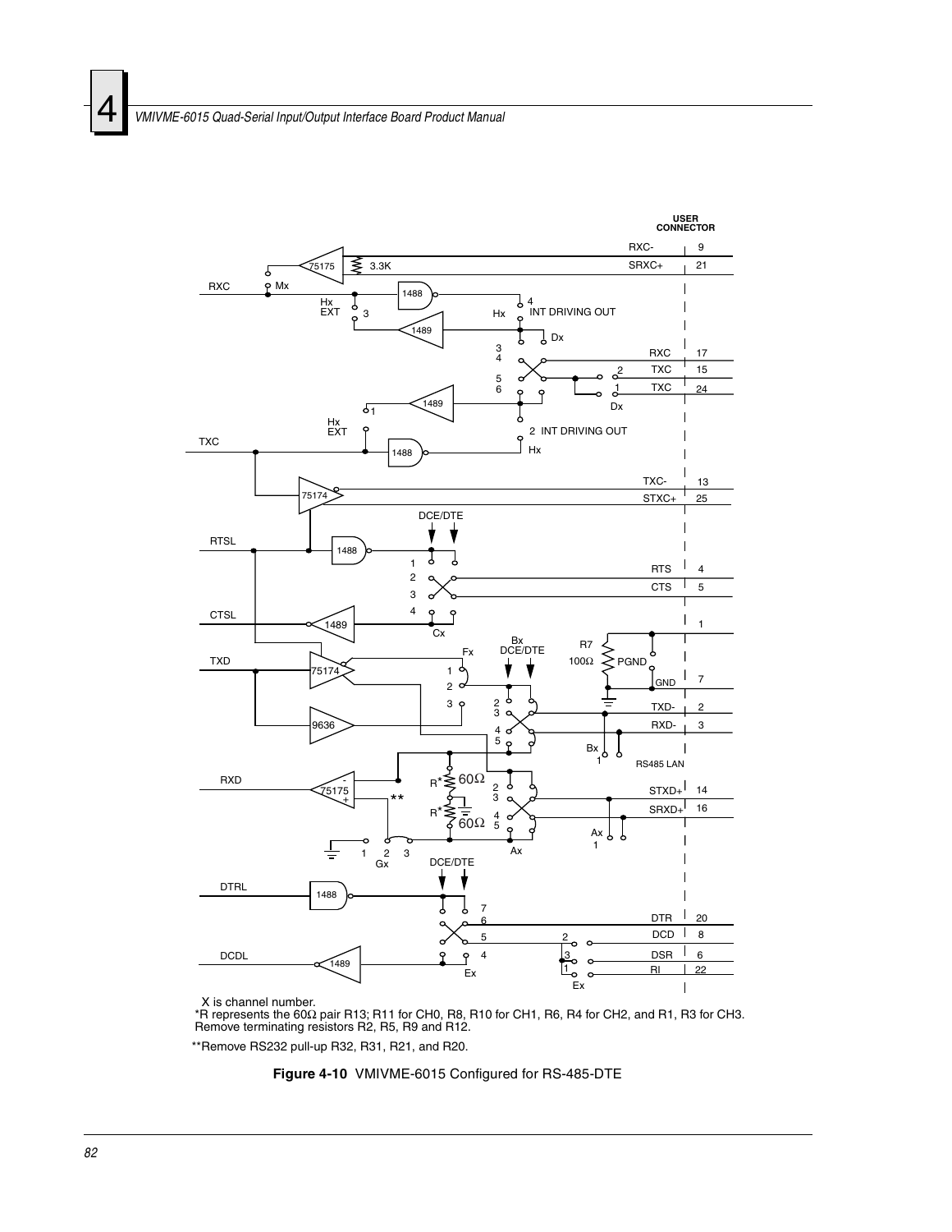X is channel number.
*R represents the 60Ω pair R13; R11 for CH0, R8, R10 for CH1, R6, R4 for CH2, and R1, R3 for CH3.
Remove terminating resistors R2, R5, R9 and R12.

**Remove RS232 pull-up R32, R31, R21, and R20.

**Figure 4-10** VMIVME-6015 Configured for RS-485-DTE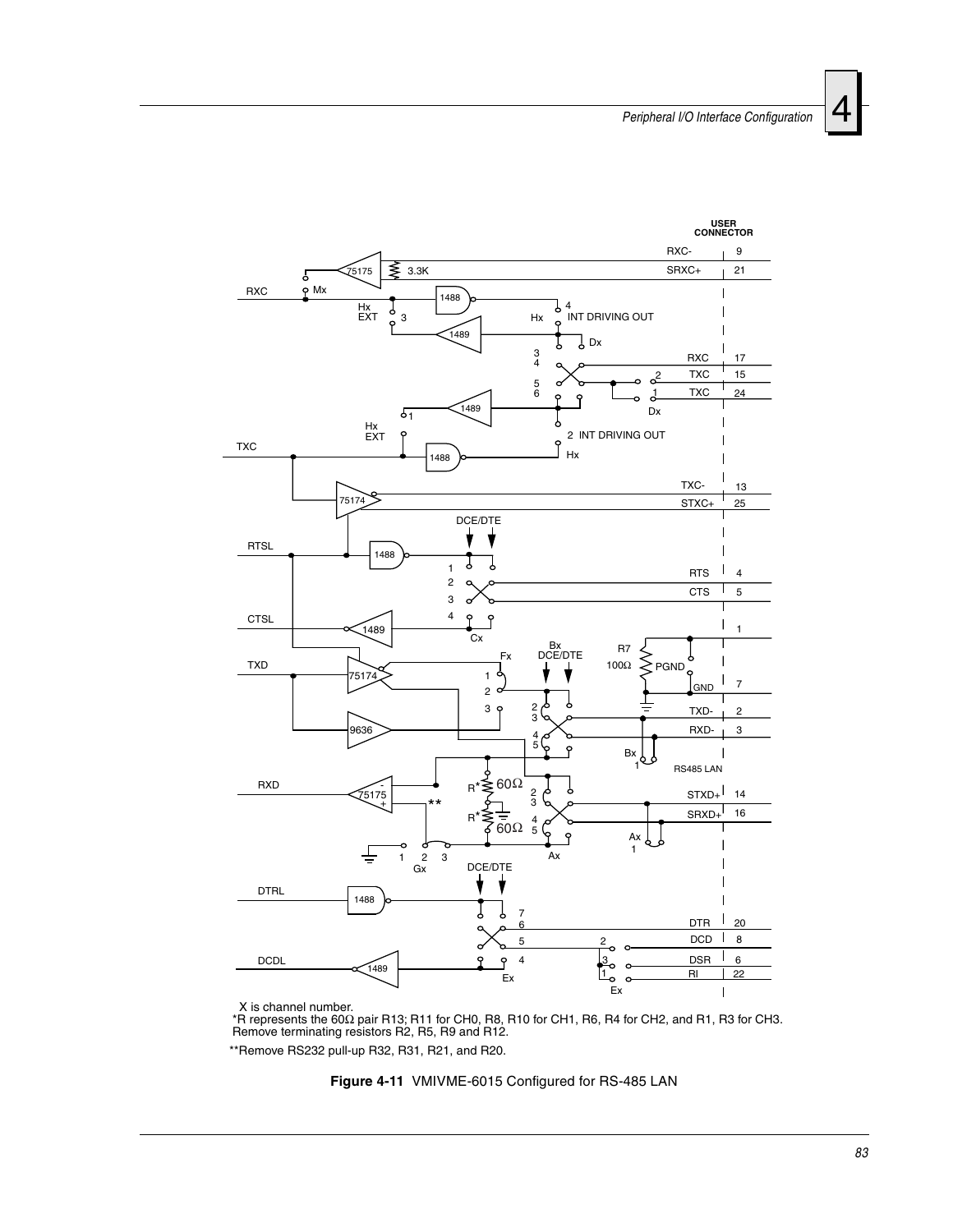X is channel number.
*R represents the 60Ω pair R13; R11 for CH0, R8, R10 for CH1, R6, R4 for CH2, and R1, R3 for CH3.
Remove terminating resistors R2, R5, R9 and R12.

**Remove RS232 pull-up R32, R31, R21, and R20.

**Figure 4-11** VMIVME-6015 Configured for RS-485 LAN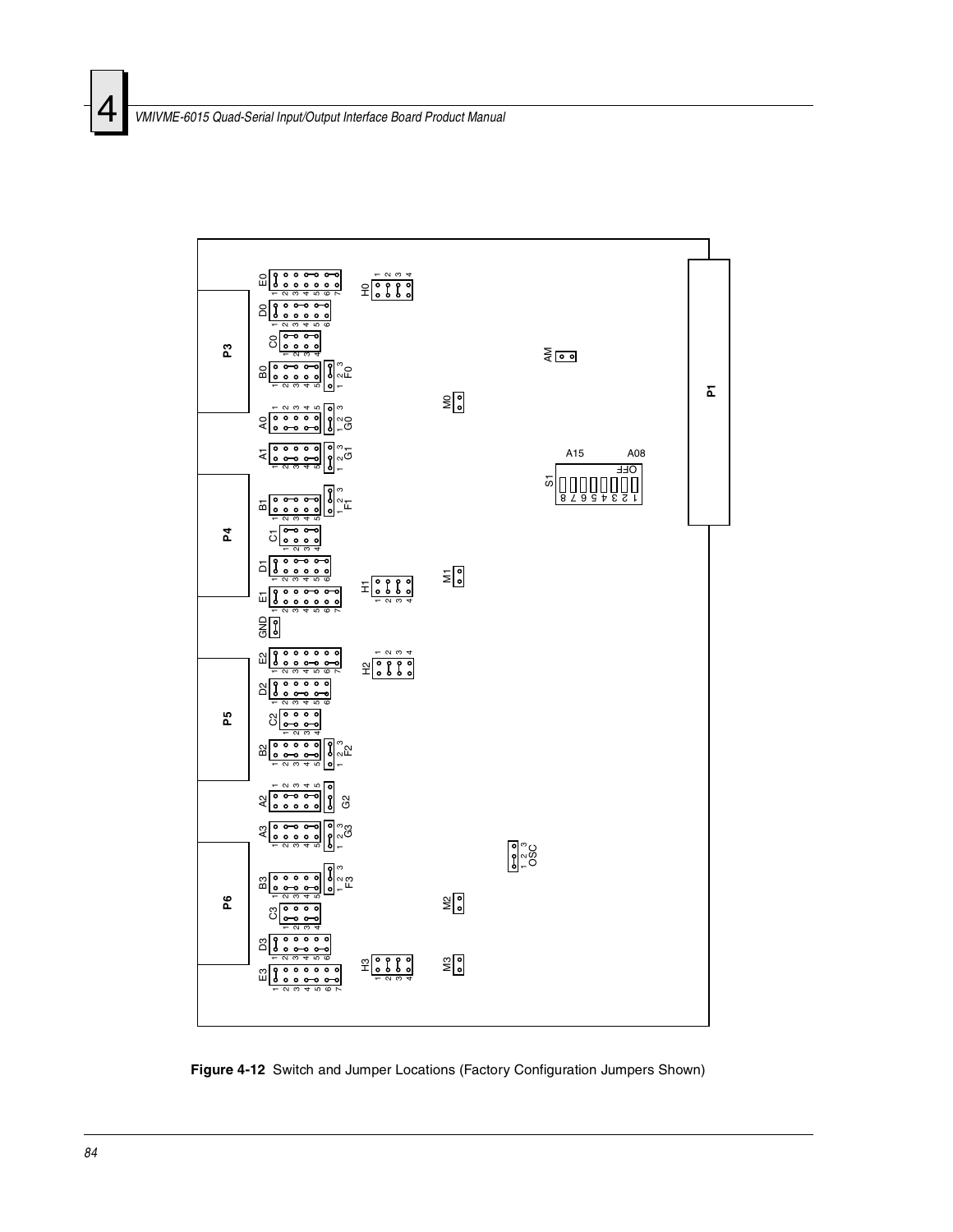P3

P4

P5

P6

P1

E0

H0

D0

C0

AM

B0

F0

A0

G0

M0

A1

G1

A15

A08

OFF

S1

B1

F1

C1

D1

M1

H1

E1

GND

E2

H2

D2

C2

B2

F2

A2

G2

A3

G3

OSC

B3

F3

C3

M2

D3

H3

M3

E3

**Figure 4-12** Switch and Jumper Locations (Factory Configuration Jumpers Shown)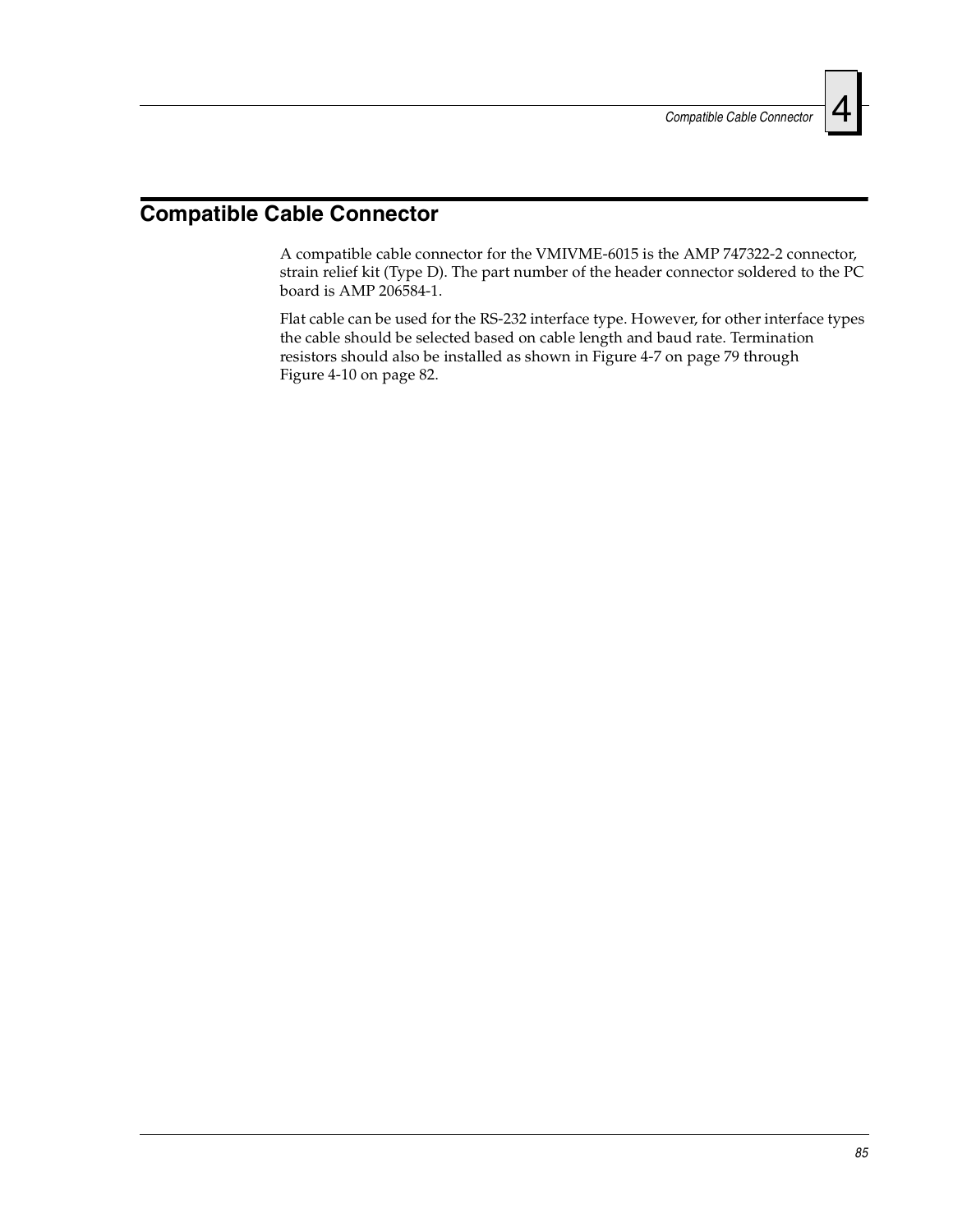## Compatible Cable Connector

A compatible cable connector for the VMIVME-6015 is the AMP 747322-2 connector, strain relief kit (Type D). The part number of the header connector soldered to the PC board is AMP 206584-1.

Flat cable can be used for the RS-232 interface type. However, for other interface types the cable should be selected based on cable length and baud rate. Termination resistors should also be installed as shown in Figure 4-7 on page 79 through Figure 4-10 on page 82.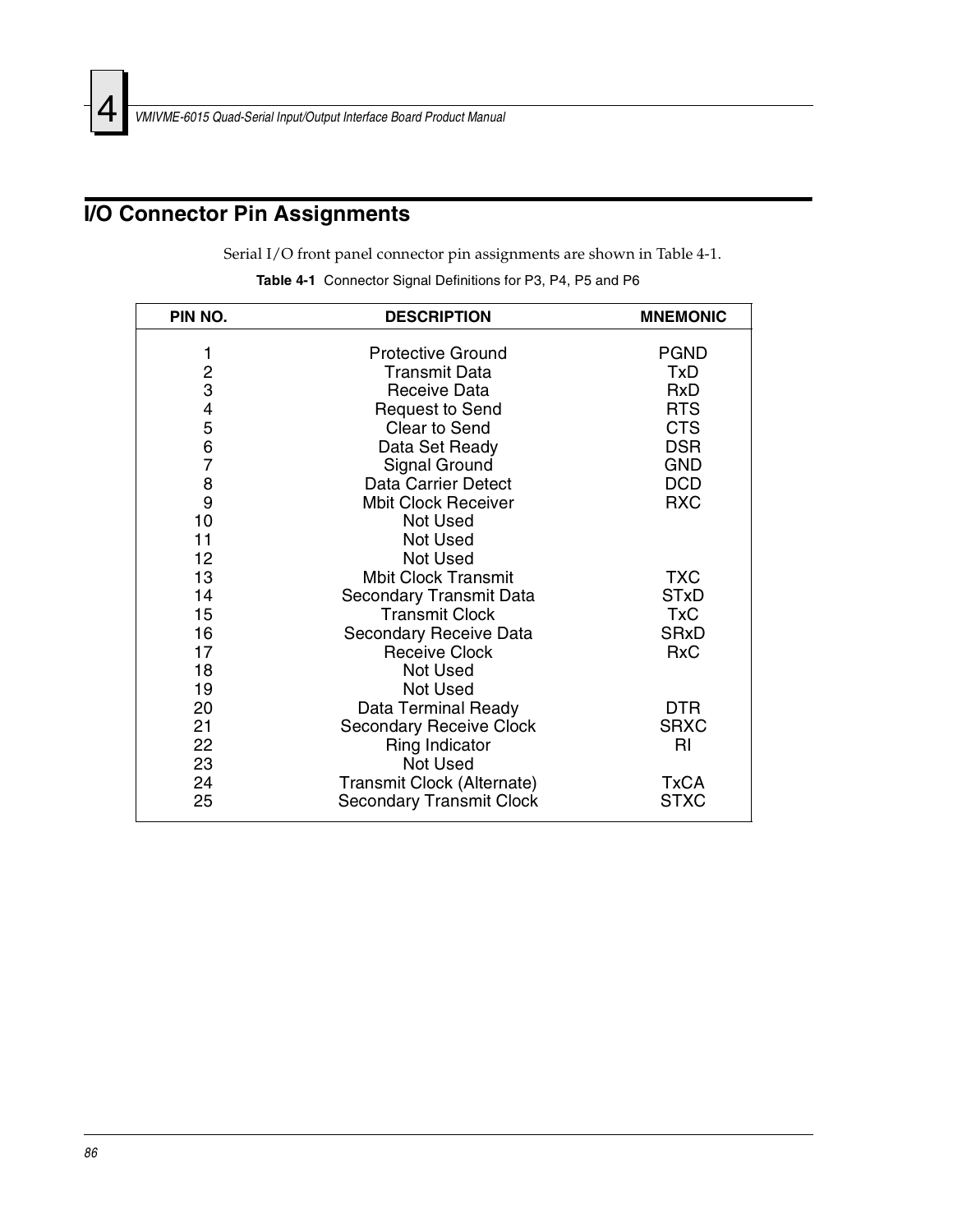## I/O Connector Pin Assignments

Serial I/O front panel connector pin assignments are shown in Table 4-1.

**Table 4-1** Connector Signal Definitions for P3, P4, P5 and P6

| PIN NO. | DESCRIPTION | MNEMONIC |
|---|---|---|
| 1 | Protective Ground | PGND |
| 2 | Transmit Data | TxD |
| 3 | Receive Data | RxD |
| 4 | Request to Send | RTS |
| 5 | Clear to Send | CTS |
| 6 | Data Set Ready | DSR |
| 7 | Signal Ground | GND |
| 8 | Data Carrier Detect | DCD |
| 9 | Mbit Clock Receiver | RXC |
| 10 | Not Used | |
| 11 | Not Used | |
| 12 | Not Used | |
| 13 | Mbit Clock Transmit | TXC |
| 14 | Secondary Transmit Data | STxD |
| 15 | Transmit Clock | TxC |
| 16 | Secondary Receive Data | SRxD |
| 17 | Receive Clock | RxC |
| 18 | Not Used | |
| 19 | Not Used | |
| 20 | Data Terminal Ready | DTR |
| 21 | Secondary Receive Clock | SRXC |
| 22 | Ring Indicator | RI |
| 23 | Not Used | |
| 24 | Transmit Clock (Alternate) | TxCA |
| 25 | Secondary Transmit Clock | STXC |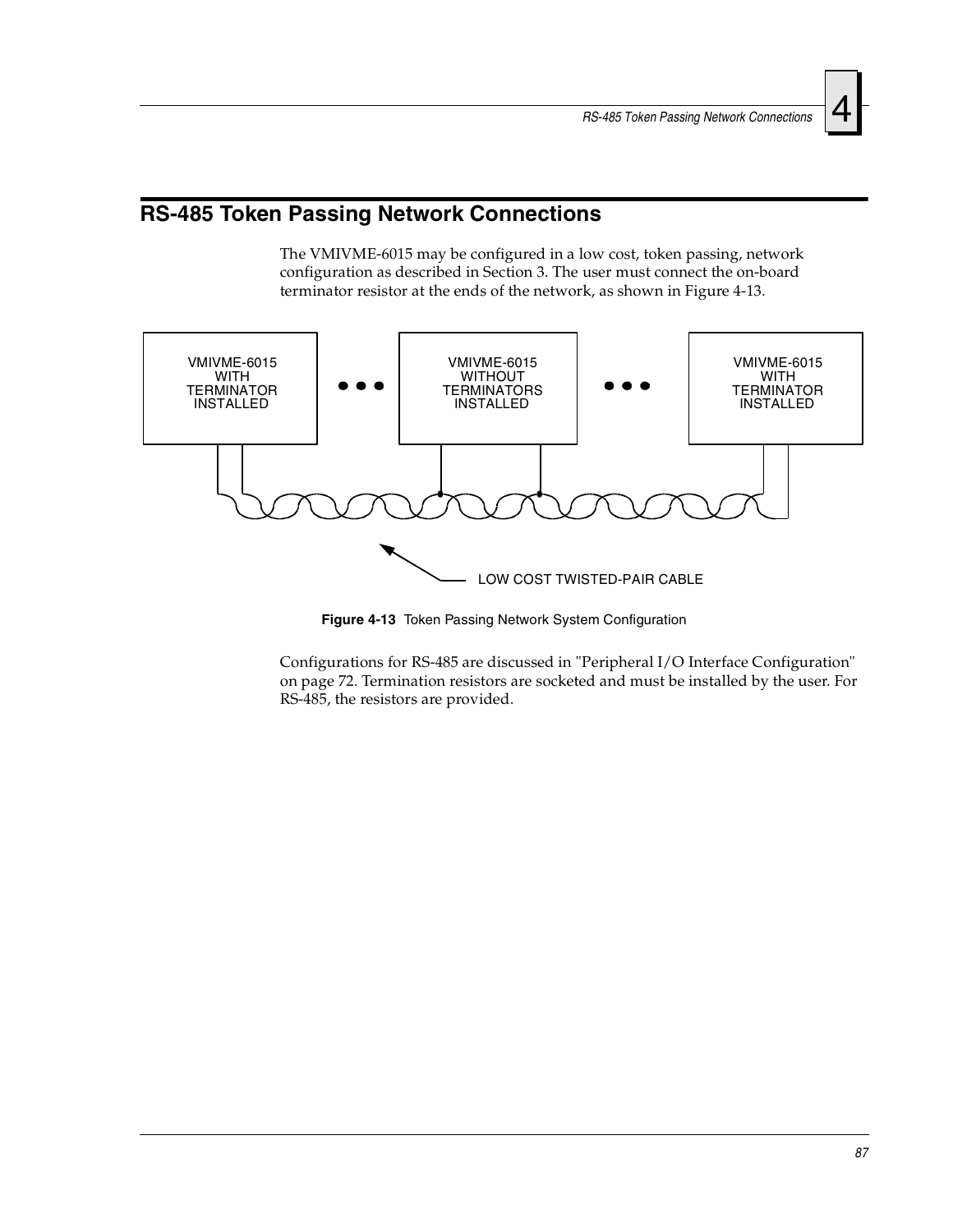## RS-485 Token Passing Network Connections

The VMIVME-6015 may be configured in a low cost, token passing, network configuration as described in Section 3. The user must connect the on-board terminator resistor at the ends of the network, as shown in Figure 4-13.

VMIVME-6015 WITH TERMINATOR INSTALLED

VMIVME-6015 WITHOUT TERMINATORS INSTALLED

VMIVME-6015 WITH TERMINATOR INSTALLED

LOW COST TWISTED-PAIR CABLE

**Figure 4-13** Token Passing Network System Configuration

Configurations for RS-485 are discussed in "Peripheral I/O Interface Configuration" on page 72. Termination resistors are socketed and must be installed by the user. For RS-485, the resistors are provided.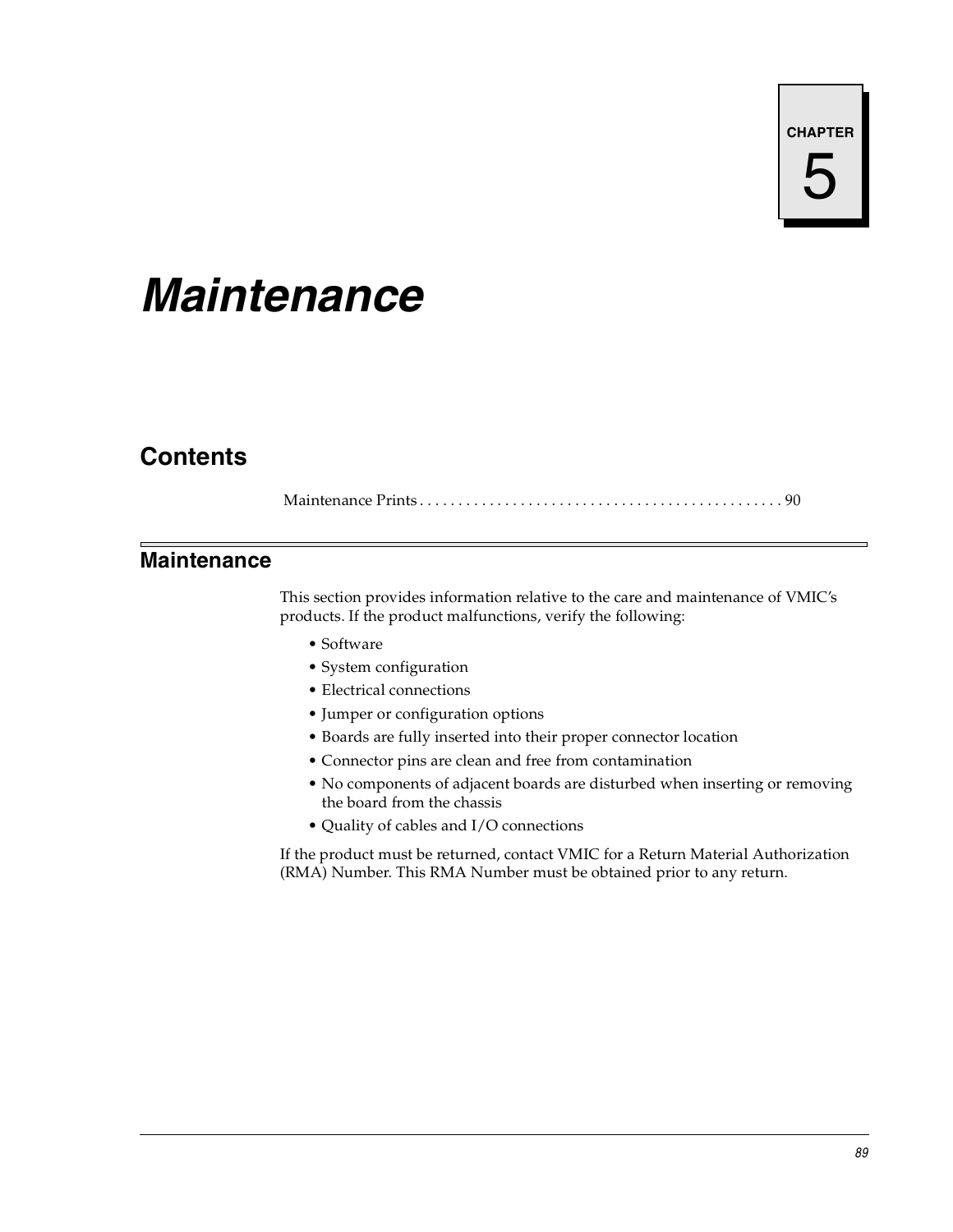CHAPTER 5

# Maintenance

## Contents

Maintenance Prints . . . . . . . . . . . . . . . . . . . . . . . . . . . . . . . . . . . . . . . . . . . . . . . 90

## Maintenance

This section provides information relative to the care and maintenance of VMIC's products. If the product malfunctions, verify the following:

- Software
- System configuration
- Electrical connections
- Jumper or configuration options
- Boards are fully inserted into their proper connector location
- Connector pins are clean and free from contamination
- No components of adjacent boards are disturbed when inserting or removing the board from the chassis
- Quality of cables and I/O connections

If the product must be returned, contact VMIC for a Return Material Authorization (RMA) Number. This RMA Number must be obtained prior to any return.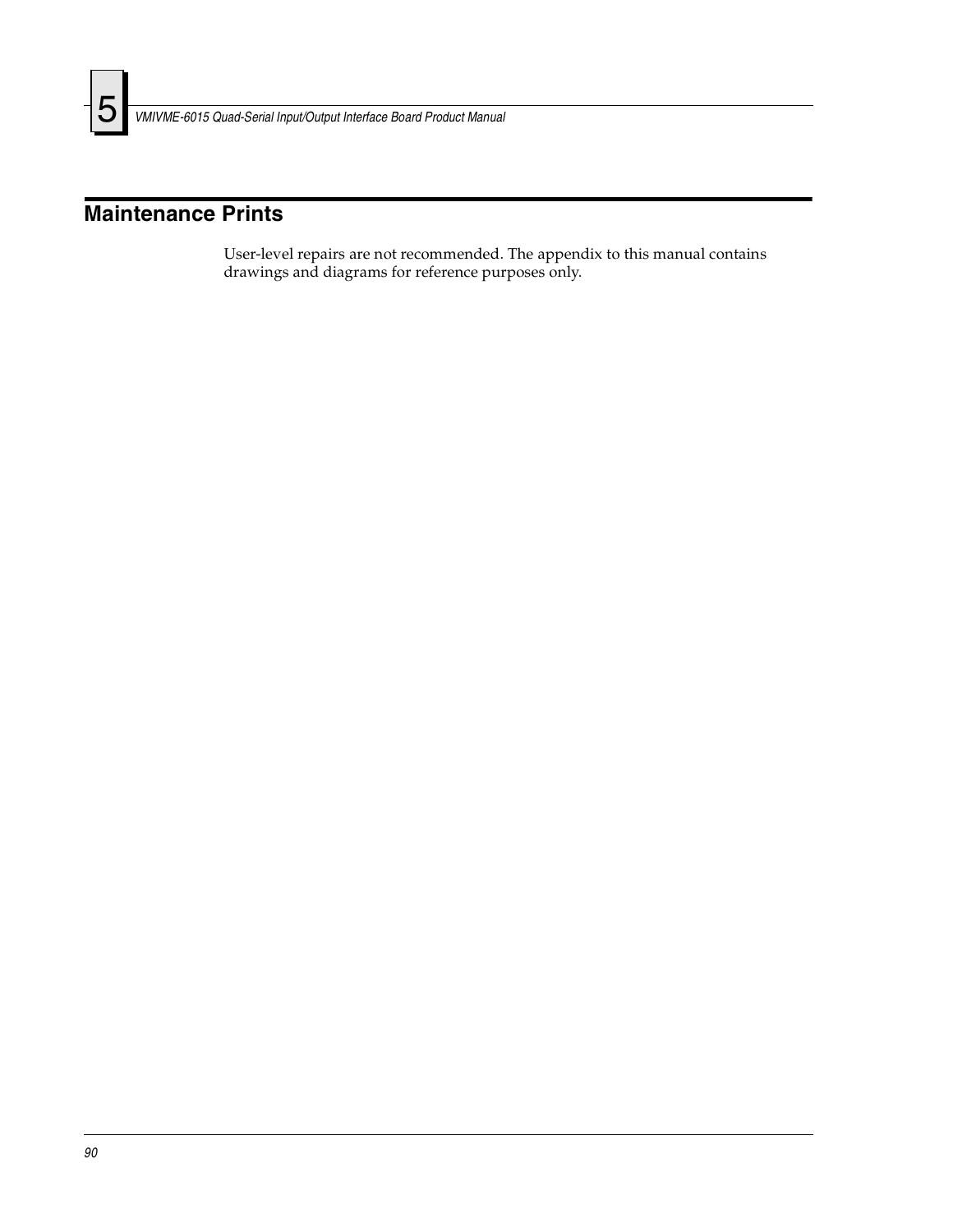## Maintenance Prints

User-level repairs are not recommended. The appendix to this manual contains drawings and diagrams for reference purposes only.